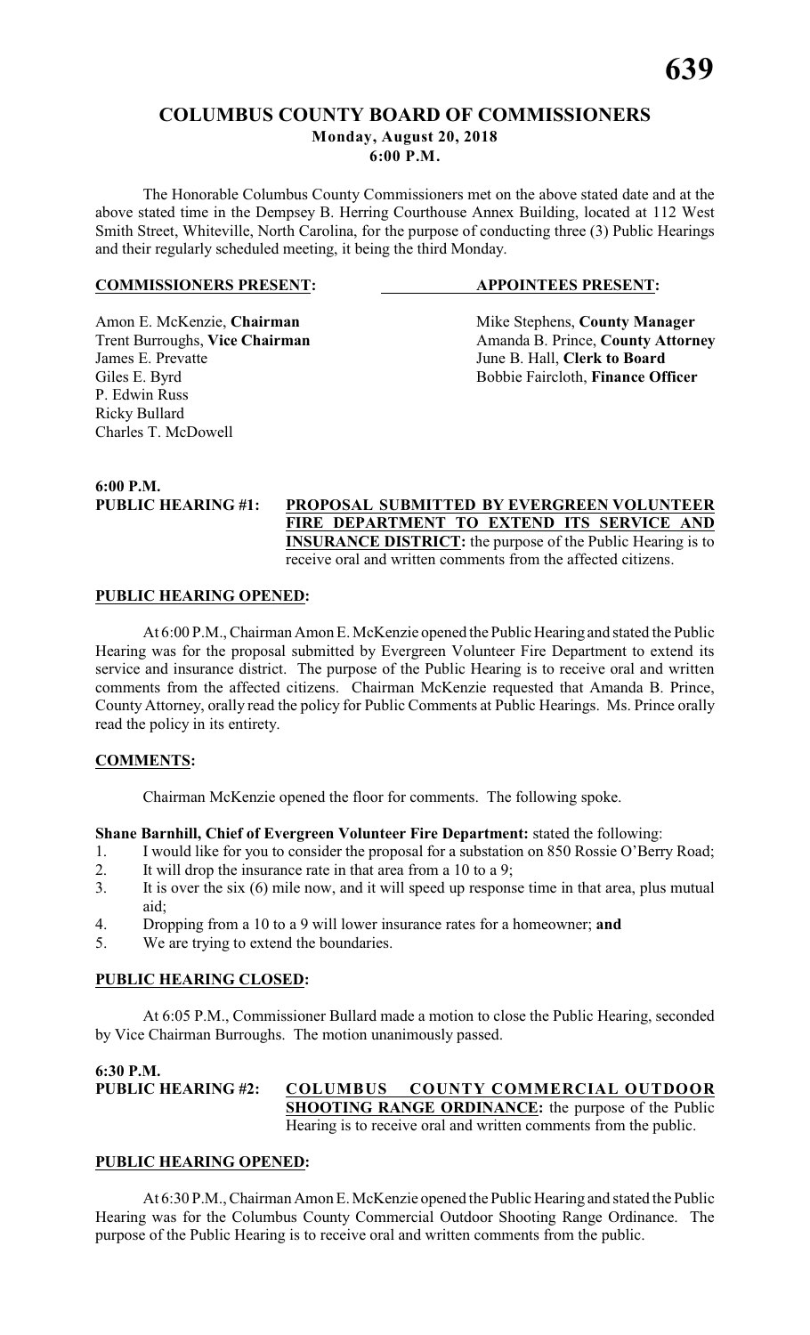# COLUMBUS COUNTY BOARD OF COMMISSIONERS

**Monday, August 20, 2018**
**6:00 P.M.**

The Honorable Columbus County Commissioners met on the above stated date and at the above stated time in the Dempsey B. Herring Courthouse Annex Building, located at 112 West Smith Street, Whiteville, North Carolina, for the purpose of conducting three (3) Public Hearings and their regularly scheduled meeting, it being the third Monday.

| **COMMISSIONERS PRESENT:** | **APPOINTEES PRESENT:** |
|---|---|
| Amon E. McKenzie, **Chairman** | Mike Stephens, **County Manager** |
| Trent Burroughs, **Vice Chairman** | Amanda B. Prince, **County Attorney** |
| James E. Prevatte | June B. Hall, **Clerk to Board** |
| Giles E. Byrd | Bobbie Faircloth, **Finance Officer** |
| P. Edwin Russ | |
| Ricky Bullard | |
| Charles T. McDowell | |

**6:00 P.M.**

**PUBLIC HEARING #1:** **PROPOSAL SUBMITTED BY EVERGREEN VOLUNTEER FIRE DEPARTMENT TO EXTEND ITS SERVICE AND INSURANCE DISTRICT:** the purpose of the Public Hearing is to receive oral and written comments from the affected citizens.

**PUBLIC HEARING OPENED:**

At 6:00 P.M., Chairman Amon E. McKenzie opened the Public Hearing and stated the Public Hearing was for the proposal submitted by Evergreen Volunteer Fire Department to extend its service and insurance district. The purpose of the Public Hearing is to receive oral and written comments from the affected citizens. Chairman McKenzie requested that Amanda B. Prince, County Attorney, orally read the policy for Public Comments at Public Hearings. Ms. Prince orally read the policy in its entirety.

**COMMENTS:**

Chairman McKenzie opened the floor for comments. The following spoke.

**Shane Barnhill, Chief of Evergreen Volunteer Fire Department:** stated the following:

1. I would like for you to consider the proposal for a substation on 850 Rossie O'Berry Road;
2. It will drop the insurance rate in that area from a 10 to a 9;
3. It is over the six (6) mile now, and it will speed up response time in that area, plus mutual aid;
4. Dropping from a 10 to a 9 will lower insurance rates for a homeowner; **and**
5. We are trying to extend the boundaries.

**PUBLIC HEARING CLOSED:**

At 6:05 P.M., Commissioner Bullard made a motion to close the Public Hearing, seconded by Vice Chairman Burroughs. The motion unanimously passed.

**6:30 P.M.**

**PUBLIC HEARING #2:** **COLUMBUS COUNTY COMMERCIAL OUTDOOR SHOOTING RANGE ORDINANCE:** the purpose of the Public Hearing is to receive oral and written comments from the public.

**PUBLIC HEARING OPENED:**

At 6:30 P.M., Chairman Amon E. McKenzie opened the Public Hearing and stated the Public Hearing was for the Columbus County Commercial Outdoor Shooting Range Ordinance. The purpose of the Public Hearing is to receive oral and written comments from the public.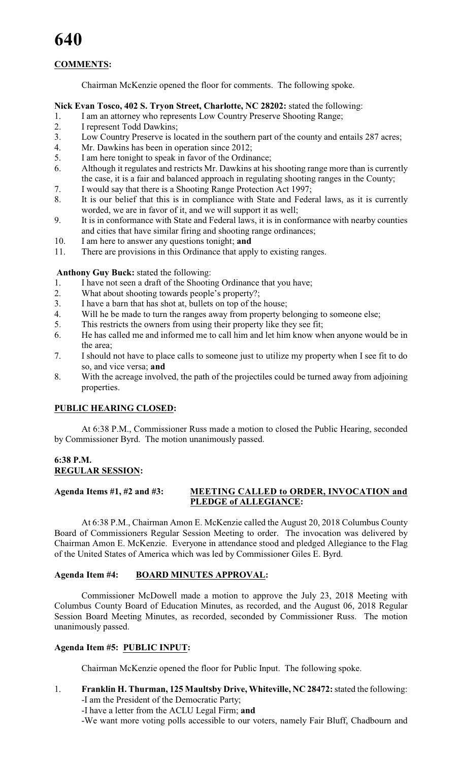## COMMENTS:

Chairman McKenzie opened the floor for comments. The following spoke.

**Nick Evan Tosco, 402 S. Tryon Street, Charlotte, NC 28202:** stated the following:

1. I am an attorney who represents Low Country Preserve Shooting Range;
2. I represent Todd Dawkins;
3. Low Country Preserve is located in the southern part of the county and entails 287 acres;
4. Mr. Dawkins has been in operation since 2012;
5. I am here tonight to speak in favor of the Ordinance;
6. Although it regulates and restricts Mr. Dawkins at his shooting range more than is currently the case, it is a fair and balanced approach in regulating shooting ranges in the County;
7. I would say that there is a Shooting Range Protection Act 1997;
8. It is our belief that this is in compliance with State and Federal laws, as it is currently worded, we are in favor of it, and we will support it as well;
9. It is in conformance with State and Federal laws, it is in conformance with nearby counties and cities that have similar firing and shooting range ordinances;
10. I am here to answer any questions tonight; **and**
11. There are provisions in this Ordinance that apply to existing ranges.

**Anthony Guy Buck:** stated the following:

1. I have not seen a draft of the Shooting Ordinance that you have;
2. What about shooting towards people's property?;
3. I have a barn that has shot at, bullets on top of the house;
4. Will he be made to turn the ranges away from property belonging to someone else;
5. This restricts the owners from using their property like they see fit;
6. He has called me and informed me to call him and let him know when anyone would be in the area;
7. I should not have to place calls to someone just to utilize my property when I see fit to do so, and vice versa; **and**
8. With the acreage involved, the path of the projectiles could be turned away from adjoining properties.

## PUBLIC HEARING CLOSED:

At 6:38 P.M., Commissioner Russ made a motion to closed the Public Hearing, seconded by Commissioner Byrd. The motion unanimously passed.

## 6:38 P.M.
## REGULAR SESSION:

**Agenda Items #1, #2 and #3: MEETING CALLED to ORDER, INVOCATION and PLEDGE of ALLEGIANCE:**

At 6:38 P.M., Chairman Amon E. McKenzie called the August 20, 2018 Columbus County Board of Commissioners Regular Session Meeting to order. The invocation was delivered by Chairman Amon E. McKenzie. Everyone in attendance stood and pledged Allegiance to the Flag of the United States of America which was led by Commissioner Giles E. Byrd.

**Agenda Item #4: BOARD MINUTES APPROVAL:**

Commissioner McDowell made a motion to approve the July 23, 2018 Meeting with Columbus County Board of Education Minutes, as recorded, and the August 06, 2018 Regular Session Board Meeting Minutes, as recorded, seconded by Commissioner Russ. The motion unanimously passed.

**Agenda Item #5: PUBLIC INPUT:**

Chairman McKenzie opened the floor for Public Input. The following spoke.

1. **Franklin H. Thurman, 125 Maultsby Drive, Whiteville, NC 28472:** stated the following:
   - I am the President of the Democratic Party;
   - I have a letter from the ACLU Legal Firm; **and**
   - We want more voting polls accessible to our voters, namely Fair Bluff, Chadbourn and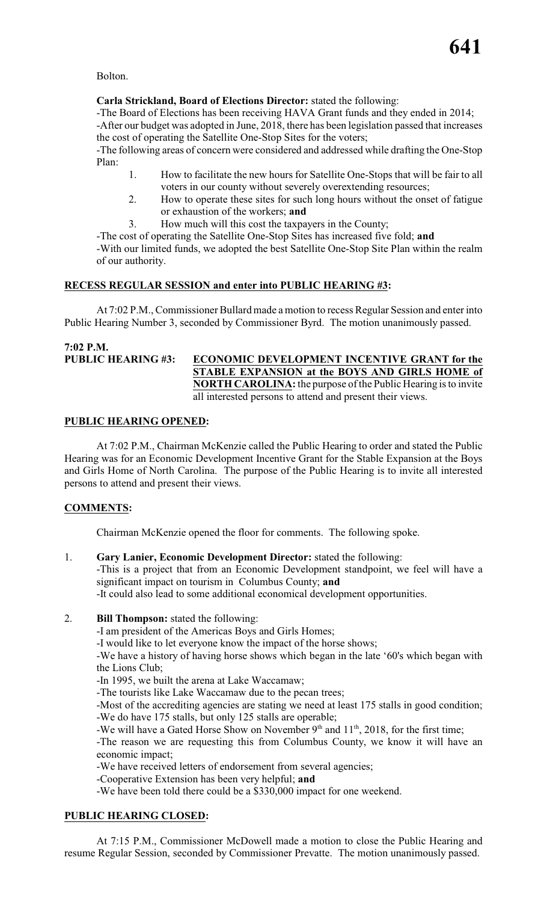Bolton.

**Carla Strickland, Board of Elections Director:** stated the following:

-The Board of Elections has been receiving HAVA Grant funds and they ended in 2014;

-After our budget was adopted in June, 2018, there has been legislation passed that increases the cost of operating the Satellite One-Stop Sites for the voters;

-The following areas of concern were considered and addressed while drafting the One-Stop Plan:

1. How to facilitate the new hours for Satellite One-Stops that will be fair to all voters in our county without severely overextending resources;
2. How to operate these sites for such long hours without the onset of fatigue or exhaustion of the workers; **and**
3. How much will this cost the taxpayers in the County;

-The cost of operating the Satellite One-Stop Sites has increased five fold; **and**

-With our limited funds, we adopted the best Satellite One-Stop Site Plan within the realm of our authority.

**RECESS REGULAR SESSION and enter into PUBLIC HEARING #3:**

At 7:02 P.M., Commissioner Bullard made a motion to recess Regular Session and enter into Public Hearing Number 3, seconded by Commissioner Byrd. The motion unanimously passed.

**7:02 P.M.**

**PUBLIC HEARING #3:** **ECONOMIC DEVELOPMENT INCENTIVE GRANT for the STABLE EXPANSION at the BOYS AND GIRLS HOME of NORTH CAROLINA:** the purpose of the Public Hearing is to invite all interested persons to attend and present their views.

**PUBLIC HEARING OPENED:**

At 7:02 P.M., Chairman McKenzie called the Public Hearing to order and stated the Public Hearing was for an Economic Development Incentive Grant for the Stable Expansion at the Boys and Girls Home of North Carolina. The purpose of the Public Hearing is to invite all interested persons to attend and present their views.

**COMMENTS:**

Chairman McKenzie opened the floor for comments. The following spoke.

1. **Gary Lanier, Economic Development Director:** stated the following:

   -This is a project that from an Economic Development standpoint, we feel will have a significant impact on tourism in Columbus County; **and**

   -It could also lead to some additional economical development opportunities.

2. **Bill Thompson:** stated the following:

   -I am president of the Americas Boys and Girls Homes;

   -I would like to let everyone know the impact of the horse shows;

   -We have a history of having horse shows which began in the late '60's which began with the Lions Club;

   -In 1995, we built the arena at Lake Waccamaw;

   -The tourists like Lake Waccamaw due to the pecan trees;

   -Most of the accrediting agencies are stating we need at least 175 stalls in good condition;

   -We do have 175 stalls, but only 125 stalls are operable;

   -We will have a Gated Horse Show on November 9th and 11th, 2018, for the first time;

   -The reason we are requesting this from Columbus County, we know it will have an economic impact;

   -We have received letters of endorsement from several agencies;

   -Cooperative Extension has been very helpful; **and**

   -We have been told there could be a $330,000 impact for one weekend.

**PUBLIC HEARING CLOSED:**

At 7:15 P.M., Commissioner McDowell made a motion to close the Public Hearing and resume Regular Session, seconded by Commissioner Prevatte. The motion unanimously passed.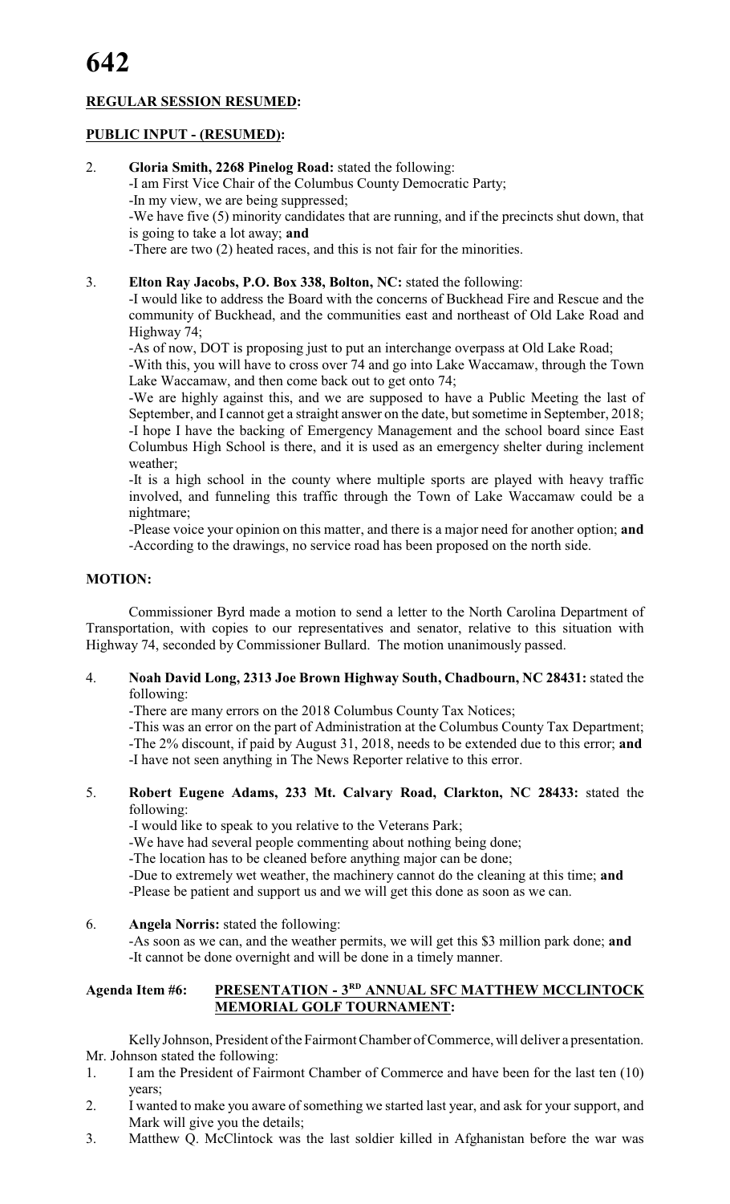**REGULAR SESSION RESUMED:**

**PUBLIC INPUT - (RESUMED):**

2. **Gloria Smith, 2268 Pinelog Road:** stated the following:
   -I am First Vice Chair of the Columbus County Democratic Party;
   -In my view, we are being suppressed;
   -We have five (5) minority candidates that are running, and if the precincts shut down, that is going to take a lot away; **and**
   -There are two (2) heated races, and this is not fair for the minorities.

3. **Elton Ray Jacobs, P.O. Box 338, Bolton, NC:** stated the following:
   -I would like to address the Board with the concerns of Buckhead Fire and Rescue and the community of Buckhead, and the communities east and northeast of Old Lake Road and Highway 74;
   -As of now, DOT is proposing just to put an interchange overpass at Old Lake Road;
   -With this, you will have to cross over 74 and go into Lake Waccamaw, through the Town Lake Waccamaw, and then come back out to get onto 74;
   -We are highly against this, and we are supposed to have a Public Meeting the last of September, and I cannot get a straight answer on the date, but sometime in September, 2018;
   -I hope I have the backing of Emergency Management and the school board since East Columbus High School is there, and it is used as an emergency shelter during inclement weather;
   -It is a high school in the county where multiple sports are played with heavy traffic involved, and funneling this traffic through the Town of Lake Waccamaw could be a nightmare;
   -Please voice your opinion on this matter, and there is a major need for another option; **and**
   -According to the drawings, no service road has been proposed on the north side.

**MOTION:**

Commissioner Byrd made a motion to send a letter to the North Carolina Department of Transportation, with copies to our representatives and senator, relative to this situation with Highway 74, seconded by Commissioner Bullard. The motion unanimously passed.

4. **Noah David Long, 2313 Joe Brown Highway South, Chadbourn, NC 28431:** stated the following:
   -There are many errors on the 2018 Columbus County Tax Notices;
   -This was an error on the part of Administration at the Columbus County Tax Department;
   -The 2% discount, if paid by August 31, 2018, needs to be extended due to this error; **and**
   -I have not seen anything in The News Reporter relative to this error.

5. **Robert Eugene Adams, 233 Mt. Calvary Road, Clarkton, NC 28433:** stated the following:
   -I would like to speak to you relative to the Veterans Park;
   -We have had several people commenting about nothing being done;
   -The location has to be cleaned before anything major can be done;
   -Due to extremely wet weather, the machinery cannot do the cleaning at this time; **and**
   -Please be patient and support us and we will get this done as soon as we can.

6. **Angela Norris:** stated the following:
   -As soon as we can, and the weather permits, we will get this $3 million park done; **and**
   -It cannot be done overnight and will be done in a timely manner.

**Agenda Item #6: PRESENTATION - 3RD ANNUAL SFC MATTHEW MCCLINTOCK MEMORIAL GOLF TOURNAMENT:**

Kelly Johnson, President of the Fairmont Chamber of Commerce, will deliver a presentation. Mr. Johnson stated the following:

1. I am the President of Fairmont Chamber of Commerce and have been for the last ten (10) years;
2. I wanted to make you aware of something we started last year, and ask for your support, and Mark will give you the details;
3. Matthew Q. McClintock was the last soldier killed in Afghanistan before the war was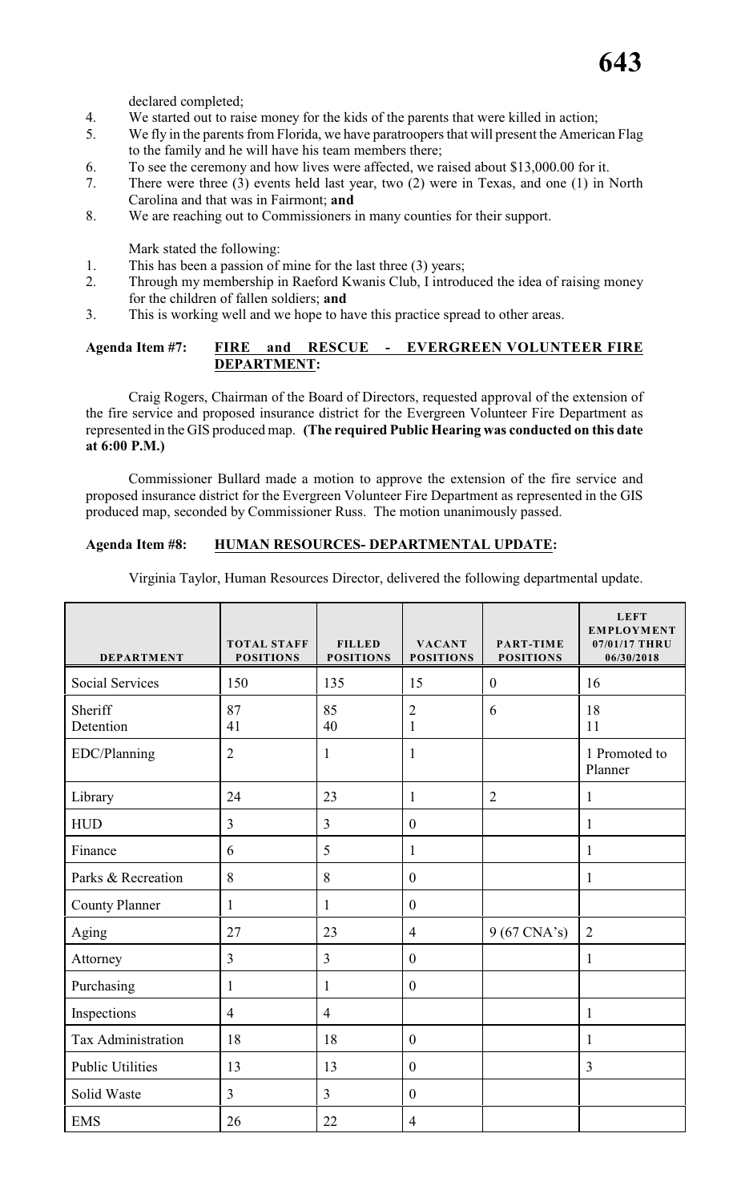declared completed;

4. We started out to raise money for the kids of the parents that were killed in action;
5. We fly in the parents from Florida, we have paratroopers that will present the American Flag to the family and he will have his team members there;
6. To see the ceremony and how lives were affected, we raised about $13,000.00 for it.
7. There were three (3) events held last year, two (2) were in Texas, and one (1) in North Carolina and that was in Fairmont; **and**
8. We are reaching out to Commissioners in many counties for their support.

Mark stated the following:

1. This has been a passion of mine for the last three (3) years;
2. Through my membership in Raeford Kwanis Club, I introduced the idea of raising money for the children of fallen soldiers; **and**
3. This is working well and we hope to have this practice spread to other areas.

**Agenda Item #7: FIRE and RESCUE - EVERGREEN VOLUNTEER FIRE DEPARTMENT:**

Craig Rogers, Chairman of the Board of Directors, requested approval of the extension of the fire service and proposed insurance district for the Evergreen Volunteer Fire Department as represented in the GIS produced map. **(The required Public Hearing was conducted on this date at 6:00 P.M.)**

Commissioner Bullard made a motion to approve the extension of the fire service and proposed insurance district for the Evergreen Volunteer Fire Department as represented in the GIS produced map, seconded by Commissioner Russ. The motion unanimously passed.

**Agenda Item #8: HUMAN RESOURCES- DEPARTMENTAL UPDATE:**

Virginia Taylor, Human Resources Director, delivered the following departmental update.

| DEPARTMENT | TOTAL STAFF POSITIONS | FILLED POSITIONS | VACANT POSITIONS | PART-TIME POSITIONS | LEFT EMPLOYMENT 07/01/17 THRU 06/30/2018 |
|---|---|---|---|---|---|
| Social Services | 150 | 135 | 15 | 0 | 16 |
| Sheriff<br>Detention | 87<br>41 | 85<br>40 | 2<br>1 | 6 | 18<br>11 |
| EDC/Planning | 2 | 1 | 1 | | 1 Promoted to Planner |
| Library | 24 | 23 | 1 | 2 | 1 |
| HUD | 3 | 3 | 0 | | 1 |
| Finance | 6 | 5 | 1 | | 1 |
| Parks & Recreation | 8 | 8 | 0 | | 1 |
| County Planner | 1 | 1 | 0 | | |
| Aging | 27 | 23 | 4 | 9 (67 CNA's) | 2 |
| Attorney | 3 | 3 | 0 | | 1 |
| Purchasing | 1 | 1 | 0 | | |
| Inspections | 4 | 4 | | | 1 |
| Tax Administration | 18 | 18 | 0 | | 1 |
| Public Utilities | 13 | 13 | 0 | | 3 |
| Solid Waste | 3 | 3 | 0 | | |
| EMS | 26 | 22 | 4 | | |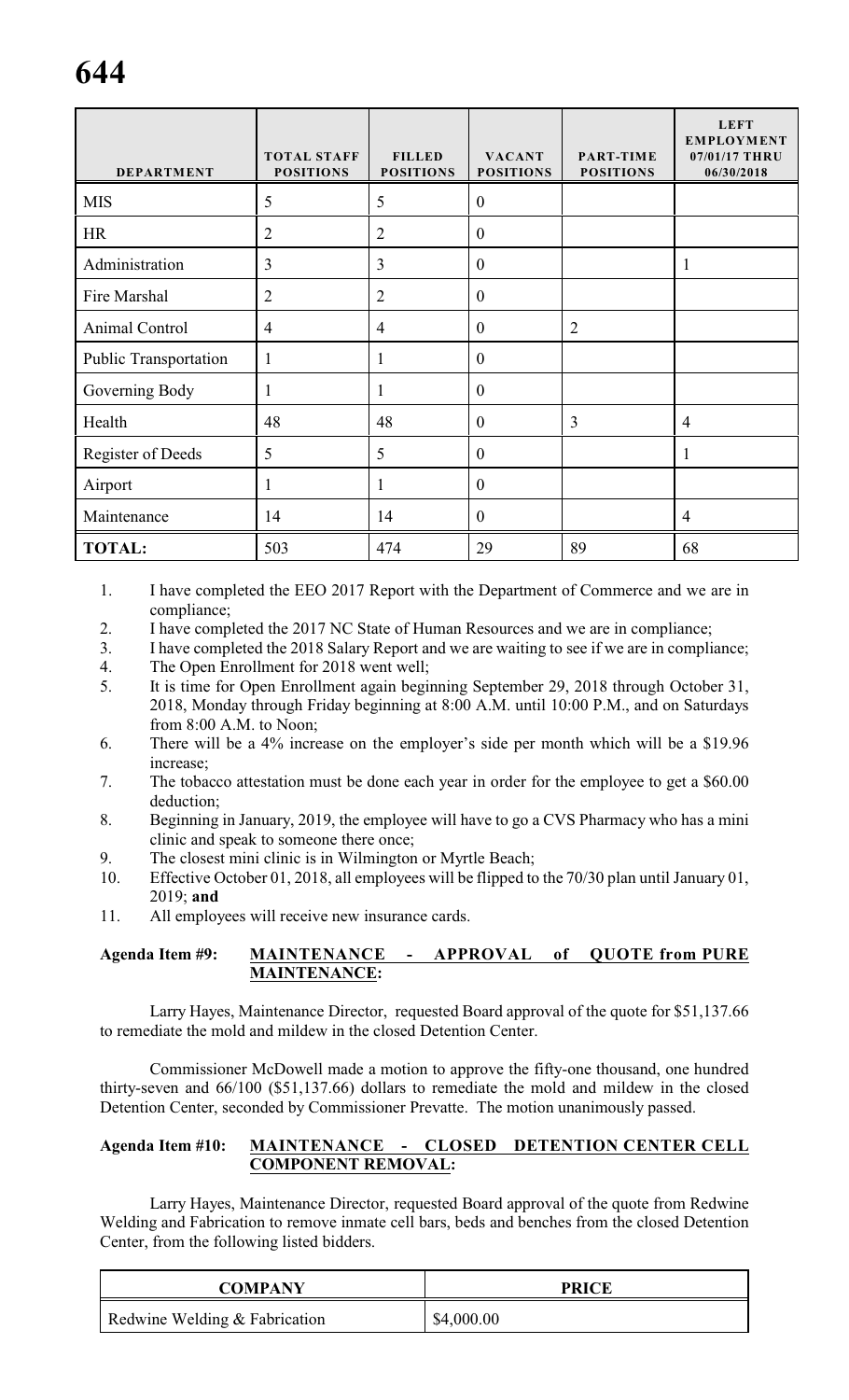| DEPARTMENT | TOTAL STAFF POSITIONS | FILLED POSITIONS | VACANT POSITIONS | PART-TIME POSITIONS | LEFT EMPLOYMENT 07/01/17 THRU 06/30/2018 |
|---|---|---|---|---|---|
| MIS | 5 | 5 | 0 | | |
| HR | 2 | 2 | 0 | | |
| Administration | 3 | 3 | 0 | | 1 |
| Fire Marshal | 2 | 2 | 0 | | |
| Animal Control | 4 | 4 | 0 | 2 | |
| Public Transportation | 1 | 1 | 0 | | |
| Governing Body | 1 | 1 | 0 | | |
| Health | 48 | 48 | 0 | 3 | 4 |
| Register of Deeds | 5 | 5 | 0 | | 1 |
| Airport | 1 | 1 | 0 | | |
| Maintenance | 14 | 14 | 0 | | 4 |
| **TOTAL:** | 503 | 474 | 29 | 89 | 68 |

1. I have completed the EEO 2017 Report with the Department of Commerce and we are in compliance;
2. I have completed the 2017 NC State of Human Resources and we are in compliance;
3. I have completed the 2018 Salary Report and we are waiting to see if we are in compliance;
4. The Open Enrollment for 2018 went well;
5. It is time for Open Enrollment again beginning September 29, 2018 through October 31, 2018, Monday through Friday beginning at 8:00 A.M. until 10:00 P.M., and on Saturdays from 8:00 A.M. to Noon;
6. There will be a 4% increase on the employer's side per month which will be a $19.96 increase;
7. The tobacco attestation must be done each year in order for the employee to get a $60.00 deduction;
8. Beginning in January, 2019, the employee will have to go a CVS Pharmacy who has a mini clinic and speak to someone there once;
9. The closest mini clinic is in Wilmington or Myrtle Beach;
10. Effective October 01, 2018, all employees will be flipped to the 70/30 plan until January 01, 2019; **and**
11. All employees will receive new insurance cards.

**Agenda Item #9: MAINTENANCE - APPROVAL of QUOTE from PURE MAINTENANCE:**

Larry Hayes, Maintenance Director, requested Board approval of the quote for $51,137.66 to remediate the mold and mildew in the closed Detention Center.

Commissioner McDowell made a motion to approve the fifty-one thousand, one hundred thirty-seven and 66/100 ($51,137.66) dollars to remediate the mold and mildew in the closed Detention Center, seconded by Commissioner Prevatte. The motion unanimously passed.

**Agenda Item #10: MAINTENANCE - CLOSED DETENTION CENTER CELL COMPONENT REMOVAL:**

Larry Hayes, Maintenance Director, requested Board approval of the quote from Redwine Welding and Fabrication to remove inmate cell bars, beds and benches from the closed Detention Center, from the following listed bidders.

| COMPANY | PRICE |
|---|---|
| Redwine Welding & Fabrication | $4,000.00 |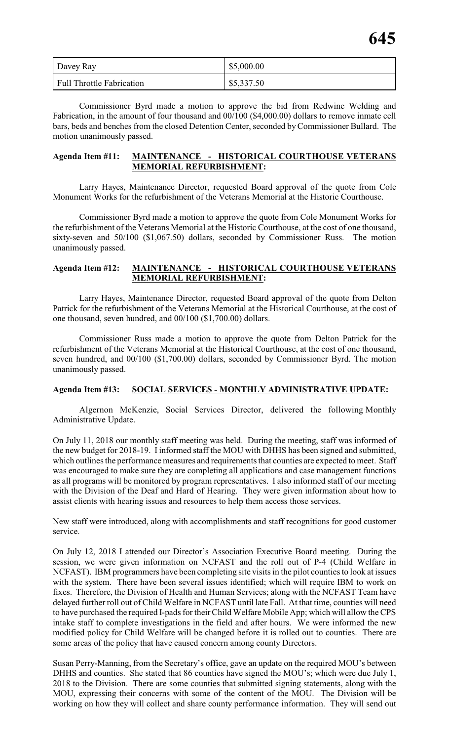| Davey Ray | $5,000.00 |
|---|---|
| Full Throttle Fabrication | $5,337.50 |

Commissioner Byrd made a motion to approve the bid from Redwine Welding and Fabrication, in the amount of four thousand and 00/100 ($4,000.00) dollars to remove inmate cell bars, beds and benches from the closed Detention Center, seconded by Commissioner Bullard. The motion unanimously passed.

**Agenda Item #11: <u>MAINTENANCE - HISTORICAL COURTHOUSE VETERANS MEMORIAL REFURBISHMENT</u>:**

Larry Hayes, Maintenance Director, requested Board approval of the quote from Cole Monument Works for the refurbishment of the Veterans Memorial at the Historic Courthouse.

Commissioner Byrd made a motion to approve the quote from Cole Monument Works for the refurbishment of the Veterans Memorial at the Historic Courthouse, at the cost of one thousand, sixty-seven and 50/100 ($1,067.50) dollars, seconded by Commissioner Russ. The motion unanimously passed.

**Agenda Item #12: <u>MAINTENANCE - HISTORICAL COURTHOUSE VETERANS MEMORIAL REFURBISHMENT</u>:**

Larry Hayes, Maintenance Director, requested Board approval of the quote from Delton Patrick for the refurbishment of the Veterans Memorial at the Historical Courthouse, at the cost of one thousand, seven hundred, and 00/100 ($1,700.00) dollars.

Commissioner Russ made a motion to approve the quote from Delton Patrick for the refurbishment of the Veterans Memorial at the Historical Courthouse, at the cost of one thousand, seven hundred, and 00/100 ($1,700.00) dollars, seconded by Commissioner Byrd. The motion unanimously passed.

**Agenda Item #13: <u>SOCIAL SERVICES - MONTHLY ADMINISTRATIVE UPDATE</u>:**

Algernon McKenzie, Social Services Director, delivered the following Monthly Administrative Update.

On July 11, 2018 our monthly staff meeting was held. During the meeting, staff was informed of the new budget for 2018-19. I informed staff the MOU with DHHS has been signed and submitted, which outlines the performance measures and requirements that counties are expected to meet. Staff was encouraged to make sure they are completing all applications and case management functions as all programs will be monitored by program representatives. I also informed staff of our meeting with the Division of the Deaf and Hard of Hearing. They were given information about how to assist clients with hearing issues and resources to help them access those services.

New staff were introduced, along with accomplishments and staff recognitions for good customer service.

On July 12, 2018 I attended our Director's Association Executive Board meeting. During the session, we were given information on NCFAST and the roll out of P-4 (Child Welfare in NCFAST). IBM programmers have been completing site visits in the pilot counties to look at issues with the system. There have been several issues identified; which will require IBM to work on fixes. Therefore, the Division of Health and Human Services; along with the NCFAST Team have delayed further roll out of Child Welfare in NCFAST until late Fall. At that time, counties will need to have purchased the required I-pads for their Child Welfare Mobile App; which will allow the CPS intake staff to complete investigations in the field and after hours. We were informed the new modified policy for Child Welfare will be changed before it is rolled out to counties. There are some areas of the policy that have caused concern among county Directors.

Susan Perry-Manning, from the Secretary's office, gave an update on the required MOU's between DHHS and counties. She stated that 86 counties have signed the MOU's; which were due July 1, 2018 to the Division. There are some counties that submitted signing statements, along with the MOU, expressing their concerns with some of the content of the MOU. The Division will be working on how they will collect and share county performance information. They will send out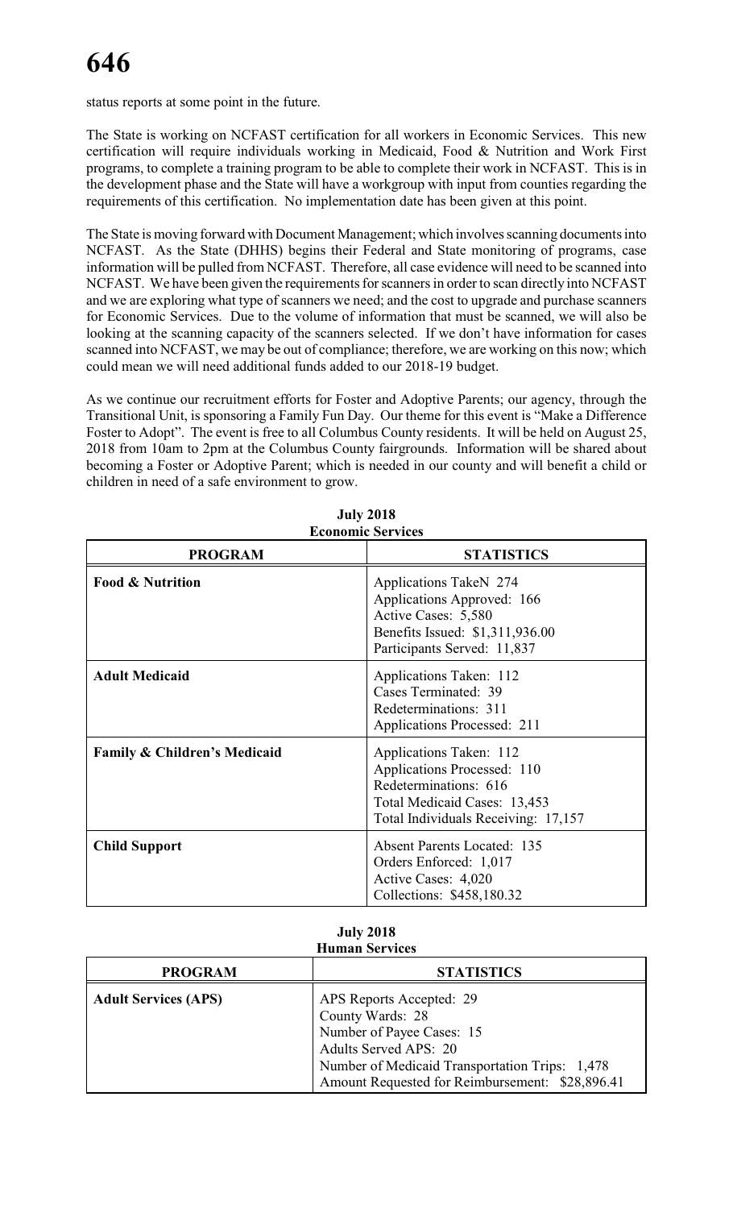status reports at some point in the future.

The State is working on NCFAST certification for all workers in Economic Services. This new certification will require individuals working in Medicaid, Food & Nutrition and Work First programs, to complete a training program to be able to complete their work in NCFAST. This is in the development phase and the State will have a workgroup with input from counties regarding the requirements of this certification. No implementation date has been given at this point.

The State is moving forward with Document Management; which involves scanning documents into NCFAST. As the State (DHHS) begins their Federal and State monitoring of programs, case information will be pulled from NCFAST. Therefore, all case evidence will need to be scanned into NCFAST. We have been given the requirements for scanners in order to scan directly into NCFAST and we are exploring what type of scanners we need; and the cost to upgrade and purchase scanners for Economic Services. Due to the volume of information that must be scanned, we will also be looking at the scanning capacity of the scanners selected. If we don't have information for cases scanned into NCFAST, we may be out of compliance; therefore, we are working on this now; which could mean we will need additional funds added to our 2018-19 budget.

As we continue our recruitment efforts for Foster and Adoptive Parents; our agency, through the Transitional Unit, is sponsoring a Family Fun Day. Our theme for this event is "Make a Difference Foster to Adopt". The event is free to all Columbus County residents. It will be held on August 25, 2018 from 10am to 2pm at the Columbus County fairgrounds. Information will be shared about becoming a Foster or Adoptive Parent; which is needed in our county and will benefit a child or children in need of a safe environment to grow.

**July 2018**
**Economic Services**

| PROGRAM | STATISTICS |
|---|---|
| **Food & Nutrition** | Applications TakeN 274<br>Applications Approved: 166<br>Active Cases: 5,580<br>Benefits Issued: $1,311,936.00<br>Participants Served: 11,837 |
| **Adult Medicaid** | Applications Taken: 112<br>Cases Terminated: 39<br>Redeterminations: 311<br>Applications Processed: 211 |
| **Family & Children's Medicaid** | Applications Taken: 112<br>Applications Processed: 110<br>Redeterminations: 616<br>Total Medicaid Cases: 13,453<br>Total Individuals Receiving: 17,157 |
| **Child Support** | Absent Parents Located: 135<br>Orders Enforced: 1,017<br>Active Cases: 4,020<br>Collections: $458,180.32 |

**July 2018**
**Human Services**

| PROGRAM | STATISTICS |
|---|---|
| **Adult Services (APS)** | APS Reports Accepted: 29<br>County Wards: 28<br>Number of Payee Cases: 15<br>Adults Served APS: 20<br>Number of Medicaid Transportation Trips: 1,478<br>Amount Requested for Reimbursement: $28,896.41 |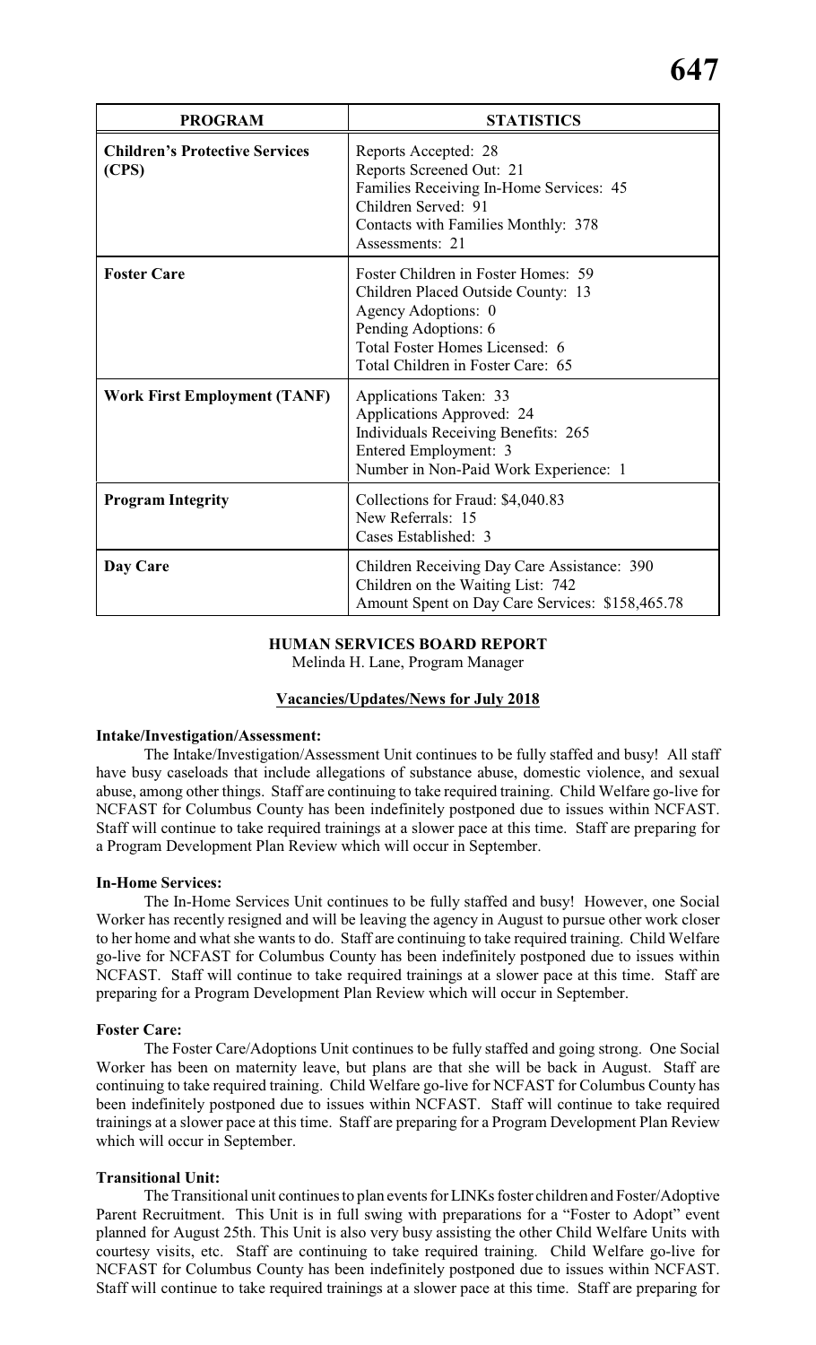| PROGRAM | STATISTICS |
|---|---|
| **Children's Protective Services (CPS)** | Reports Accepted: 28<br>Reports Screened Out: 21<br>Families Receiving In-Home Services: 45<br>Children Served: 91<br>Contacts with Families Monthly: 378<br>Assessments: 21 |
| **Foster Care** | Foster Children in Foster Homes: 59<br>Children Placed Outside County: 13<br>Agency Adoptions: 0<br>Pending Adoptions: 6<br>Total Foster Homes Licensed: 6<br>Total Children in Foster Care: 65 |
| **Work First Employment (TANF)** | Applications Taken: 33<br>Applications Approved: 24<br>Individuals Receiving Benefits: 265<br>Entered Employment: 3<br>Number in Non-Paid Work Experience: 1 |
| **Program Integrity** | Collections for Fraud: $4,040.83<br>New Referrals: 15<br>Cases Established: 3 |
| **Day Care** | Children Receiving Day Care Assistance: 390<br>Children on the Waiting List: 742<br>Amount Spent on Day Care Services: $158,465.78 |

## HUMAN SERVICES BOARD REPORT

Melinda H. Lane, Program Manager

**Vacancies/Updates/News for July 2018**

**Intake/Investigation/Assessment:**

The Intake/Investigation/Assessment Unit continues to be fully staffed and busy! All staff have busy caseloads that include allegations of substance abuse, domestic violence, and sexual abuse, among other things. Staff are continuing to take required training. Child Welfare go-live for NCFAST for Columbus County has been indefinitely postponed due to issues within NCFAST. Staff will continue to take required trainings at a slower pace at this time. Staff are preparing for a Program Development Plan Review which will occur in September.

**In-Home Services:**

The In-Home Services Unit continues to be fully staffed and busy! However, one Social Worker has recently resigned and will be leaving the agency in August to pursue other work closer to her home and what she wants to do. Staff are continuing to take required training. Child Welfare go-live for NCFAST for Columbus County has been indefinitely postponed due to issues within NCFAST. Staff will continue to take required trainings at a slower pace at this time. Staff are preparing for a Program Development Plan Review which will occur in September.

**Foster Care:**

The Foster Care/Adoptions Unit continues to be fully staffed and going strong. One Social Worker has been on maternity leave, but plans are that she will be back in August. Staff are continuing to take required training. Child Welfare go-live for NCFAST for Columbus County has been indefinitely postponed due to issues within NCFAST. Staff will continue to take required trainings at a slower pace at this time. Staff are preparing for a Program Development Plan Review which will occur in September.

**Transitional Unit:**

The Transitional unit continues to plan events for LINKs foster children and Foster/Adoptive Parent Recruitment. This Unit is in full swing with preparations for a "Foster to Adopt" event planned for August 25th. This Unit is also very busy assisting the other Child Welfare Units with courtesy visits, etc. Staff are continuing to take required training. Child Welfare go-live for NCFAST for Columbus County has been indefinitely postponed due to issues within NCFAST. Staff will continue to take required trainings at a slower pace at this time. Staff are preparing for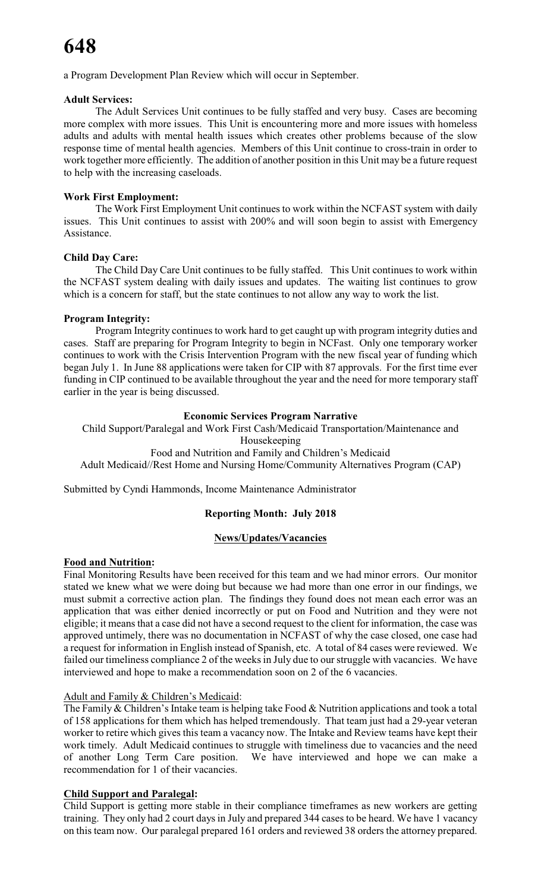a Program Development Plan Review which will occur in September.

**Adult Services:**

The Adult Services Unit continues to be fully staffed and very busy. Cases are becoming more complex with more issues. This Unit is encountering more and more issues with homeless adults and adults with mental health issues which creates other problems because of the slow response time of mental health agencies. Members of this Unit continue to cross-train in order to work together more efficiently. The addition of another position in this Unit may be a future request to help with the increasing caseloads.

**Work First Employment:**

The Work First Employment Unit continues to work within the NCFAST system with daily issues. This Unit continues to assist with 200% and will soon begin to assist with Emergency Assistance.

**Child Day Care:**

The Child Day Care Unit continues to be fully staffed. This Unit continues to work within the NCFAST system dealing with daily issues and updates. The waiting list continues to grow which is a concern for staff, but the state continues to not allow any way to work the list.

**Program Integrity:**

Program Integrity continues to work hard to get caught up with program integrity duties and cases. Staff are preparing for Program Integrity to begin in NCFast. Only one temporary worker continues to work with the Crisis Intervention Program with the new fiscal year of funding which began July 1. In June 88 applications were taken for CIP with 87 approvals. For the first time ever funding in CIP continued to be available throughout the year and the need for more temporary staff earlier in the year is being discussed.

**Economic Services Program Narrative**

Child Support/Paralegal and Work First Cash/Medicaid Transportation/Maintenance and Housekeeping

Food and Nutrition and Family and Children's Medicaid

Adult Medicaid//Rest Home and Nursing Home/Community Alternatives Program (CAP)

Submitted by Cyndi Hammonds, Income Maintenance Administrator

**Reporting Month: July 2018**

**News/Updates/Vacancies**

**Food and Nutrition:**

Final Monitoring Results have been received for this team and we had minor errors. Our monitor stated we knew what we were doing but because we had more than one error in our findings, we must submit a corrective action plan. The findings they found does not mean each error was an application that was either denied incorrectly or put on Food and Nutrition and they were not eligible; it means that a case did not have a second request to the client for information, the case was approved untimely, there was no documentation in NCFAST of why the case closed, one case had a request for information in English instead of Spanish, etc. A total of 84 cases were reviewed. We failed our timeliness compliance 2 of the weeks in July due to our struggle with vacancies. We have interviewed and hope to make a recommendation soon on 2 of the 6 vacancies.

Adult and Family & Children's Medicaid:

The Family & Children's Intake team is helping take Food & Nutrition applications and took a total of 158 applications for them which has helped tremendously. That team just had a 29-year veteran worker to retire which gives this team a vacancy now. The Intake and Review teams have kept their work timely. Adult Medicaid continues to struggle with timeliness due to vacancies and the need of another Long Term Care position. We have interviewed and hope we can make a recommendation for 1 of their vacancies.

**Child Support and Paralegal:**

Child Support is getting more stable in their compliance timeframes as new workers are getting training. They only had 2 court days in July and prepared 344 cases to be heard. We have 1 vacancy on this team now. Our paralegal prepared 161 orders and reviewed 38 orders the attorney prepared.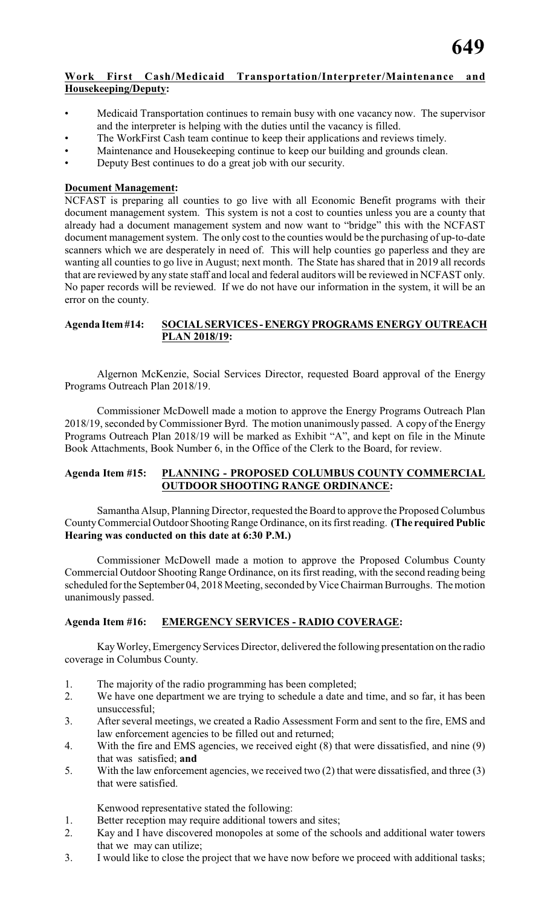**Work First Cash/Medicaid Transportation/Interpreter/Maintenance and Housekeeping/Deputy:**

- Medicaid Transportation continues to remain busy with one vacancy now. The supervisor and the interpreter is helping with the duties until the vacancy is filled.
- The WorkFirst Cash team continue to keep their applications and reviews timely.
- Maintenance and Housekeeping continue to keep our building and grounds clean.
- Deputy Best continues to do a great job with our security.

**Document Management:**

NCFAST is preparing all counties to go live with all Economic Benefit programs with their document management system. This system is not a cost to counties unless you are a county that already had a document management system and now want to "bridge" this with the NCFAST document management system. The only cost to the counties would be the purchasing of up-to-date scanners which we are desperately in need of. This will help counties go paperless and they are wanting all counties to go live in August; next month. The State has shared that in 2019 all records that are reviewed by any state staff and local and federal auditors will be reviewed in NCFAST only. No paper records will be reviewed. If we do not have our information in the system, it will be an error on the county.

**Agenda Item #14: SOCIAL SERVICES - ENERGY PROGRAMS ENERGY OUTREACH PLAN 2018/19:**

Algernon McKenzie, Social Services Director, requested Board approval of the Energy Programs Outreach Plan 2018/19.

Commissioner McDowell made a motion to approve the Energy Programs Outreach Plan 2018/19, seconded by Commissioner Byrd. The motion unanimously passed. A copy of the Energy Programs Outreach Plan 2018/19 will be marked as Exhibit "A", and kept on file in the Minute Book Attachments, Book Number 6, in the Office of the Clerk to the Board, for review.

**Agenda Item #15: PLANNING - PROPOSED COLUMBUS COUNTY COMMERCIAL OUTDOOR SHOOTING RANGE ORDINANCE:**

Samantha Alsup, Planning Director, requested the Board to approve the Proposed Columbus County Commercial Outdoor Shooting Range Ordinance, on its first reading. **(The required Public Hearing was conducted on this date at 6:30 P.M.)**

Commissioner McDowell made a motion to approve the Proposed Columbus County Commercial Outdoor Shooting Range Ordinance, on its first reading, with the second reading being scheduled for the September 04, 2018 Meeting, seconded by Vice Chairman Burroughs. The motion unanimously passed.

**Agenda Item #16: EMERGENCY SERVICES - RADIO COVERAGE:**

Kay Worley, Emergency Services Director, delivered the following presentation on the radio coverage in Columbus County.

1. The majority of the radio programming has been completed;
2. We have one department we are trying to schedule a date and time, and so far, it has been unsuccessful;
3. After several meetings, we created a Radio Assessment Form and sent to the fire, EMS and law enforcement agencies to be filled out and returned;
4. With the fire and EMS agencies, we received eight (8) that were dissatisfied, and nine (9) that was satisfied; **and**
5. With the law enforcement agencies, we received two (2) that were dissatisfied, and three (3) that were satisfied.

Kenwood representative stated the following:

1. Better reception may require additional towers and sites;
2. Kay and I have discovered monopoles at some of the schools and additional water towers that we may can utilize;
3. I would like to close the project that we have now before we proceed with additional tasks;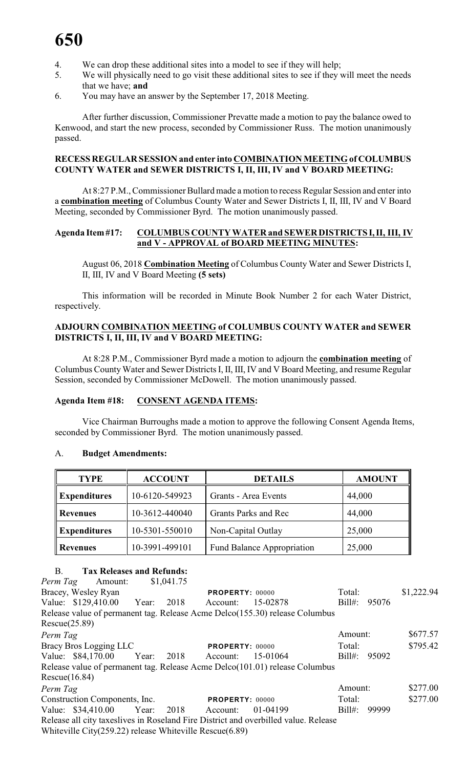4. We can drop these additional sites into a model to see if they will help;
5. We will physically need to go visit these additional sites to see if they will meet the needs that we have; **and**
6. You may have an answer by the September 17, 2018 Meeting.

After further discussion, Commissioner Prevatte made a motion to pay the balance owed to Kenwood, and start the new process, seconded by Commissioner Russ. The motion unanimously passed.

**RECESS REGULAR SESSION and enter into COMBINATION MEETING of COLUMBUS COUNTY WATER and SEWER DISTRICTS I, II, III, IV and V BOARD MEETING:**

At 8:27 P.M., Commissioner Bullard made a motion to recess Regular Session and enter into a **combination meeting** of Columbus County Water and Sewer Districts I, II, III, IV and V Board Meeting, seconded by Commissioner Byrd. The motion unanimously passed.

**Agenda Item #17: COLUMBUS COUNTY WATER and SEWER DISTRICTS I, II, III, IV and V - APPROVAL of BOARD MEETING MINUTES:**

August 06, 2018 **Combination Meeting** of Columbus County Water and Sewer Districts I, II, III, IV and V Board Meeting **(5 sets)**

This information will be recorded in Minute Book Number 2 for each Water District, respectively.

**ADJOURN COMBINATION MEETING of COLUMBUS COUNTY WATER and SEWER DISTRICTS I, II, III, IV and V BOARD MEETING:**

At 8:28 P.M., Commissioner Byrd made a motion to adjourn the **combination meeting** of Columbus County Water and Sewer Districts I, II, III, IV and V Board Meeting, and resume Regular Session, seconded by Commissioner McDowell. The motion unanimously passed.

**Agenda Item #18: CONSENT AGENDA ITEMS:**

Vice Chairman Burroughs made a motion to approve the following Consent Agenda Items, seconded by Commissioner Byrd. The motion unanimously passed.

A. **Budget Amendments:**

| TYPE | ACCOUNT | DETAILS | AMOUNT |
|---|---|---|---|
| Expenditures | 10-6120-549923 | Grants - Area Events | 44,000 |
| Revenues | 10-3612-440040 | Grants Parks and Rec | 44,000 |
| Expenditures | 10-5301-550010 | Non-Capital Outlay | 25,000 |
| Revenues | 10-3991-499101 | Fund Balance Appropriation | 25,000 |

B. **Tax Releases and Refunds:**

*Perm Tag* Amount: $1,041.75
Bracey, Wesley Ryan **PROPERTY:** 00000 Total: $1,222.94
Value: $129,410.00 Year: 2018 Account: 15-02878 Bill#: 95076
Release value of permanent tag. Release Acme Delco(155.30) release Columbus Rescue(25.89)

*Perm Tag* Amount: $677.57
Bracy Bros Logging LLC **PROPERTY:** 00000 Total: $795.42
Value: $84,170.00 Year: 2018 Account: 15-01064 Bill#: 95092
Release value of permanent tag. Release Acme Delco(101.01) release Columbus Rescue(16.84)

*Perm Tag* Amount: $277.00
Construction Components, Inc. **PROPERTY:** 00000 Total: $277.00
Value: $34,410.00 Year: 2018 Account: 01-04199 Bill#: 99999
Release all city taxeslives in Roseland Fire District and overbilled value. Release Whiteville City(259.22) release Whiteville Rescue(6.89)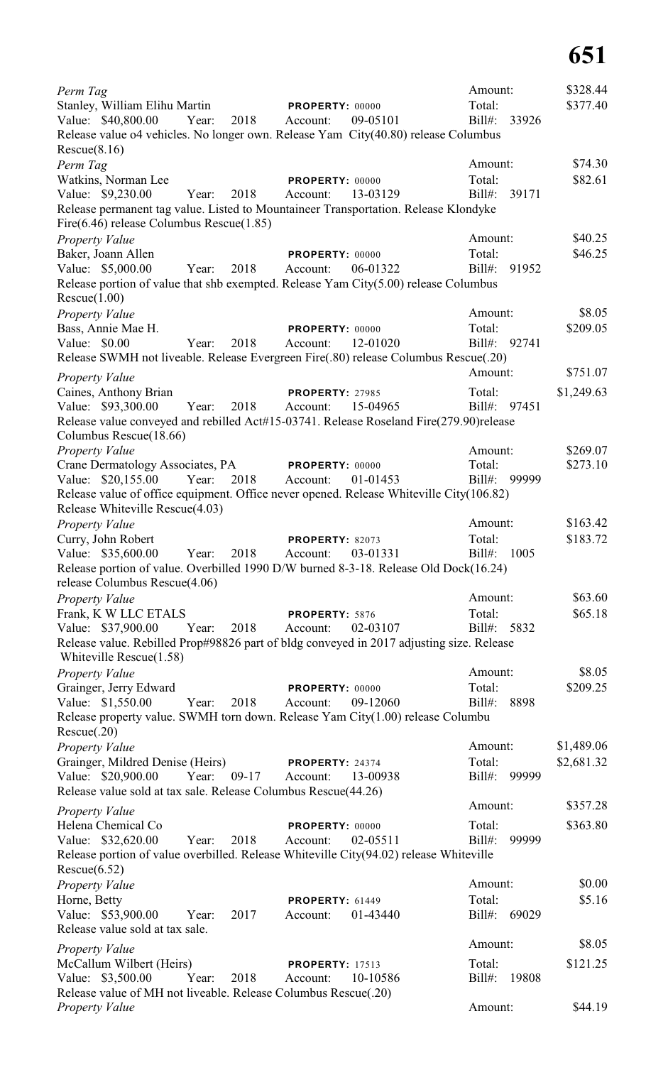*Perm Tag*
Stanley, William Elihu Martin **PROPERTY:** 00000
Value: $40,800.00 Year: 2018 Account: 09-05101
Amount: $328.44
Total: $377.40
Bill#: 33926
Release value o4 vehicles. No longer own. Release Yam City(40.80) release Columbus Rescue(8.16)

*Perm Tag*
Watkins, Norman Lee **PROPERTY:** 00000
Value: $9,230.00 Year: 2018 Account: 13-03129
Amount: $74.30
Total: $82.61
Bill#: 39171
Release permanent tag value. Listed to Mountaineer Transportation. Release Klondyke Fire(6.46) release Columbus Rescue(1.85)

*Property Value*
Baker, Joann Allen **PROPERTY:** 00000
Value: $5,000.00 Year: 2018 Account: 06-01322
Amount: $40.25
Total: $46.25
Bill#: 91952
Release portion of value that shb exempted. Release Yam City(5.00) release Columbus Rescue(1.00)

*Property Value*
Bass, Annie Mae H. **PROPERTY:** 00000
Value: $0.00 Year: 2018 Account: 12-01020
Amount: $8.05
Total: $209.05
Bill#: 92741
Release SWMH not liveable. Release Evergreen Fire(.80) release Columbus Rescue(.20)

*Property Value*
Caines, Anthony Brian **PROPERTY:** 27985
Value: $93,300.00 Year: 2018 Account: 15-04965
Amount: $751.07
Total: $1,249.63
Bill#: 97451
Release value conveyed and rebilled Act#15-03741. Release Roseland Fire(279.90)release Columbus Rescue(18.66)

*Property Value*
Crane Dermatology Associates, PA **PROPERTY:** 00000
Value: $20,155.00 Year: 2018 Account: 01-01453
Amount: $269.07
Total: $273.10
Bill#: 99999
Release value of office equipment. Office never opened. Release Whiteville City(106.82) Release Whiteville Rescue(4.03)

*Property Value*
Curry, John Robert **PROPERTY:** 82073
Value: $35,600.00 Year: 2018 Account: 03-01331
Amount: $163.42
Total: $183.72
Bill#: 1005
Release portion of value. Overbilled 1990 D/W burned 8-3-18. Release Old Dock(16.24) release Columbus Rescue(4.06)

*Property Value*
Frank, K W LLC ETALS **PROPERTY:** 5876
Value: $37,900.00 Year: 2018 Account: 02-03107
Amount: $63.60
Total: $65.18
Bill#: 5832
Release value. Rebilled Prop#98826 part of bldg conveyed in 2017 adjusting size. Release Whiteville Rescue(1.58)

*Property Value*
Grainger, Jerry Edward **PROPERTY:** 00000
Value: $1,550.00 Year: 2018 Account: 09-12060
Amount: $8.05
Total: $209.25
Bill#: 8898
Release property value. SWMH torn down. Release Yam City(1.00) release Columbu Rescue(.20)

*Property Value*
Grainger, Mildred Denise (Heirs) **PROPERTY:** 24374
Value: $20,900.00 Year: 09-17 Account: 13-00938
Amount: $1,489.06
Total: $2,681.32
Bill#: 99999
Release value sold at tax sale. Release Columbus Rescue(44.26)

*Property Value*
Helena Chemical Co **PROPERTY:** 00000
Value: $32,620.00 Year: 2018 Account: 02-05511
Amount: $357.28
Total: $363.80
Bill#: 99999
Release portion of value overbilled. Release Whiteville City(94.02) release Whiteville Rescue(6.52)

*Property Value*
Horne, Betty **PROPERTY:** 61449
Value: $53,900.00 Year: 2017 Account: 01-43440
Amount: $0.00
Total: $5.16
Bill#: 69029
Release value sold at tax sale.

*Property Value*
McCallum Wilbert (Heirs) **PROPERTY:** 17513
Value: $3,500.00 Year: 2018 Account: 10-10586
Amount: $8.05
Total: $121.25
Bill#: 19808
Release value of MH not liveable. Release Columbus Rescue(.20)

*Property Value*
Amount: $44.19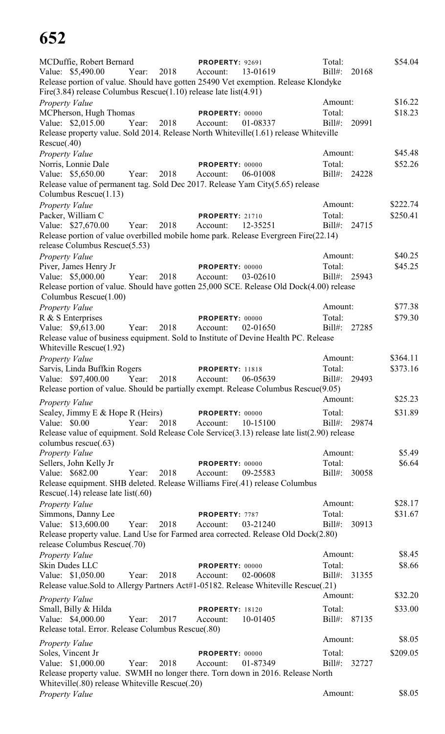MCDuffie, Robert Bernard **PROPERTY:** 92691 Total: $54.04
Value: $5,490.00 Year: 2018 Account: 13-01619 Bill#: 20168
Release portion of value. Should have gotten 25490 Vet exemption. Release Klondyke Fire(3.84) release Columbus Rescue(1.10) release late list(4.91)
*Property Value* Amount: $16.22

MCPherson, Hugh Thomas **PROPERTY:** 00000 Total: $18.23
Value: $2,015.00 Year: 2018 Account: 01-08337 Bill#: 20991
Release property value. Sold 2014. Release North Whiteville(1.61) release Whiteville Rescue(.40)
*Property Value* Amount: $45.48

Norris, Lonnie Dale **PROPERTY:** 00000 Total: $52.26
Value: $5,650.00 Year: 2018 Account: 06-01008 Bill#: 24228
Release value of permanent tag. Sold Dec 2017. Release Yam City(5.65) release Columbus Rescue(1.13)
*Property Value* Amount: $222.74

Packer, William C **PROPERTY:** 21710 Total: $250.41
Value: $27,670.00 Year: 2018 Account: 12-35251 Bill#: 24715
Release portion of value overbilled mobile home park. Release Evergreen Fire(22.14) release Columbus Rescue(5.53)
*Property Value* Amount: $40.25

Piver, James Henry Jr **PROPERTY:** 00000 Total: $45.25
Value: $5,000.00 Year: 2018 Account: 03-02610 Bill#: 25943
Release portion of value. Should have gotten 25,000 SCE. Release Old Dock(4.00) release Columbus Rescue(1.00)
*Property Value* Amount: $77.38

R & S Enterprises **PROPERTY:** 00000 Total: $79.30
Value: $9,613.00 Year: 2018 Account: 02-01650 Bill#: 27285
Release value of business equipment. Sold to Institute of Devine Health PC. Release Whiteville Rescue(1.92)
*Property Value* Amount: $364.11

Sarvis, Linda Buffkin Rogers **PROPERTY:** 11818 Total: $373.16
Value: $97,400.00 Year: 2018 Account: 06-05639 Bill#: 29493
Release portion of value. Should be partially exempt. Release Columbus Rescue(9.05)
*Property Value* Amount: $25.23

Sealey, Jimmy E & Hope R (Heirs) **PROPERTY:** 00000 Total: $31.89
Value: $0.00 Year: 2018 Account: 10-15100 Bill#: 29874
Release value of equipment. Sold Release Cole Service(3.13) release late list(2.90) release columbus rescue(.63)
*Property Value* Amount: $5.49

Sellers, John Kelly Jr **PROPERTY:** 00000 Total: $6.64
Value: $682.00 Year: 2018 Account: 09-25583 Bill#: 30058
Release equipment. SHB deleted. Release Williams Fire(.41) release Columbus Rescue(.14) release late list(.60)
*Property Value* Amount: $28.17

Simmons, Danny Lee **PROPERTY:** 7787 Total: $31.67
Value: $13,600.00 Year: 2018 Account: 03-21240 Bill#: 30913
Release property value. Land Use for Farmed area corrected. Release Old Dock(2.80) release Columbus Rescue(.70)
*Property Value* Amount: $8.45

Skin Dudes LLC **PROPERTY:** 00000 Total: $8.66
Value: $1,050.00 Year: 2018 Account: 02-00608 Bill#: 31355
Release value.Sold to Allergy Partners Act#1-05182. Release Whiteville Rescue(.21)
*Property Value* Amount: $32.20

Small, Billy & Hilda **PROPERTY:** 18120 Total: $33.00
Value: $4,000.00 Year: 2017 Account: 10-01405 Bill#: 87135
Release total. Error. Release Columbus Rescue(.80)
*Property Value* Amount: $8.05

Soles, Vincent Jr **PROPERTY:** 00000 Total: $209.05
Value: $1,000.00 Year: 2018 Account: 01-87349 Bill#: 32727
Release property value. SWMH no longer there. Torn down in 2016. Release North Whiteville(.80) release Whiteville Rescue(.20)
*Property Value* Amount: $8.05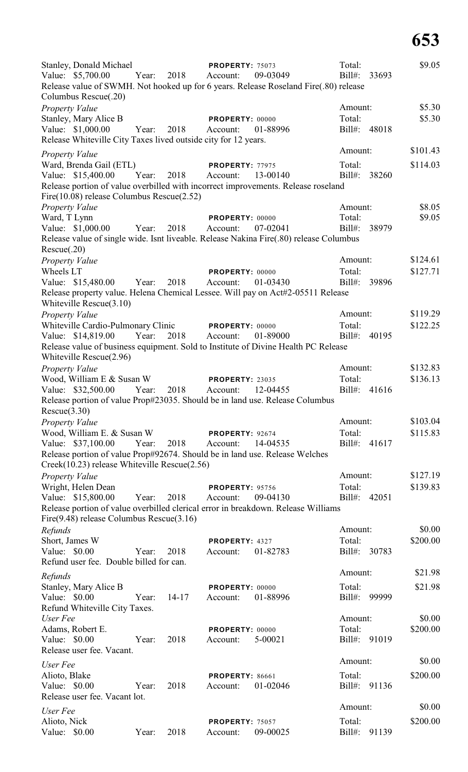Stanley, Donald Michael PROPERTY: 75073 Total: $9.05
Value: $5,700.00 Year: 2018 Account: 09-03049 Bill#: 33693
Release value of SWMH. Not hooked up for 6 years. Release Roseland Fire(.80) release Columbus Rescue(.20)

*Property Value* Amount: $5.30
Stanley, Mary Alice B PROPERTY: 00000 Total: $5.30
Value: $1,000.00 Year: 2018 Account: 01-88996 Bill#: 48018
Release Whiteville City Taxes lived outside city for 12 years.

*Property Value* Amount: $101.43
Ward, Brenda Gail (ETL) PROPERTY: 77975 Total: $114.03
Value: $15,400.00 Year: 2018 Account: 13-00140 Bill#: 38260
Release portion of value overbilled with incorrect improvements. Release roseland Fire(10.08) release Columbus Rescue(2.52)

*Property Value* Amount: $8.05
Ward, T Lynn PROPERTY: 00000 Total: $9.05
Value: $1,000.00 Year: 2018 Account: 07-02041 Bill#: 38979
Release value of single wide. Isnt liveable. Release Nakina Fire(.80) release Columbus Rescue(.20)

*Property Value* Amount: $124.61
Wheels LT PROPERTY: 00000 Total: $127.71
Value: $15,480.00 Year: 2018 Account: 01-03430 Bill#: 39896
Release property value. Helena Chemical Lessee. Will pay on Act#2-05511 Release Whiteville Rescue(3.10)

*Property Value* Amount: $119.29
Whiteville Cardio-Pulmonary Clinic PROPERTY: 00000 Total: $122.25
Value: $14,819.00 Year: 2018 Account: 01-89000 Bill#: 40195
Release value of business equipment. Sold to Institute of Divine Health PC Release Whiteville Rescue(2.96)

*Property Value* Amount: $132.83
Wood, William E & Susan W PROPERTY: 23035 Total: $136.13
Value: $32,500.00 Year: 2018 Account: 12-04455 Bill#: 41616
Release portion of value Prop#23035. Should be in land use. Release Columbus Rescue(3.30)

*Property Value* Amount: $103.04
Wood, William E. & Susan W PROPERTY: 92674 Total: $115.83
Value: $37,100.00 Year: 2018 Account: 14-04535 Bill#: 41617
Release portion of value Prop#92674. Should be in land use. Release Welches Creek(10.23) release Whiteville Rescue(2.56)

*Property Value* Amount: $127.19
Wright, Helen Dean PROPERTY: 95756 Total: $139.83
Value: $15,800.00 Year: 2018 Account: 09-04130 Bill#: 42051
Release portion of value overbilled clerical error in breakdown. Release Williams Fire(9.48) release Columbus Rescue(3.16)

*Refunds* Amount: $0.00
Short, James W PROPERTY: 4327 Total: $200.00
Value: $0.00 Year: 2018 Account: 01-82783 Bill#: 30783
Refund user fee. Double billed for can.

*Refunds* Amount: $21.98
Stanley, Mary Alice B PROPERTY: 00000 Total: $21.98
Value: $0.00 Year: 14-17 Account: 01-88996 Bill#: 99999
Refund Whiteville City Taxes.

*User Fee* Amount: $0.00
Adams, Robert E. PROPERTY: 00000 Total: $200.00
Value: $0.00 Year: 2018 Account: 5-00021 Bill#: 91019
Release user fee. Vacant.

*User Fee* Amount: $0.00
Alioto, Blake PROPERTY: 86661 Total: $200.00
Value: $0.00 Year: 2018 Account: 01-02046 Bill#: 91136
Release user fee. Vacant lot.

*User Fee* Amount: $0.00
Alioto, Nick PROPERTY: 75057 Total: $200.00
Value: $0.00 Year: 2018 Account: 09-00025 Bill#: 91139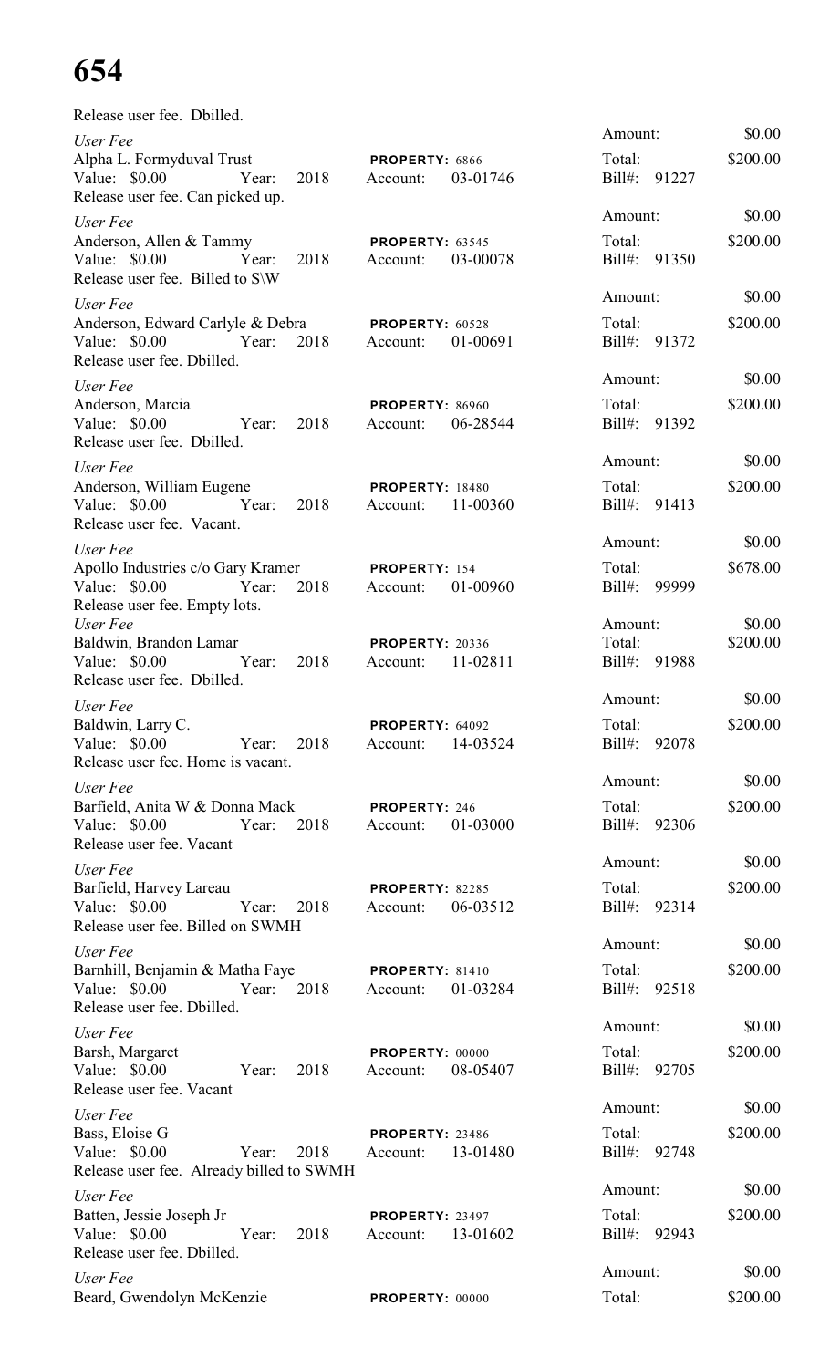Release user fee. Dbilled.

*User Fee*
Alpha L. Formyduval Trust PROPERTY: 6866
Value: $0.00 Year: 2018 Account: 03-01746
Release user fee. Can picked up.

Amount: $0.00
Total: $200.00
Bill#: 91227

*User Fee*
Anderson, Allen & Tammy PROPERTY: 63545
Value: $0.00 Year: 2018 Account: 03-00078
Release user fee. Billed to S\W

Amount: $0.00
Total: $200.00
Bill#: 91350

*User Fee*
Anderson, Edward Carlyle & Debra PROPERTY: 60528
Value: $0.00 Year: 2018 Account: 01-00691
Release user fee. Dbilled.

Amount: $0.00
Total: $200.00
Bill#: 91372

*User Fee*
Anderson, Marcia PROPERTY: 86960
Value: $0.00 Year: 2018 Account: 06-28544
Release user fee. Dbilled.

Amount: $0.00
Total: $200.00
Bill#: 91392

*User Fee*
Anderson, William Eugene PROPERTY: 18480
Value: $0.00 Year: 2018 Account: 11-00360
Release user fee. Vacant.

Amount: $0.00
Total: $200.00
Bill#: 91413

*User Fee*
Apollo Industries c/o Gary Kramer PROPERTY: 154
Value: $0.00 Year: 2018 Account: 01-00960
Release user fee. Empty lots.

Amount: $0.00
Total: $678.00
Bill#: 99999

*User Fee*
Baldwin, Brandon Lamar PROPERTY: 20336
Value: $0.00 Year: 2018 Account: 11-02811
Release user fee. Dbilled.

Amount: $0.00
Total: $200.00
Bill#: 91988

*User Fee*
Baldwin, Larry C. PROPERTY: 64092
Value: $0.00 Year: 2018 Account: 14-03524
Release user fee. Home is vacant.

Amount: $0.00
Total: $200.00
Bill#: 92078

*User Fee*
Barfield, Anita W & Donna Mack PROPERTY: 246
Value: $0.00 Year: 2018 Account: 01-03000
Release user fee. Vacant

Amount: $0.00
Total: $200.00
Bill#: 92306

*User Fee*
Barfield, Harvey Lareau PROPERTY: 82285
Value: $0.00 Year: 2018 Account: 06-03512
Release user fee. Billed on SWMH

Amount: $0.00
Total: $200.00
Bill#: 92314

*User Fee*
Barnhill, Benjamin & Matha Faye PROPERTY: 81410
Value: $0.00 Year: 2018 Account: 01-03284
Release user fee. Dbilled.

Amount: $0.00
Total: $200.00
Bill#: 92518

*User Fee*
Barsh, Margaret PROPERTY: 00000
Value: $0.00 Year: 2018 Account: 08-05407
Release user fee. Vacant

Amount: $0.00
Total: $200.00
Bill#: 92705

*User Fee*
Bass, Eloise G PROPERTY: 23486
Value: $0.00 Year: 2018 Account: 13-01480
Release user fee. Already billed to SWMH

Amount: $0.00
Total: $200.00
Bill#: 92748

*User Fee*
Batten, Jessie Joseph Jr PROPERTY: 23497
Value: $0.00 Year: 2018 Account: 13-01602
Release user fee. Dbilled.

Amount: $0.00
Total: $200.00
Bill#: 92943

*User Fee*
Beard, Gwendolyn McKenzie PROPERTY: 00000

Amount: $0.00
Total: $200.00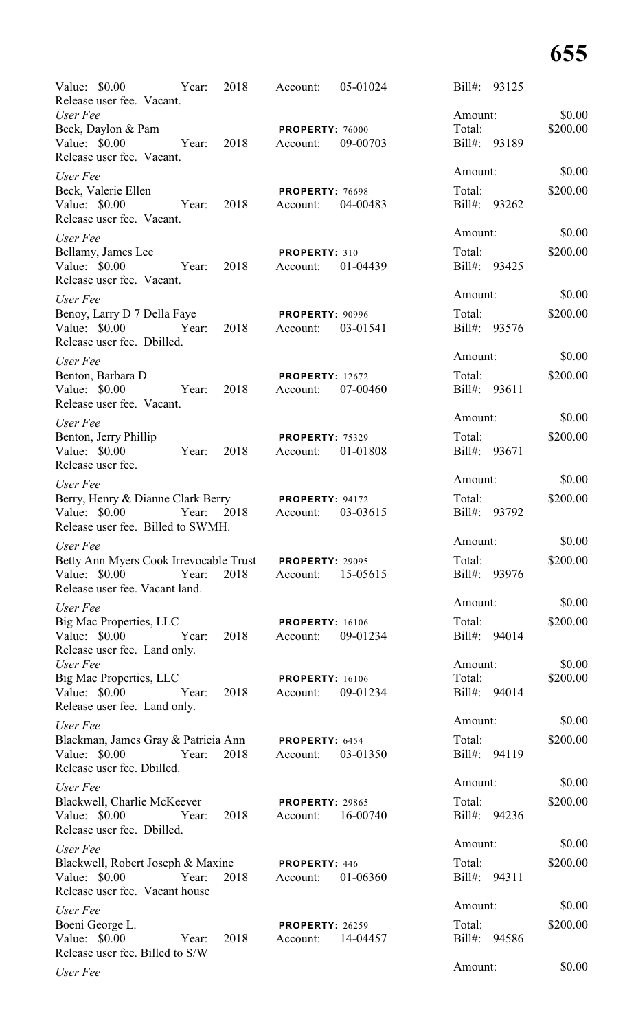Value: $0.00 Year: 2018 Account: 05-01024 Bill#: 93125
Release user fee. Vacant.

*User Fee*
Beck, Daylon & Pam **PROPERTY:** 76000 Amount: $0.00
Value: $0.00 Year: 2018 Account: 09-00703 Total: $200.00
Release user fee. Vacant. Bill#: 93189

*User Fee*
Beck, Valerie Ellen **PROPERTY:** 76698 Amount: $0.00
Value: $0.00 Year: 2018 Account: 04-00483 Total: $200.00
Release user fee. Vacant. Bill#: 93262

*User Fee*
Bellamy, James Lee **PROPERTY:** 310 Amount: $0.00
Value: $0.00 Year: 2018 Account: 01-04439 Total: $200.00
Release user fee. Vacant. Bill#: 93425

*User Fee*
Benoy, Larry D 7 Della Faye **PROPERTY:** 90996 Amount: $0.00
Value: $0.00 Year: 2018 Account: 03-01541 Total: $200.00
Release user fee. Dbilled. Bill#: 93576

*User Fee*
Benton, Barbara D **PROPERTY:** 12672 Amount: $0.00
Value: $0.00 Year: 2018 Account: 07-00460 Total: $200.00
Release user fee. Vacant. Bill#: 93611

*User Fee*
Benton, Jerry Phillip **PROPERTY:** 75329 Amount: $0.00
Value: $0.00 Year: 2018 Account: 01-01808 Total: $200.00
Release user fee. Bill#: 93671

*User Fee*
Berry, Henry & Dianne Clark Berry **PROPERTY:** 94172 Amount: $0.00
Value: $0.00 Year: 2018 Account: 03-03615 Total: $200.00
Release user fee. Billed to SWMH. Bill#: 93792

*User Fee*
Betty Ann Myers Cook Irrevocable Trust **PROPERTY:** 29095 Amount: $0.00
Value: $0.00 Year: 2018 Account: 15-05615 Total: $200.00
Release user fee. Vacant land. Bill#: 93976

*User Fee*
Big Mac Properties, LLC **PROPERTY:** 16106 Amount: $0.00
Value: $0.00 Year: 2018 Account: 09-01234 Total: $200.00
Release user fee. Land only. Bill#: 94014

*User Fee*
Big Mac Properties, LLC **PROPERTY:** 16106 Amount: $0.00
Value: $0.00 Year: 2018 Account: 09-01234 Total: $200.00
Release user fee. Land only. Bill#: 94014

*User Fee*
Blackman, James Gray & Patricia Ann **PROPERTY:** 6454 Amount: $0.00
Value: $0.00 Year: 2018 Account: 03-01350 Total: $200.00
Release user fee. Dbilled. Bill#: 94119

*User Fee*
Blackwell, Charlie McKeever **PROPERTY:** 29865 Amount: $0.00
Value: $0.00 Year: 2018 Account: 16-00740 Total: $200.00
Release user fee. Dbilled. Bill#: 94236

*User Fee*
Blackwell, Robert Joseph & Maxine **PROPERTY:** 446 Amount: $0.00
Value: $0.00 Year: 2018 Account: 01-06360 Total: $200.00
Release user fee. Vacant house Bill#: 94311

*User Fee*
Boeni George L. **PROPERTY:** 26259 Amount: $0.00
Value: $0.00 Year: 2018 Account: 14-04457 Total: $200.00
Release user fee. Billed to S/W Bill#: 94586

*User Fee* Amount: $0.00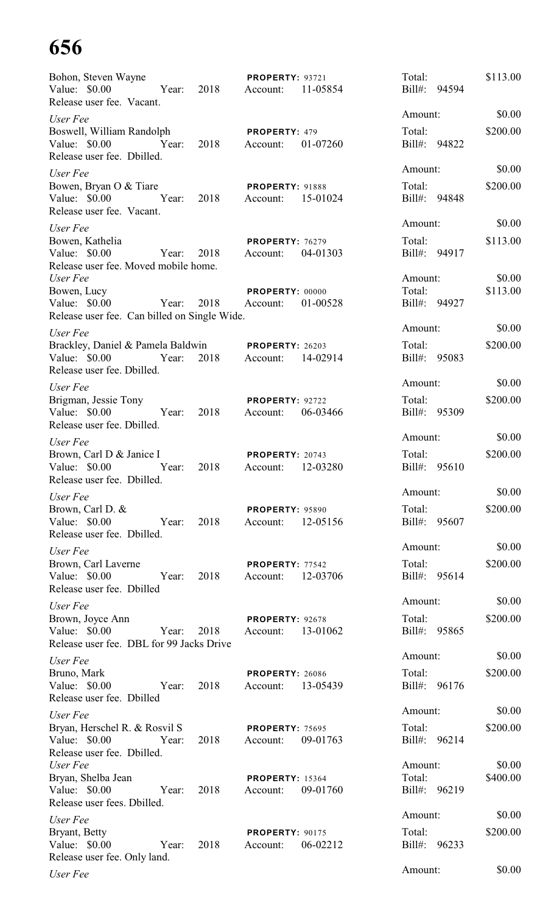Bohon, Steven Wayne | PROPERTY: 93721 | Total: $113.00
Value: $0.00 Year: 2018 Account: 11-05854 Bill#: 94594
Release user fee. Vacant.

*User Fee* Amount: $0.00

Boswell, William Randolph | PROPERTY: 479 | Total: $200.00
Value: $0.00 Year: 2018 Account: 01-07260 Bill#: 94822
Release user fee. Dbilled.

*User Fee* Amount: $0.00

Bowen, Bryan O & Tiare | PROPERTY: 91888 | Total: $200.00
Value: $0.00 Year: 2018 Account: 15-01024 Bill#: 94848
Release user fee. Vacant.

*User Fee* Amount: $0.00

Bowen, Kathelia | PROPERTY: 76279 | Total: $113.00
Value: $0.00 Year: 2018 Account: 04-01303 Bill#: 94917
Release user fee. Moved mobile home.

*User Fee* Amount: $0.00

Bowen, Lucy | PROPERTY: 00000 | Total: $113.00
Value: $0.00 Year: 2018 Account: 01-00528 Bill#: 94927
Release user fee. Can billed on Single Wide.

*User Fee* Amount: $0.00

Brackley, Daniel & Pamela Baldwin | PROPERTY: 26203 | Total: $200.00
Value: $0.00 Year: 2018 Account: 14-02914 Bill#: 95083
Release user fee. Dbilled.

*User Fee* Amount: $0.00

Brigman, Jessie Tony | PROPERTY: 92722 | Total: $200.00
Value: $0.00 Year: 2018 Account: 06-03466 Bill#: 95309
Release user fee. Dbilled.

*User Fee* Amount: $0.00

Brown, Carl D & Janice I | PROPERTY: 20743 | Total: $200.00
Value: $0.00 Year: 2018 Account: 12-03280 Bill#: 95610
Release user fee. Dbilled.

*User Fee* Amount: $0.00

Brown, Carl D. & | PROPERTY: 95890 | Total: $200.00
Value: $0.00 Year: 2018 Account: 12-05156 Bill#: 95607
Release user fee. Dbilled.

*User Fee* Amount: $0.00

Brown, Carl Laverne | PROPERTY: 77542 | Total: $200.00
Value: $0.00 Year: 2018 Account: 12-03706 Bill#: 95614
Release user fee. Dbilled

*User Fee* Amount: $0.00

Brown, Joyce Ann | PROPERTY: 92678 | Total: $200.00
Value: $0.00 Year: 2018 Account: 13-01062 Bill#: 95865
Release user fee. DBL for 99 Jacks Drive

*User Fee* Amount: $0.00

Bruno, Mark | PROPERTY: 26086 | Total: $200.00
Value: $0.00 Year: 2018 Account: 13-05439 Bill#: 96176
Release user fee. Dbilled

*User Fee* Amount: $0.00

Bryan, Herschel R. & Rosvil S | PROPERTY: 75695 | Total: $200.00
Value: $0.00 Year: 2018 Account: 09-01763 Bill#: 96214
Release user fee. Dbilled.

*User Fee* Amount: $0.00

Bryan, Shelba Jean | PROPERTY: 15364 | Total: $400.00
Value: $0.00 Year: 2018 Account: 09-01760 Bill#: 96219
Release user fees. Dbilled.

*User Fee* Amount: $0.00

Bryant, Betty | PROPERTY: 90175 | Total: $200.00
Value: $0.00 Year: 2018 Account: 06-02212 Bill#: 96233
Release user fee. Only land.

*User Fee* Amount: $0.00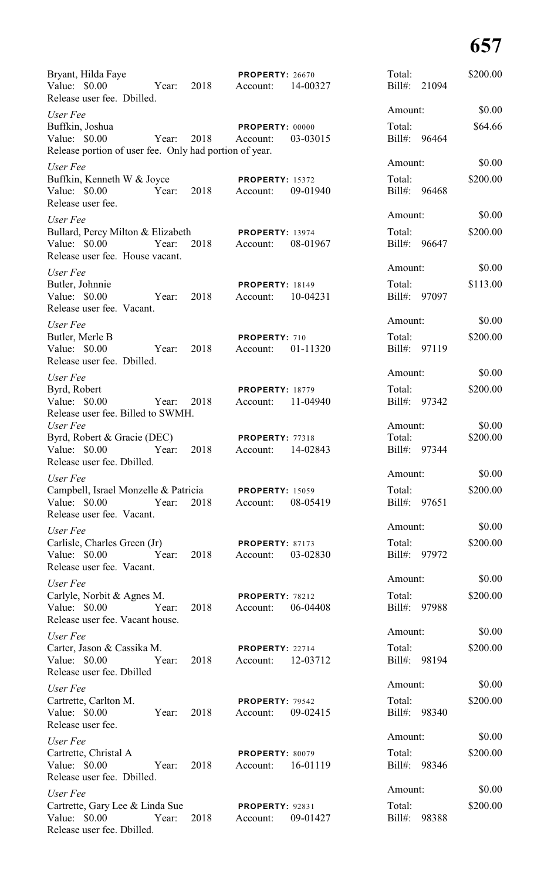Bryant, Hilda Faye | PROPERTY: 26670 | Total: $200.00
Value: $0.00 Year: 2018 Account: 14-00327 Bill#: 21094
Release user fee. Dbilled.

*User Fee* Amount: $0.00

Buffkin, Joshua | PROPERTY: 00000 | Total: $64.66
Value: $0.00 Year: 2018 Account: 03-03015 Bill#: 96464
Release portion of user fee. Only had portion of year.

*User Fee* Amount: $0.00

Buffkin, Kenneth W & Joyce | PROPERTY: 15372 | Total: $200.00
Value: $0.00 Year: 2018 Account: 09-01940 Bill#: 96468
Release user fee.

*User Fee* Amount: $0.00

Bullard, Percy Milton & Elizabeth | PROPERTY: 13974 | Total: $200.00
Value: $0.00 Year: 2018 Account: 08-01967 Bill#: 96647
Release user fee. House vacant.

*User Fee* Amount: $0.00

Butler, Johnnie | PROPERTY: 18149 | Total: $113.00
Value: $0.00 Year: 2018 Account: 10-04231 Bill#: 97097
Release user fee. Vacant.

*User Fee* Amount: $0.00

Butler, Merle B | PROPERTY: 710 | Total: $200.00
Value: $0.00 Year: 2018 Account: 01-11320 Bill#: 97119
Release user fee. Dbilled.

*User Fee* Amount: $0.00

Byrd, Robert | PROPERTY: 18779 | Total: $200.00
Value: $0.00 Year: 2018 Account: 11-04940 Bill#: 97342
Release user fee. Billed to SWMH.

*User Fee* Amount: $0.00

Byrd, Robert & Gracie (DEC) | PROPERTY: 77318 | Total: $200.00
Value: $0.00 Year: 2018 Account: 14-02843 Bill#: 97344
Release user fee. Dbilled.

*User Fee* Amount: $0.00

Campbell, Israel Monzelle & Patricia | PROPERTY: 15059 | Total: $200.00
Value: $0.00 Year: 2018 Account: 08-05419 Bill#: 97651
Release user fee. Vacant.

*User Fee* Amount: $0.00

Carlisle, Charles Green (Jr) | PROPERTY: 87173 | Total: $200.00
Value: $0.00 Year: 2018 Account: 03-02830 Bill#: 97972
Release user fee. Vacant.

*User Fee* Amount: $0.00

Carlyle, Norbit & Agnes M. | PROPERTY: 78212 | Total: $200.00
Value: $0.00 Year: 2018 Account: 06-04408 Bill#: 97988
Release user fee. Vacant house.

*User Fee* Amount: $0.00

Carter, Jason & Cassika M. | PROPERTY: 22714 | Total: $200.00
Value: $0.00 Year: 2018 Account: 12-03712 Bill#: 98194
Release user fee. Dbilled

*User Fee* Amount: $0.00

Cartrette, Carlton M. | PROPERTY: 79542 | Total: $200.00
Value: $0.00 Year: 2018 Account: 09-02415 Bill#: 98340
Release user fee.

*User Fee* Amount: $0.00

Cartrette, Christal A | PROPERTY: 80079 | Total: $200.00
Value: $0.00 Year: 2018 Account: 16-01119 Bill#: 98346
Release user fee. Dbilled.

*User Fee* Amount: $0.00

Cartrette, Gary Lee & Linda Sue | PROPERTY: 92831 | Total: $200.00
Value: $0.00 Year: 2018 Account: 09-01427 Bill#: 98388
Release user fee. Dbilled.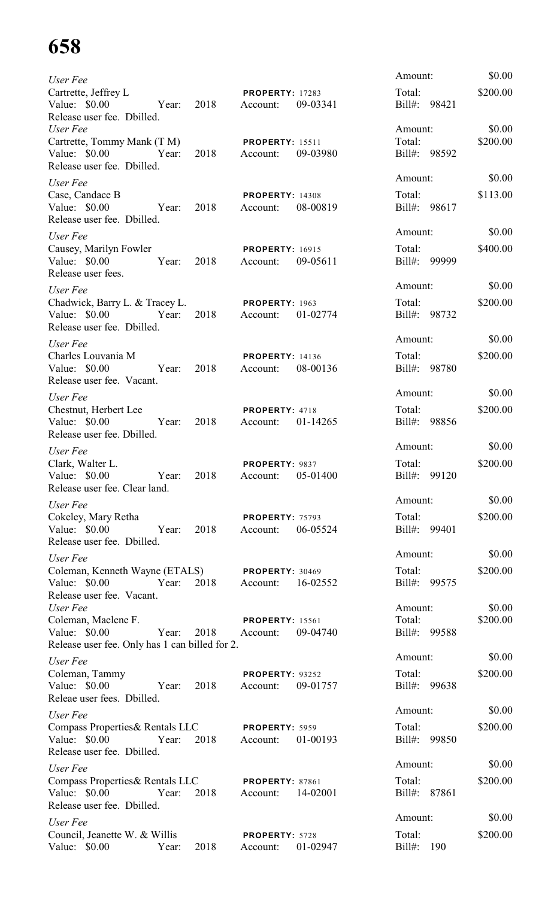# 658

*User Fee*
Cartrette, Jeffrey L — **PROPERTY:** 17283
Value: $0.00 Year: 2018 Account: 09-03341
Release user fee. Dbilled.
Amount: $0.00
Total: $200.00
Bill#: 98421

*User Fee*
Cartrette, Tommy Mank (T M) — **PROPERTY:** 15511
Value: $0.00 Year: 2018 Account: 09-03980
Release user fee. Dbilled.
Amount: $0.00
Total: $200.00
Bill#: 98592

*User Fee*
Case, Candace B — **PROPERTY:** 14308
Value: $0.00 Year: 2018 Account: 08-00819
Release user fee. Dbilled.
Amount: $0.00
Total: $113.00
Bill#: 98617

*User Fee*
Causey, Marilyn Fowler — **PROPERTY:** 16915
Value: $0.00 Year: 2018 Account: 09-05611
Release user fees.
Amount: $0.00
Total: $400.00
Bill#: 99999

*User Fee*
Chadwick, Barry L. & Tracey L. — **PROPERTY:** 1963
Value: $0.00 Year: 2018 Account: 01-02774
Release user fee. Dbilled.
Amount: $0.00
Total: $200.00
Bill#: 98732

*User Fee*
Charles Louvania M — **PROPERTY:** 14136
Value: $0.00 Year: 2018 Account: 08-00136
Release user fee. Vacant.
Amount: $0.00
Total: $200.00
Bill#: 98780

*User Fee*
Chestnut, Herbert Lee — **PROPERTY:** 4718
Value: $0.00 Year: 2018 Account: 01-14265
Release user fee. Dbilled.
Amount: $0.00
Total: $200.00
Bill#: 98856

*User Fee*
Clark, Walter L. — **PROPERTY:** 9837
Value: $0.00 Year: 2018 Account: 05-01400
Release user fee. Clear land.
Amount: $0.00
Total: $200.00
Bill#: 99120

*User Fee*
Cokeley, Mary Retha — **PROPERTY:** 75793
Value: $0.00 Year: 2018 Account: 06-05524
Release user fee. Dbilled.
Amount: $0.00
Total: $200.00
Bill#: 99401

*User Fee*
Coleman, Kenneth Wayne (ETALS) — **PROPERTY:** 30469
Value: $0.00 Year: 2018 Account: 16-02552
Release user fee. Vacant.
Amount: $0.00
Total: $200.00
Bill#: 99575

*User Fee*
Coleman, Maelene F. — **PROPERTY:** 15561
Value: $0.00 Year: 2018 Account: 09-04740
Release user fee. Only has 1 can billed for 2.
Amount: $0.00
Total: $200.00
Bill#: 99588

*User Fee*
Coleman, Tammy — **PROPERTY:** 93252
Value: $0.00 Year: 2018 Account: 09-01757
Releae user fees. Dbilled.
Amount: $0.00
Total: $200.00
Bill#: 99638

*User Fee*
Compass Properties& Rentals LLC — **PROPERTY:** 5959
Value: $0.00 Year: 2018 Account: 01-00193
Release user fee. Dbilled.
Amount: $0.00
Total: $200.00
Bill#: 99850

*User Fee*
Compass Properties& Rentals LLC — **PROPERTY:** 87861
Value: $0.00 Year: 2018 Account: 14-02001
Release user fee. Dbilled.
Amount: $0.00
Total: $200.00
Bill#: 87861

*User Fee*
Council, Jeanette W. & Willis — **PROPERTY:** 5728
Value: $0.00 Year: 2018 Account: 01-02947
Amount: $0.00
Total: $200.00
Bill#: 190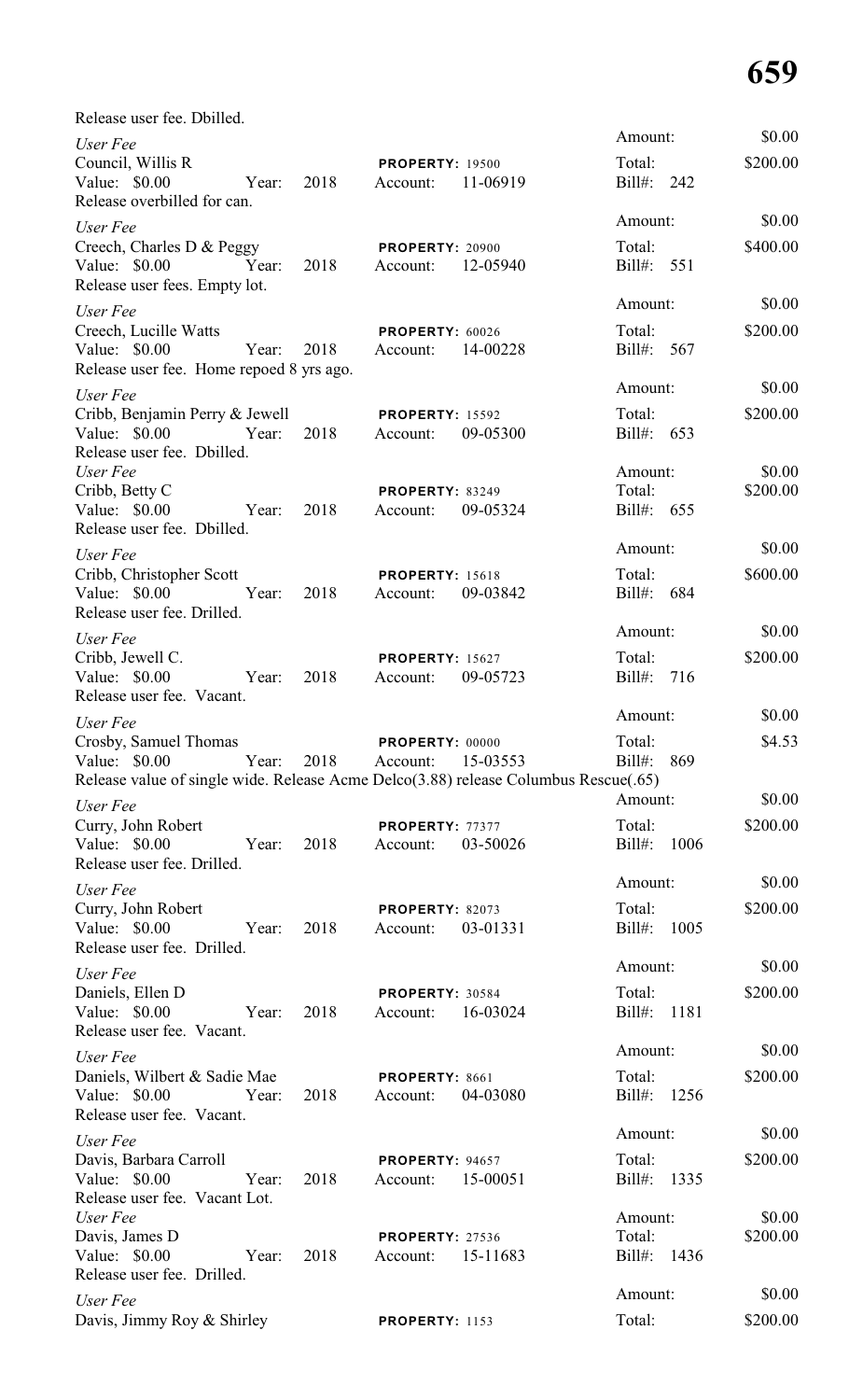Release user fee. Dbilled.

*User Fee*
Council, Willis R — PROPERTY: 19500 — Amount: $0.00
Value: $0.00 Year: 2018 Account: 11-06919 — Total: $200.00 — Bill#: 242
Release overbilled for can.

*User Fee*
Creech, Charles D & Peggy — PROPERTY: 20900 — Amount: $0.00
Value: $0.00 Year: 2018 Account: 12-05940 — Total: $400.00 — Bill#: 551
Release user fees. Empty lot.

*User Fee*
Creech, Lucille Watts — PROPERTY: 60026 — Amount: $0.00
Value: $0.00 Year: 2018 Account: 14-00228 — Total: $200.00 — Bill#: 567
Release user fee. Home repoed 8 yrs ago.

*User Fee*
Cribb, Benjamin Perry & Jewell — PROPERTY: 15592 — Amount: $0.00
Value: $0.00 Year: 2018 Account: 09-05300 — Total: $200.00 — Bill#: 653
Release user fee. Dbilled.

*User Fee*
Cribb, Betty C — PROPERTY: 83249 — Amount: $0.00
Value: $0.00 Year: 2018 Account: 09-05324 — Total: $200.00 — Bill#: 655
Release user fee. Dbilled.

*User Fee*
Cribb, Christopher Scott — PROPERTY: 15618 — Amount: $0.00
Value: $0.00 Year: 2018 Account: 09-03842 — Total: $600.00 — Bill#: 684
Release user fee. Drilled.

*User Fee*
Cribb, Jewell C. — PROPERTY: 15627 — Amount: $0.00
Value: $0.00 Year: 2018 Account: 09-05723 — Total: $200.00 — Bill#: 716
Release user fee. Vacant.

*User Fee*
Crosby, Samuel Thomas — PROPERTY: 00000 — Amount: $0.00
Value: $0.00 Year: 2018 Account: 15-03553 — Total: $4.53 — Bill#: 869
Release value of single wide. Release Acme Delco(3.88) release Columbus Rescue(.65)

*User Fee*
Curry, John Robert — PROPERTY: 77377 — Amount: $0.00
Value: $0.00 Year: 2018 Account: 03-50026 — Total: $200.00 — Bill#: 1006
Release user fee. Drilled.

*User Fee*
Curry, John Robert — PROPERTY: 82073 — Amount: $0.00
Value: $0.00 Year: 2018 Account: 03-01331 — Total: $200.00 — Bill#: 1005
Release user fee. Drilled.

*User Fee*
Daniels, Ellen D — PROPERTY: 30584 — Amount: $0.00
Value: $0.00 Year: 2018 Account: 16-03024 — Total: $200.00 — Bill#: 1181
Release user fee. Vacant.

*User Fee*
Daniels, Wilbert & Sadie Mae — PROPERTY: 8661 — Amount: $0.00
Value: $0.00 Year: 2018 Account: 04-03080 — Total: $200.00 — Bill#: 1256
Release user fee. Vacant.

*User Fee*
Davis, Barbara Carroll — PROPERTY: 94657 — Amount: $0.00
Value: $0.00 Year: 2018 Account: 15-00051 — Total: $200.00 — Bill#: 1335
Release user fee. Vacant Lot.

*User Fee*
Davis, James D — PROPERTY: 27536 — Amount: $0.00
Value: $0.00 Year: 2018 Account: 15-11683 — Total: $200.00 — Bill#: 1436
Release user fee. Drilled.

*User Fee*
Davis, Jimmy Roy & Shirley — PROPERTY: 1153 — Amount: $0.00
Total: $200.00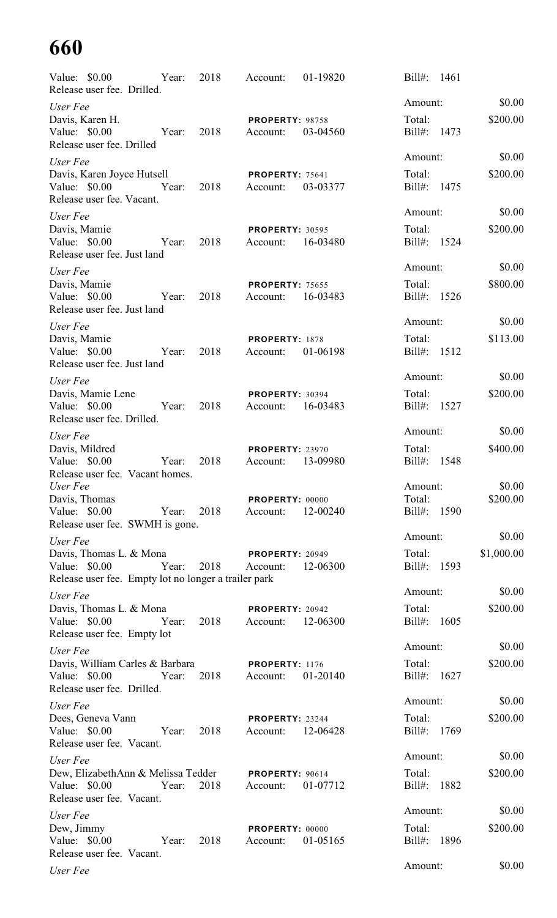Value: $0.00 Year: 2018 Account: 01-19820 Bill#: 1461
Release user fee. Drilled.

*User Fee* Amount: $0.00
Davis, Karen H. **PROPERTY:** 98758 Total: $200.00
Value: $0.00 Year: 2018 Account: 03-04560 Bill#: 1473
Release user fee. Drilled

*User Fee* Amount: $0.00
Davis, Karen Joyce Hutsell **PROPERTY:** 75641 Total: $200.00
Value: $0.00 Year: 2018 Account: 03-03377 Bill#: 1475
Release user fee. Vacant.

*User Fee* Amount: $0.00
Davis, Mamie **PROPERTY:** 30595 Total: $200.00
Value: $0.00 Year: 2018 Account: 16-03480 Bill#: 1524
Release user fee. Just land

*User Fee* Amount: $0.00
Davis, Mamie **PROPERTY:** 75655 Total: $800.00
Value: $0.00 Year: 2018 Account: 16-03483 Bill#: 1526
Release user fee. Just land

*User Fee* Amount: $0.00
Davis, Mamie **PROPERTY:** 1878 Total: $113.00
Value: $0.00 Year: 2018 Account: 01-06198 Bill#: 1512
Release user fee. Just land

*User Fee* Amount: $0.00
Davis, Mamie Lene **PROPERTY:** 30394 Total: $200.00
Value: $0.00 Year: 2018 Account: 16-03483 Bill#: 1527
Release user fee. Drilled.

*User Fee* Amount: $0.00
Davis, Mildred **PROPERTY:** 23970 Total: $400.00
Value: $0.00 Year: 2018 Account: 13-09980 Bill#: 1548
Release user fee. Vacant homes.

*User Fee* Amount: $0.00
Davis, Thomas **PROPERTY:** 00000 Total: $200.00
Value: $0.00 Year: 2018 Account: 12-00240 Bill#: 1590
Release user fee. SWMH is gone.

*User Fee* Amount: $0.00
Davis, Thomas L. & Mona **PROPERTY:** 20949 Total: $1,000.00
Value: $0.00 Year: 2018 Account: 12-06300 Bill#: 1593
Release user fee. Empty lot no longer a trailer park

*User Fee* Amount: $0.00
Davis, Thomas L. & Mona **PROPERTY:** 20942 Total: $200.00
Value: $0.00 Year: 2018 Account: 12-06300 Bill#: 1605
Release user fee. Empty lot

*User Fee* Amount: $0.00
Davis, William Carles & Barbara **PROPERTY:** 1176 Total: $200.00
Value: $0.00 Year: 2018 Account: 01-20140 Bill#: 1627
Release user fee. Drilled.

*User Fee* Amount: $0.00
Dees, Geneva Vann **PROPERTY:** 23244 Total: $200.00
Value: $0.00 Year: 2018 Account: 12-06428 Bill#: 1769
Release user fee. Vacant.

*User Fee* Amount: $0.00
Dew, ElizabethAnn & Melissa Tedder **PROPERTY:** 90614 Total: $200.00
Value: $0.00 Year: 2018 Account: 01-07712 Bill#: 1882
Release user fee. Vacant.

*User Fee* Amount: $0.00
Dew, Jimmy **PROPERTY:** 00000 Total: $200.00
Value: $0.00 Year: 2018 Account: 01-05165 Bill#: 1896
Release user fee. Vacant.

*User Fee* Amount: $0.00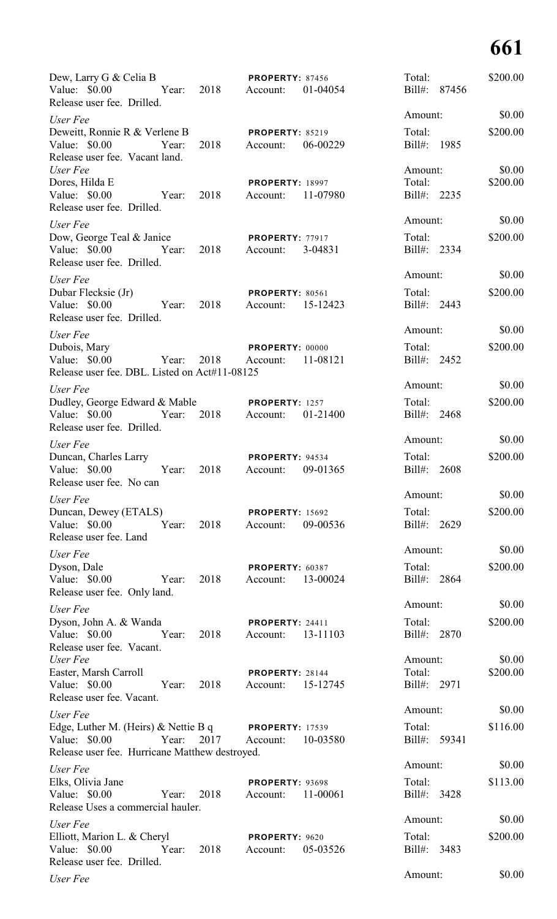Dew, Larry G & Celia B — **PROPERTY:** 87456 — Total: $200.00
Value: $0.00 Year: 2018 Account: 01-04054 Bill#: 87456
Release user fee. Drilled.

*User Fee* — Amount: $0.00

Deweitt, Ronnie R & Verlene B — **PROPERTY:** 85219 — Total: $200.00
Value: $0.00 Year: 2018 Account: 06-00229 Bill#: 1985
Release user fee. Vacant land.

*User Fee* — Amount: $0.00

Dores, Hilda E — **PROPERTY:** 18997 — Total: $200.00
Value: $0.00 Year: 2018 Account: 11-07980 Bill#: 2235
Release user fee. Drilled.

*User Fee* — Amount: $0.00

Dow, George Teal & Janice — **PROPERTY:** 77917 — Total: $200.00
Value: $0.00 Year: 2018 Account: 3-04831 Bill#: 2334
Release user fee. Drilled.

*User Fee* — Amount: $0.00

Dubar Flecksie (Jr) — **PROPERTY:** 80561 — Total: $200.00
Value: $0.00 Year: 2018 Account: 15-12423 Bill#: 2443
Release user fee. Drilled.

*User Fee* — Amount: $0.00

Dubois, Mary — **PROPERTY:** 00000 — Total: $200.00
Value: $0.00 Year: 2018 Account: 11-08121 Bill#: 2452
Release user fee. DBL. Listed on Act#11-08125

*User Fee* — Amount: $0.00

Dudley, George Edward & Mable — **PROPERTY:** 1257 — Total: $200.00
Value: $0.00 Year: 2018 Account: 01-21400 Bill#: 2468
Release user fee. Drilled.

*User Fee* — Amount: $0.00

Duncan, Charles Larry — **PROPERTY:** 94534 — Total: $200.00
Value: $0.00 Year: 2018 Account: 09-01365 Bill#: 2608
Release user fee. No can

*User Fee* — Amount: $0.00

Duncan, Dewey (ETALS) — **PROPERTY:** 15692 — Total: $200.00
Value: $0.00 Year: 2018 Account: 09-00536 Bill#: 2629
Release user fee. Land

*User Fee* — Amount: $0.00

Dyson, Dale — **PROPERTY:** 60387 — Total: $200.00
Value: $0.00 Year: 2018 Account: 13-00024 Bill#: 2864
Release user fee. Only land.

*User Fee* — Amount: $0.00

Dyson, John A. & Wanda — **PROPERTY:** 24411 — Total: $200.00
Value: $0.00 Year: 2018 Account: 13-11103 Bill#: 2870
Release user fee. Vacant.

*User Fee* — Amount: $0.00

Easter, Marsh Carroll — **PROPERTY:** 28144 — Total: $200.00
Value: $0.00 Year: 2018 Account: 15-12745 Bill#: 2971
Release user fee. Vacant.

*User Fee* — Amount: $0.00

Edge, Luther M. (Heirs) & Nettie B q — **PROPERTY:** 17539 — Total: $116.00
Value: $0.00 Year: 2017 Account: 10-03580 Bill#: 59341
Release user fee. Hurricane Matthew destroyed.

*User Fee* — Amount: $0.00

Elks, Olivia Jane — **PROPERTY:** 93698 — Total: $113.00
Value: $0.00 Year: 2018 Account: 11-00061 Bill#: 3428
Release Uses a commercial hauler.

*User Fee* — Amount: $0.00

Elliott, Marion L. & Cheryl — **PROPERTY:** 9620 — Total: $200.00
Value: $0.00 Year: 2018 Account: 05-03526 Bill#: 3483
Release user fee. Drilled.

*User Fee* — Amount: $0.00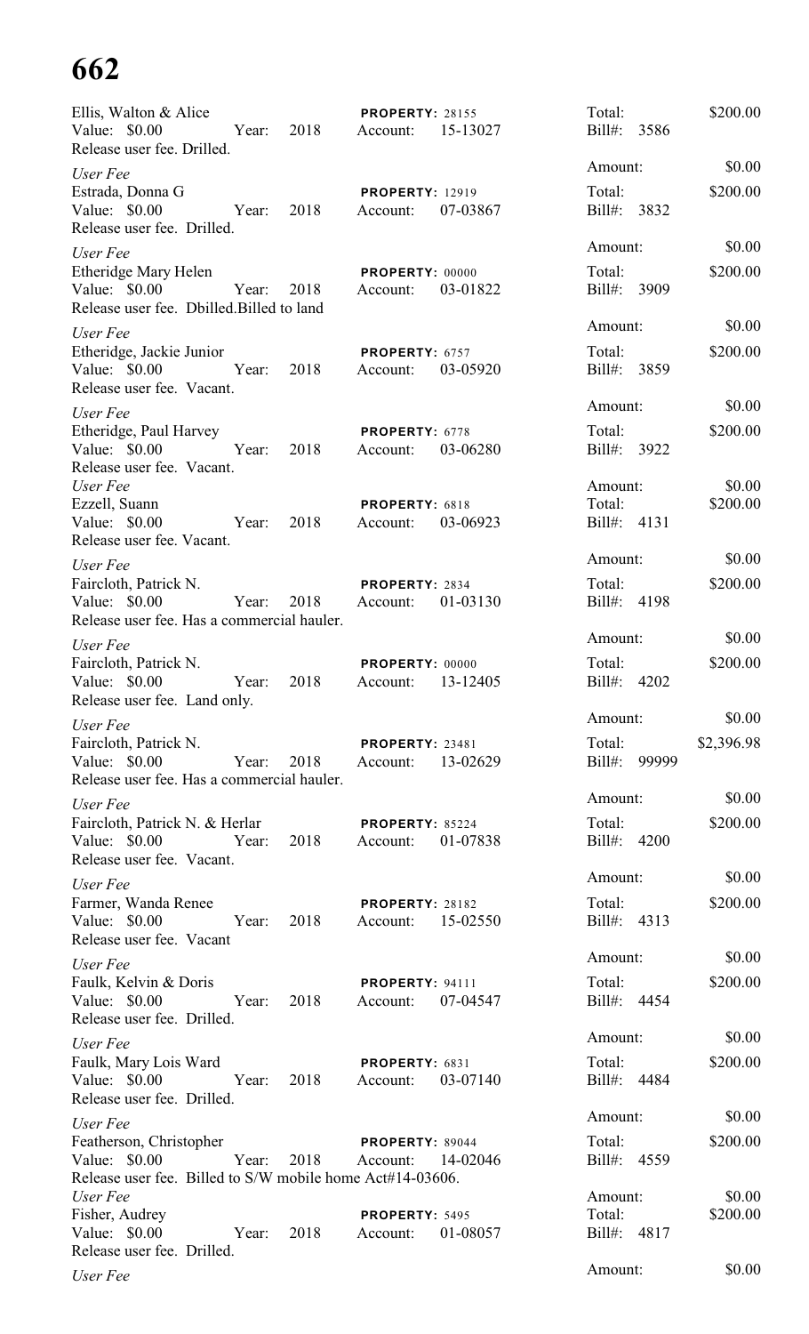Ellis, Walton & Alice | **PROPERTY:** 28155 | Total: $200.00
Value: $0.00 Year: 2018 Account: 15-13027 Bill#: 3586
Release user fee. Drilled.

*User Fee* Amount: $0.00
Estrada, Donna G **PROPERTY:** 12919 Total: $200.00
Value: $0.00 Year: 2018 Account: 07-03867 Bill#: 3832
Release user fee. Drilled.

*User Fee* Amount: $0.00
Etheridge Mary Helen **PROPERTY:** 00000 Total: $200.00
Value: $0.00 Year: 2018 Account: 03-01822 Bill#: 3909
Release user fee. Dbilled.Billed to land

*User Fee* Amount: $0.00
Etheridge, Jackie Junior **PROPERTY:** 6757 Total: $200.00
Value: $0.00 Year: 2018 Account: 03-05920 Bill#: 3859
Release user fee. Vacant.

*User Fee* Amount: $0.00
Etheridge, Paul Harvey **PROPERTY:** 6778 Total: $200.00
Value: $0.00 Year: 2018 Account: 03-06280 Bill#: 3922
Release user fee. Vacant.

*User Fee* Amount: $0.00
Ezzell, Suann **PROPERTY:** 6818 Total: $200.00
Value: $0.00 Year: 2018 Account: 03-06923 Bill#: 4131
Release user fee. Vacant.

*User Fee* Amount: $0.00
Faircloth, Patrick N. **PROPERTY:** 2834 Total: $200.00
Value: $0.00 Year: 2018 Account: 01-03130 Bill#: 4198
Release user fee. Has a commercial hauler.

*User Fee* Amount: $0.00
Faircloth, Patrick N. **PROPERTY:** 00000 Total: $200.00
Value: $0.00 Year: 2018 Account: 13-12405 Bill#: 4202
Release user fee. Land only.

*User Fee* Amount: $0.00
Faircloth, Patrick N. **PROPERTY:** 23481 Total: $2,396.98
Value: $0.00 Year: 2018 Account: 13-02629 Bill#: 99999
Release user fee. Has a commercial hauler.

*User Fee* Amount: $0.00
Faircloth, Patrick N. & Herlar **PROPERTY:** 85224 Total: $200.00
Value: $0.00 Year: 2018 Account: 01-07838 Bill#: 4200
Release user fee. Vacant.

*User Fee* Amount: $0.00
Farmer, Wanda Renee **PROPERTY:** 28182 Total: $200.00
Value: $0.00 Year: 2018 Account: 15-02550 Bill#: 4313
Release user fee. Vacant

*User Fee* Amount: $0.00
Faulk, Kelvin & Doris **PROPERTY:** 94111 Total: $200.00
Value: $0.00 Year: 2018 Account: 07-04547 Bill#: 4454
Release user fee. Drilled.

*User Fee* Amount: $0.00
Faulk, Mary Lois Ward **PROPERTY:** 6831 Total: $200.00
Value: $0.00 Year: 2018 Account: 03-07140 Bill#: 4484
Release user fee. Drilled.

*User Fee* Amount: $0.00
Featherson, Christopher **PROPERTY:** 89044 Total: $200.00
Value: $0.00 Year: 2018 Account: 14-02046 Bill#: 4559
Release user fee. Billed to S/W mobile home Act#14-03606.

*User Fee* Amount: $0.00
Fisher, Audrey **PROPERTY:** 5495 Total: $200.00
Value: $0.00 Year: 2018 Account: 01-08057 Bill#: 4817
Release user fee. Drilled.

*User Fee* Amount: $0.00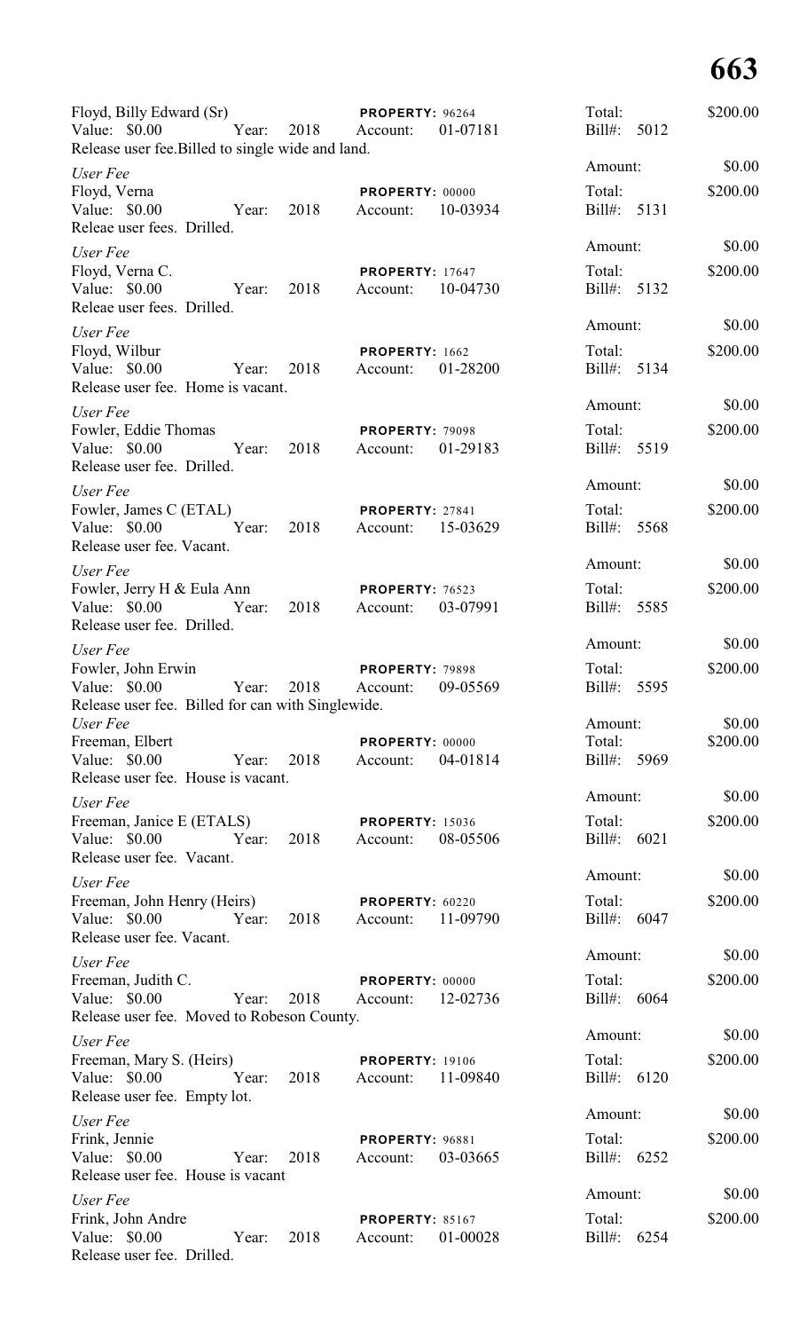Floyd, Billy Edward (Sr) | **PROPERTY:** 96264 | Total: $200.00
Value: $0.00 Year: 2018 Account: 01-07181 | Bill#: 5012
Release user fee.Billed to single wide and land.

*User Fee* | Amount: $0.00
Floyd, Verna | **PROPERTY:** 00000 | Total: $200.00
Value: $0.00 Year: 2018 Account: 10-03934 | Bill#: 5131
Releae user fees. Drilled.

*User Fee* | Amount: $0.00
Floyd, Verna C. | **PROPERTY:** 17647 | Total: $200.00
Value: $0.00 Year: 2018 Account: 10-04730 | Bill#: 5132
Releae user fees. Drilled.

*User Fee* | Amount: $0.00
Floyd, Wilbur | **PROPERTY:** 1662 | Total: $200.00
Value: $0.00 Year: 2018 Account: 01-28200 | Bill#: 5134
Release user fee. Home is vacant.

*User Fee* | Amount: $0.00
Fowler, Eddie Thomas | **PROPERTY:** 79098 | Total: $200.00
Value: $0.00 Year: 2018 Account: 01-29183 | Bill#: 5519
Release user fee. Drilled.

*User Fee* | Amount: $0.00
Fowler, James C (ETAL) | **PROPERTY:** 27841 | Total: $200.00
Value: $0.00 Year: 2018 Account: 15-03629 | Bill#: 5568
Release user fee. Vacant.

*User Fee* | Amount: $0.00
Fowler, Jerry H & Eula Ann | **PROPERTY:** 76523 | Total: $200.00
Value: $0.00 Year: 2018 Account: 03-07991 | Bill#: 5585
Release user fee. Drilled.

*User Fee* | Amount: $0.00
Fowler, John Erwin | **PROPERTY:** 79898 | Total: $200.00
Value: $0.00 Year: 2018 Account: 09-05569 | Bill#: 5595
Release user fee. Billed for can with Singlewide.

*User Fee* | Amount: $0.00
Freeman, Elbert | **PROPERTY:** 00000 | Total: $200.00
Value: $0.00 Year: 2018 Account: 04-01814 | Bill#: 5969
Release user fee. House is vacant.

*User Fee* | Amount: $0.00
Freeman, Janice E (ETALS) | **PROPERTY:** 15036 | Total: $200.00
Value: $0.00 Year: 2018 Account: 08-05506 | Bill#: 6021
Release user fee. Vacant.

*User Fee* | Amount: $0.00
Freeman, John Henry (Heirs) | **PROPERTY:** 60220 | Total: $200.00
Value: $0.00 Year: 2018 Account: 11-09790 | Bill#: 6047
Release user fee. Vacant.

*User Fee* | Amount: $0.00
Freeman, Judith C. | **PROPERTY:** 00000 | Total: $200.00
Value: $0.00 Year: 2018 Account: 12-02736 | Bill#: 6064
Release user fee. Moved to Robeson County.

*User Fee* | Amount: $0.00
Freeman, Mary S. (Heirs) | **PROPERTY:** 19106 | Total: $200.00
Value: $0.00 Year: 2018 Account: 11-09840 | Bill#: 6120
Release user fee. Empty lot.

*User Fee* | Amount: $0.00
Frink, Jennie | **PROPERTY:** 96881 | Total: $200.00
Value: $0.00 Year: 2018 Account: 03-03665 | Bill#: 6252
Release user fee. House is vacant

*User Fee* | Amount: $0.00
Frink, John Andre | **PROPERTY:** 85167 | Total: $200.00
Value: $0.00 Year: 2018 Account: 01-00028 | Bill#: 6254
Release user fee. Drilled.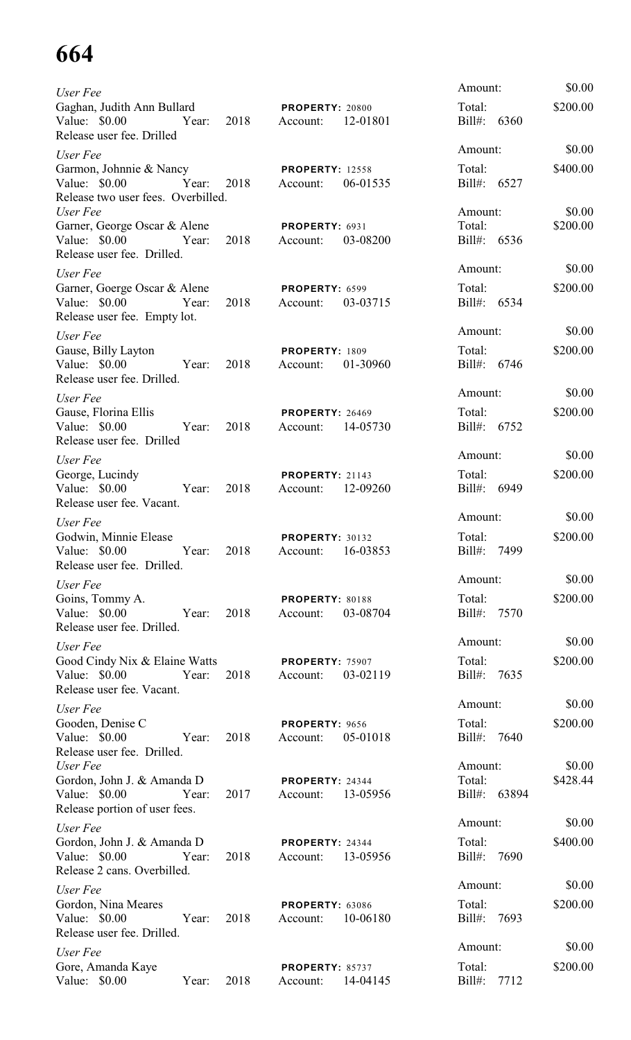*User Fee*
Gaghan, Judith Ann Bullard — **PROPERTY:** 20800
Value: $0.00 Year: 2018 Account: 12-01801
Release user fee. Drilled
Amount: $0.00
Total: $200.00
Bill#: 6360

*User Fee*
Garmon, Johnnie & Nancy — **PROPERTY:** 12558
Value: $0.00 Year: 2018 Account: 06-01535
Release two user fees. Overbilled.
Amount: $0.00
Total: $400.00
Bill#: 6527

*User Fee*
Garner, George Oscar & Alene — **PROPERTY:** 6931
Value: $0.00 Year: 2018 Account: 03-08200
Release user fee. Drilled.
Amount: $0.00
Total: $200.00
Bill#: 6536

*User Fee*
Garner, Goerge Oscar & Alene — **PROPERTY:** 6599
Value: $0.00 Year: 2018 Account: 03-03715
Release user fee. Empty lot.
Amount: $0.00
Total: $200.00
Bill#: 6534

*User Fee*
Gause, Billy Layton — **PROPERTY:** 1809
Value: $0.00 Year: 2018 Account: 01-30960
Release user fee. Drilled.
Amount: $0.00
Total: $200.00
Bill#: 6746

*User Fee*
Gause, Florina Ellis — **PROPERTY:** 26469
Value: $0.00 Year: 2018 Account: 14-05730
Release user fee. Drilled
Amount: $0.00
Total: $200.00
Bill#: 6752

*User Fee*
George, Lucindy — **PROPERTY:** 21143
Value: $0.00 Year: 2018 Account: 12-09260
Release user fee. Vacant.
Amount: $0.00
Total: $200.00
Bill#: 6949

*User Fee*
Godwin, Minnie Elease — **PROPERTY:** 30132
Value: $0.00 Year: 2018 Account: 16-03853
Release user fee. Drilled.
Amount: $0.00
Total: $200.00
Bill#: 7499

*User Fee*
Goins, Tommy A. — **PROPERTY:** 80188
Value: $0.00 Year: 2018 Account: 03-08704
Release user fee. Drilled.
Amount: $0.00
Total: $200.00
Bill#: 7570

*User Fee*
Good Cindy Nix & Elaine Watts — **PROPERTY:** 75907
Value: $0.00 Year: 2018 Account: 03-02119
Release user fee. Vacant.
Amount: $0.00
Total: $200.00
Bill#: 7635

*User Fee*
Gooden, Denise C — **PROPERTY:** 9656
Value: $0.00 Year: 2018 Account: 05-01018
Release user fee. Drilled.
Amount: $0.00
Total: $200.00
Bill#: 7640

*User Fee*
Gordon, John J. & Amanda D — **PROPERTY:** 24344
Value: $0.00 Year: 2017 Account: 13-05956
Release portion of user fees.
Amount: $0.00
Total: $428.44
Bill#: 63894

*User Fee*
Gordon, John J. & Amanda D — **PROPERTY:** 24344
Value: $0.00 Year: 2018 Account: 13-05956
Release 2 cans. Overbilled.
Amount: $0.00
Total: $400.00
Bill#: 7690

*User Fee*
Gordon, Nina Meares — **PROPERTY:** 63086
Value: $0.00 Year: 2018 Account: 10-06180
Release user fee. Drilled.
Amount: $0.00
Total: $200.00
Bill#: 7693

*User Fee*
Gore, Amanda Kaye — **PROPERTY:** 85737
Value: $0.00 Year: 2018 Account: 14-04145
Amount: $0.00
Total: $200.00
Bill#: 7712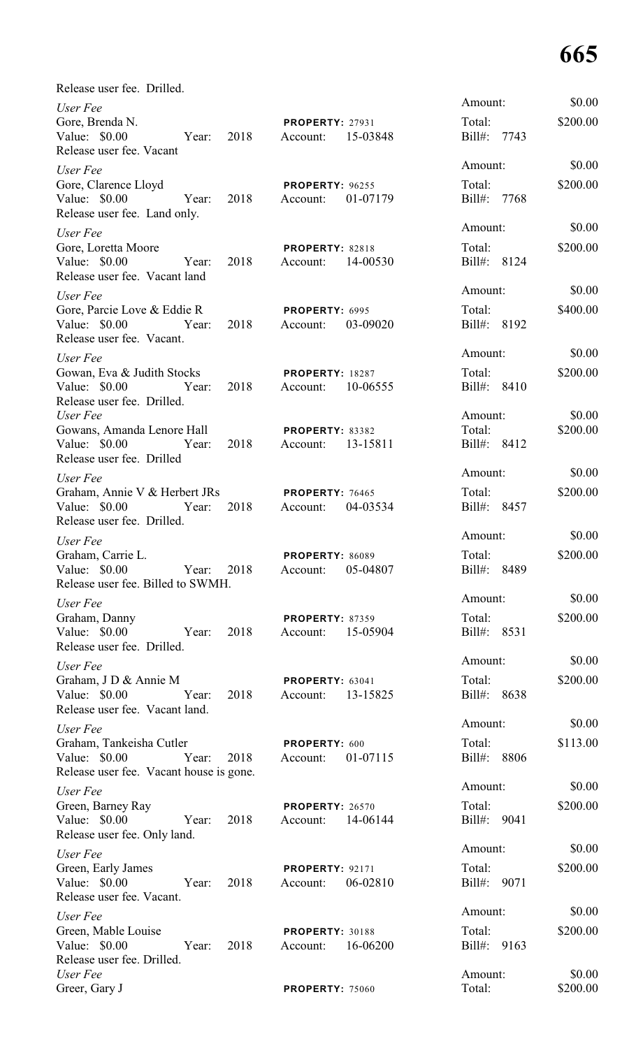Release user fee. Drilled.

*User Fee*
Gore, Brenda N. **PROPERTY:** 27931
Value: $0.00 Year: 2018 Account: 15-03848
Release user fee. Vacant
Amount: $0.00
Total: $200.00
Bill#: 7743

*User Fee*
Gore, Clarence Lloyd **PROPERTY:** 96255
Value: $0.00 Year: 2018 Account: 01-07179
Release user fee. Land only.
Amount: $0.00
Total: $200.00
Bill#: 7768

*User Fee*
Gore, Loretta Moore **PROPERTY:** 82818
Value: $0.00 Year: 2018 Account: 14-00530
Release user fee. Vacant land
Amount: $0.00
Total: $200.00
Bill#: 8124

*User Fee*
Gore, Parcie Love & Eddie R **PROPERTY:** 6995
Value: $0.00 Year: 2018 Account: 03-09020
Release user fee. Vacant.
Amount: $0.00
Total: $400.00
Bill#: 8192

*User Fee*
Gowan, Eva & Judith Stocks **PROPERTY:** 18287
Value: $0.00 Year: 2018 Account: 10-06555
Release user fee. Drilled.
Amount: $0.00
Total: $200.00
Bill#: 8410

*User Fee*
Gowans, Amanda Lenore Hall **PROPERTY:** 83382
Value: $0.00 Year: 2018 Account: 13-15811
Release user fee. Drilled
Amount: $0.00
Total: $200.00
Bill#: 8412

*User Fee*
Graham, Annie V & Herbert JRs **PROPERTY:** 76465
Value: $0.00 Year: 2018 Account: 04-03534
Release user fee. Drilled.
Amount: $0.00
Total: $200.00
Bill#: 8457

*User Fee*
Graham, Carrie L. **PROPERTY:** 86089
Value: $0.00 Year: 2018 Account: 05-04807
Release user fee. Billed to SWMH.
Amount: $0.00
Total: $200.00
Bill#: 8489

*User Fee*
Graham, Danny **PROPERTY:** 87359
Value: $0.00 Year: 2018 Account: 15-05904
Release user fee. Drilled.
Amount: $0.00
Total: $200.00
Bill#: 8531

*User Fee*
Graham, J D & Annie M **PROPERTY:** 63041
Value: $0.00 Year: 2018 Account: 13-15825
Release user fee. Vacant land.
Amount: $0.00
Total: $200.00
Bill#: 8638

*User Fee*
Graham, Tankeisha Cutler **PROPERTY:** 600
Value: $0.00 Year: 2018 Account: 01-07115
Release user fee. Vacant house is gone.
Amount: $0.00
Total: $113.00
Bill#: 8806

*User Fee*
Green, Barney Ray **PROPERTY:** 26570
Value: $0.00 Year: 2018 Account: 14-06144
Release user fee. Only land.
Amount: $0.00
Total: $200.00
Bill#: 9041

*User Fee*
Green, Early James **PROPERTY:** 92171
Value: $0.00 Year: 2018 Account: 06-02810
Release user fee. Vacant.
Amount: $0.00
Total: $200.00
Bill#: 9071

*User Fee*
Green, Mable Louise **PROPERTY:** 30188
Value: $0.00 Year: 2018 Account: 16-06200
Release user fee. Drilled.
Amount: $0.00
Total: $200.00
Bill#: 9163

*User Fee*
Greer, Gary J **PROPERTY:** 75060
Amount: $0.00
Total: $200.00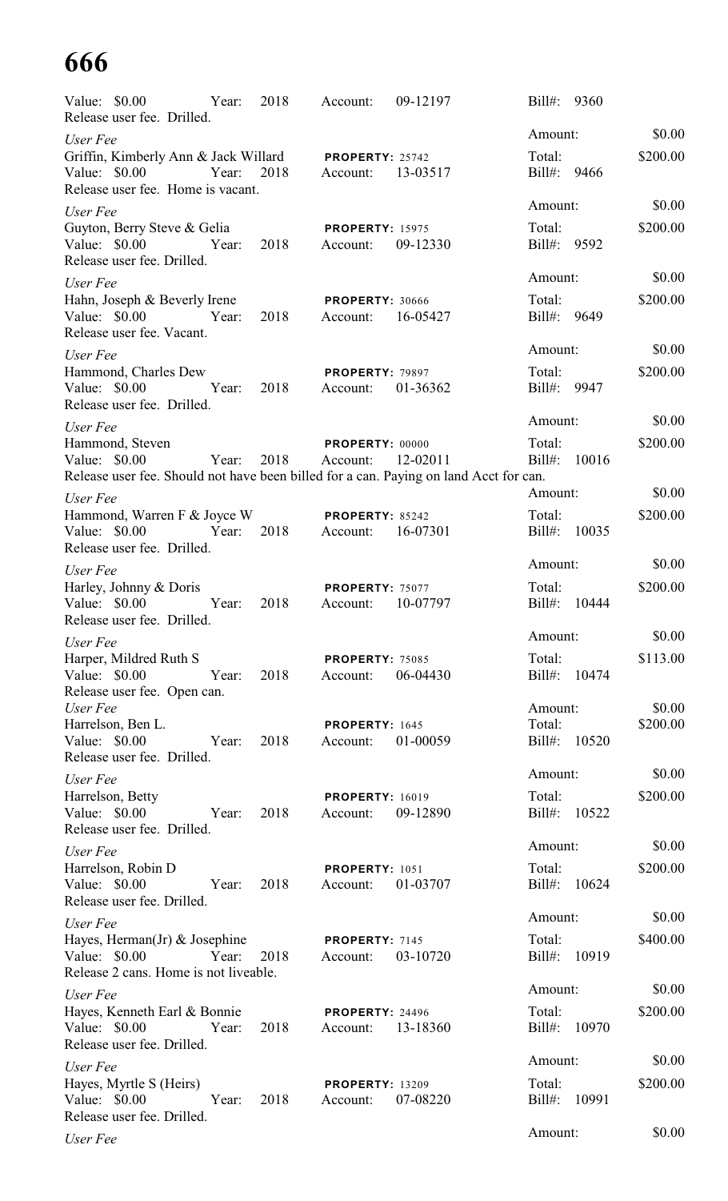Value: $0.00 Year: 2018 Account: 09-12197 Bill#: 9360
Release user fee. Drilled.

*User Fee* Amount: $0.00
Griffin, Kimberly Ann & Jack Willard **PROPERTY:** 25742 Total: $200.00
Value: $0.00 Year: 2018 Account: 13-03517 Bill#: 9466
Release user fee. Home is vacant.

*User Fee* Amount: $0.00
Guyton, Berry Steve & Gelia **PROPERTY:** 15975 Total: $200.00
Value: $0.00 Year: 2018 Account: 09-12330 Bill#: 9592
Release user fee. Drilled.

*User Fee* Amount: $0.00
Hahn, Joseph & Beverly Irene **PROPERTY:** 30666 Total: $200.00
Value: $0.00 Year: 2018 Account: 16-05427 Bill#: 9649
Release user fee. Vacant.

*User Fee* Amount: $0.00
Hammond, Charles Dew **PROPERTY:** 79897 Total: $200.00
Value: $0.00 Year: 2018 Account: 01-36362 Bill#: 9947
Release user fee. Drilled.

*User Fee* Amount: $0.00
Hammond, Steven **PROPERTY:** 00000 Total: $200.00
Value: $0.00 Year: 2018 Account: 12-02011 Bill#: 10016
Release user fee. Should not have been billed for a can. Paying on land Acct for can.

*User Fee* Amount: $0.00
Hammond, Warren F & Joyce W **PROPERTY:** 85242 Total: $200.00
Value: $0.00 Year: 2018 Account: 16-07301 Bill#: 10035
Release user fee. Drilled.

*User Fee* Amount: $0.00
Harley, Johnny & Doris **PROPERTY:** 75077 Total: $200.00
Value: $0.00 Year: 2018 Account: 10-07797 Bill#: 10444
Release user fee. Drilled.

*User Fee* Amount: $0.00
Harper, Mildred Ruth S **PROPERTY:** 75085 Total: $113.00
Value: $0.00 Year: 2018 Account: 06-04430 Bill#: 10474
Release user fee. Open can.

*User Fee* Amount: $0.00
Harrelson, Ben L. **PROPERTY:** 1645 Total: $200.00
Value: $0.00 Year: 2018 Account: 01-00059 Bill#: 10520
Release user fee. Drilled.

*User Fee* Amount: $0.00
Harrelson, Betty **PROPERTY:** 16019 Total: $200.00
Value: $0.00 Year: 2018 Account: 09-12890 Bill#: 10522
Release user fee. Drilled.

*User Fee* Amount: $0.00
Harrelson, Robin D **PROPERTY:** 1051 Total: $200.00
Value: $0.00 Year: 2018 Account: 01-03707 Bill#: 10624
Release user fee. Drilled.

*User Fee* Amount: $0.00
Hayes, Herman(Jr) & Josephine **PROPERTY:** 7145 Total: $400.00
Value: $0.00 Year: 2018 Account: 03-10720 Bill#: 10919
Release 2 cans. Home is not liveable.

*User Fee* Amount: $0.00
Hayes, Kenneth Earl & Bonnie **PROPERTY:** 24496 Total: $200.00
Value: $0.00 Year: 2018 Account: 13-18360 Bill#: 10970
Release user fee. Drilled.

*User Fee* Amount: $0.00
Hayes, Myrtle S (Heirs) **PROPERTY:** 13209 Total: $200.00
Value: $0.00 Year: 2018 Account: 07-08220 Bill#: 10991
Release user fee. Drilled.

*User Fee* Amount: $0.00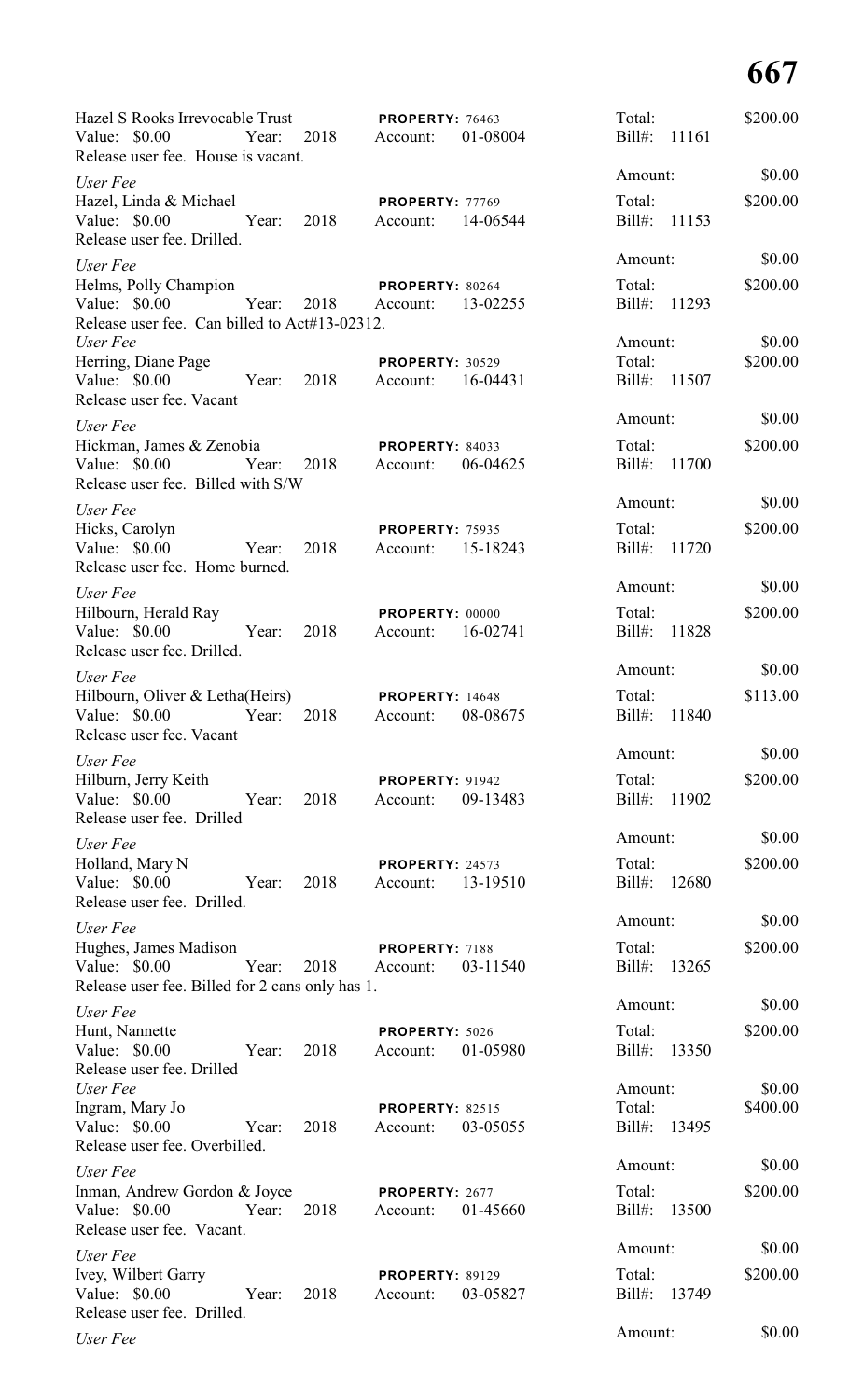Hazel S Rooks Irrevocable Trust PROPERTY: 76463 Total: $200.00
Value: $0.00 Year: 2018 Account: 01-08004 Bill#: 11161
Release user fee. House is vacant.

*User Fee* Amount: $0.00

Hazel, Linda & Michael PROPERTY: 77769 Total: $200.00
Value: $0.00 Year: 2018 Account: 14-06544 Bill#: 11153
Release user fee. Drilled.

*User Fee* Amount: $0.00

Helms, Polly Champion PROPERTY: 80264 Total: $200.00
Value: $0.00 Year: 2018 Account: 13-02255 Bill#: 11293
Release user fee. Can billed to Act#13-02312.

*User Fee* Amount: $0.00

Herring, Diane Page PROPERTY: 30529 Total: $200.00
Value: $0.00 Year: 2018 Account: 16-04431 Bill#: 11507
Release user fee. Vacant

*User Fee* Amount: $0.00

Hickman, James & Zenobia PROPERTY: 84033 Total: $200.00
Value: $0.00 Year: 2018 Account: 06-04625 Bill#: 11700
Release user fee. Billed with S/W

*User Fee* Amount: $0.00

Hicks, Carolyn PROPERTY: 75935 Total: $200.00
Value: $0.00 Year: 2018 Account: 15-18243 Bill#: 11720
Release user fee. Home burned.

*User Fee* Amount: $0.00

Hilbourn, Herald Ray PROPERTY: 00000 Total: $200.00
Value: $0.00 Year: 2018 Account: 16-02741 Bill#: 11828
Release user fee. Drilled.

*User Fee* Amount: $0.00

Hilbourn, Oliver & Letha(Heirs) PROPERTY: 14648 Total: $113.00
Value: $0.00 Year: 2018 Account: 08-08675 Bill#: 11840
Release user fee. Vacant

*User Fee* Amount: $0.00

Hilburn, Jerry Keith PROPERTY: 91942 Total: $200.00
Value: $0.00 Year: 2018 Account: 09-13483 Bill#: 11902
Release user fee. Drilled

*User Fee* Amount: $0.00

Holland, Mary N PROPERTY: 24573 Total: $200.00
Value: $0.00 Year: 2018 Account: 13-19510 Bill#: 12680
Release user fee. Drilled.

*User Fee* Amount: $0.00

Hughes, James Madison PROPERTY: 7188 Total: $200.00
Value: $0.00 Year: 2018 Account: 03-11540 Bill#: 13265
Release user fee. Billed for 2 cans only has 1.

*User Fee* Amount: $0.00

Hunt, Nannette PROPERTY: 5026 Total: $200.00
Value: $0.00 Year: 2018 Account: 01-05980 Bill#: 13350
Release user fee. Drilled

*User Fee* Amount: $0.00

Ingram, Mary Jo PROPERTY: 82515 Total: $400.00
Value: $0.00 Year: 2018 Account: 03-05055 Bill#: 13495
Release user fee. Overbilled.

*User Fee* Amount: $0.00

Inman, Andrew Gordon & Joyce PROPERTY: 2677 Total: $200.00
Value: $0.00 Year: 2018 Account: 01-45660 Bill#: 13500
Release user fee. Vacant.

*User Fee* Amount: $0.00

Ivey, Wilbert Garry PROPERTY: 89129 Total: $200.00
Value: $0.00 Year: 2018 Account: 03-05827 Bill#: 13749
Release user fee. Drilled.

*User Fee* Amount: $0.00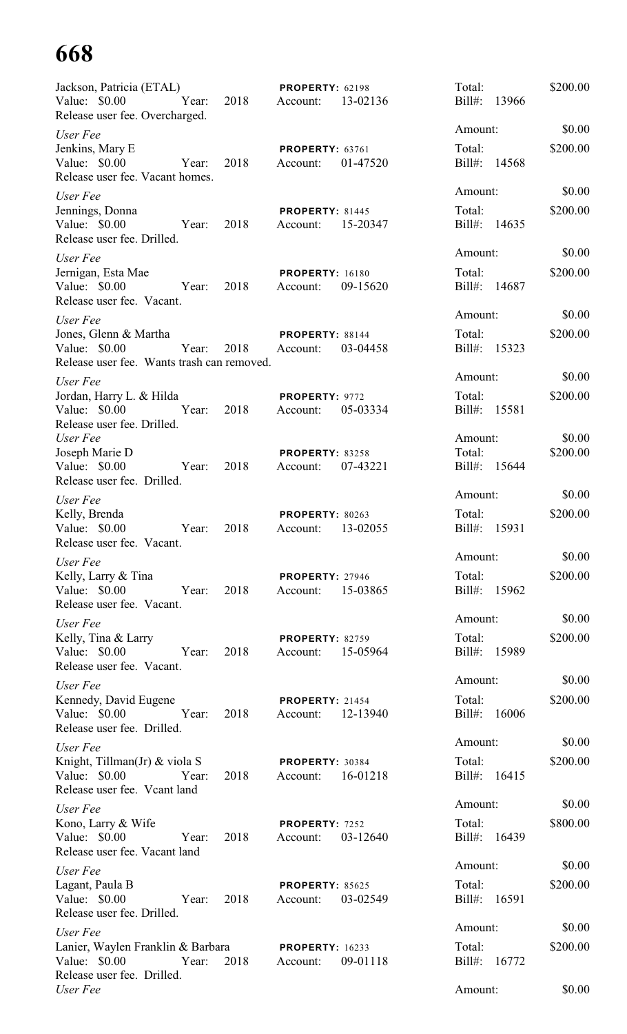Jackson, Patricia (ETAL) | PROPERTY: 62198 | Total: $200.00
Value: $0.00 Year: 2018 Account: 13-02136 Bill#: 13966
Release user fee. Overcharged.

*User Fee* | Amount: $0.00

Jenkins, Mary E | PROPERTY: 63761 | Total: $200.00
Value: $0.00 Year: 2018 Account: 01-47520 Bill#: 14568
Release user fee. Vacant homes.

*User Fee* | Amount: $0.00

Jennings, Donna | PROPERTY: 81445 | Total: $200.00
Value: $0.00 Year: 2018 Account: 15-20347 Bill#: 14635
Release user fee. Drilled.

*User Fee* | Amount: $0.00

Jernigan, Esta Mae | PROPERTY: 16180 | Total: $200.00
Value: $0.00 Year: 2018 Account: 09-15620 Bill#: 14687
Release user fee. Vacant.

*User Fee* | Amount: $0.00

Jones, Glenn & Martha | PROPERTY: 88144 | Total: $200.00
Value: $0.00 Year: 2018 Account: 03-04458 Bill#: 15323
Release user fee. Wants trash can removed.

*User Fee* | Amount: $0.00

Jordan, Harry L. & Hilda | PROPERTY: 9772 | Total: $200.00
Value: $0.00 Year: 2018 Account: 05-03334 Bill#: 15581
Release user fee. Drilled.

*User Fee* | Amount: $0.00

Joseph Marie D | PROPERTY: 83258 | Total: $200.00
Value: $0.00 Year: 2018 Account: 07-43221 Bill#: 15644
Release user fee. Drilled.

*User Fee* | Amount: $0.00

Kelly, Brenda | PROPERTY: 80263 | Total: $200.00
Value: $0.00 Year: 2018 Account: 13-02055 Bill#: 15931
Release user fee. Vacant.

*User Fee* | Amount: $0.00

Kelly, Larry & Tina | PROPERTY: 27946 | Total: $200.00
Value: $0.00 Year: 2018 Account: 15-03865 Bill#: 15962
Release user fee. Vacant.

*User Fee* | Amount: $0.00

Kelly, Tina & Larry | PROPERTY: 82759 | Total: $200.00
Value: $0.00 Year: 2018 Account: 15-05964 Bill#: 15989
Release user fee. Vacant.

*User Fee* | Amount: $0.00

Kennedy, David Eugene | PROPERTY: 21454 | Total: $200.00
Value: $0.00 Year: 2018 Account: 12-13940 Bill#: 16006
Release user fee. Drilled.

*User Fee* | Amount: $0.00

Knight, Tillman(Jr) & viola S | PROPERTY: 30384 | Total: $200.00
Value: $0.00 Year: 2018 Account: 16-01218 Bill#: 16415
Release user fee. Vcant land

*User Fee* | Amount: $0.00

Kono, Larry & Wife | PROPERTY: 7252 | Total: $800.00
Value: $0.00 Year: 2018 Account: 03-12640 Bill#: 16439
Release user fee. Vacant land

*User Fee* | Amount: $0.00

Lagant, Paula B | PROPERTY: 85625 | Total: $200.00
Value: $0.00 Year: 2018 Account: 03-02549 Bill#: 16591
Release user fee. Drilled.

*User Fee* | Amount: $0.00

Lanier, Waylen Franklin & Barbara | PROPERTY: 16233 | Total: $200.00
Value: $0.00 Year: 2018 Account: 09-01118 Bill#: 16772
Release user fee. Drilled.

*User Fee* | Amount: $0.00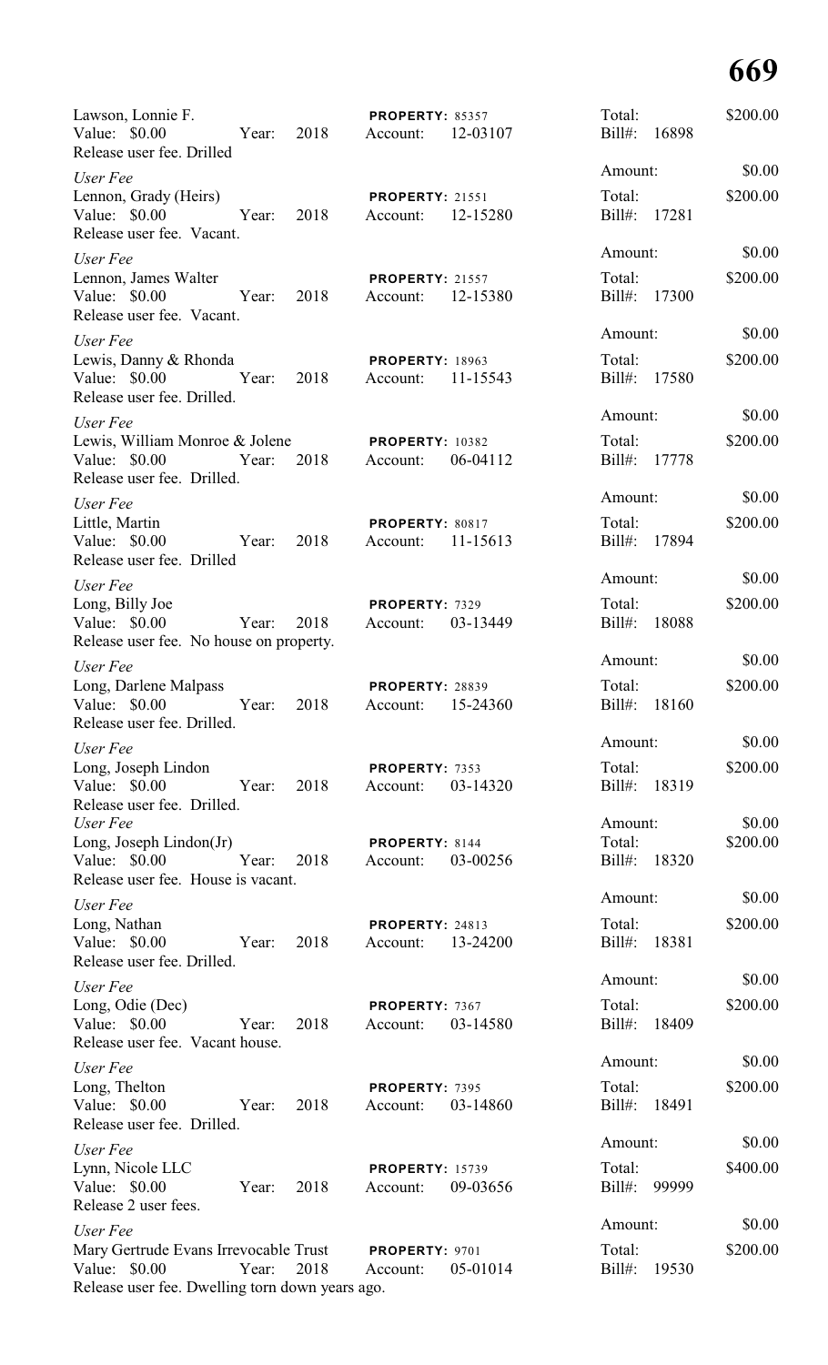Lawson, Lonnie F. | Value: $0.00 | Year: 2018 | **PROPERTY:** 85357 | Account: 12-03107 | Total: $200.00 | Bill#: 16898
Release user fee. Drilled

*User Fee* | Amount: $0.00

Lennon, Grady (Heirs) | Value: $0.00 | Year: 2018 | **PROPERTY:** 21551 | Account: 12-15280 | Total: $200.00 | Bill#: 17281
Release user fee. Vacant.

*User Fee* | Amount: $0.00

Lennon, James Walter | Value: $0.00 | Year: 2018 | **PROPERTY:** 21557 | Account: 12-15380 | Total: $200.00 | Bill#: 17300
Release user fee. Vacant.

*User Fee* | Amount: $0.00

Lewis, Danny & Rhonda | Value: $0.00 | Year: 2018 | **PROPERTY:** 18963 | Account: 11-15543 | Total: $200.00 | Bill#: 17580
Release user fee. Drilled.

*User Fee* | Amount: $0.00

Lewis, William Monroe & Jolene | Value: $0.00 | Year: 2018 | **PROPERTY:** 10382 | Account: 06-04112 | Total: $200.00 | Bill#: 17778
Release user fee. Drilled.

*User Fee* | Amount: $0.00

Little, Martin | Value: $0.00 | Year: 2018 | **PROPERTY:** 80817 | Account: 11-15613 | Total: $200.00 | Bill#: 17894
Release user fee. Drilled

*User Fee* | Amount: $0.00

Long, Billy Joe | Value: $0.00 | Year: 2018 | **PROPERTY:** 7329 | Account: 03-13449 | Total: $200.00 | Bill#: 18088
Release user fee. No house on property.

*User Fee* | Amount: $0.00

Long, Darlene Malpass | Value: $0.00 | Year: 2018 | **PROPERTY:** 28839 | Account: 15-24360 | Total: $200.00 | Bill#: 18160
Release user fee. Drilled.

*User Fee* | Amount: $0.00

Long, Joseph Lindon | Value: $0.00 | Year: 2018 | **PROPERTY:** 7353 | Account: 03-14320 | Total: $200.00 | Bill#: 18319
Release user fee. Drilled.

*User Fee* | Amount: $0.00

Long, Joseph Lindon(Jr) | Value: $0.00 | Year: 2018 | **PROPERTY:** 8144 | Account: 03-00256 | Total: $200.00 | Bill#: 18320
Release user fee. House is vacant.

*User Fee* | Amount: $0.00

Long, Nathan | Value: $0.00 | Year: 2018 | **PROPERTY:** 24813 | Account: 13-24200 | Total: $200.00 | Bill#: 18381
Release user fee. Drilled.

*User Fee* | Amount: $0.00

Long, Odie (Dec) | Value: $0.00 | Year: 2018 | **PROPERTY:** 7367 | Account: 03-14580 | Total: $200.00 | Bill#: 18409
Release user fee. Vacant house.

*User Fee* | Amount: $0.00

Long, Thelton | Value: $0.00 | Year: 2018 | **PROPERTY:** 7395 | Account: 03-14860 | Total: $200.00 | Bill#: 18491
Release user fee. Drilled.

*User Fee* | Amount: $0.00

Lynn, Nicole LLC | Value: $0.00 | Year: 2018 | **PROPERTY:** 15739 | Account: 09-03656 | Total: $400.00 | Bill#: 99999
Release 2 user fees.

*User Fee* | Amount: $0.00

Mary Gertrude Evans Irrevocable Trust | Value: $0.00 | Year: 2018 | **PROPERTY:** 9701 | Account: 05-01014 | Total: $200.00 | Bill#: 19530
Release user fee. Dwelling torn down years ago.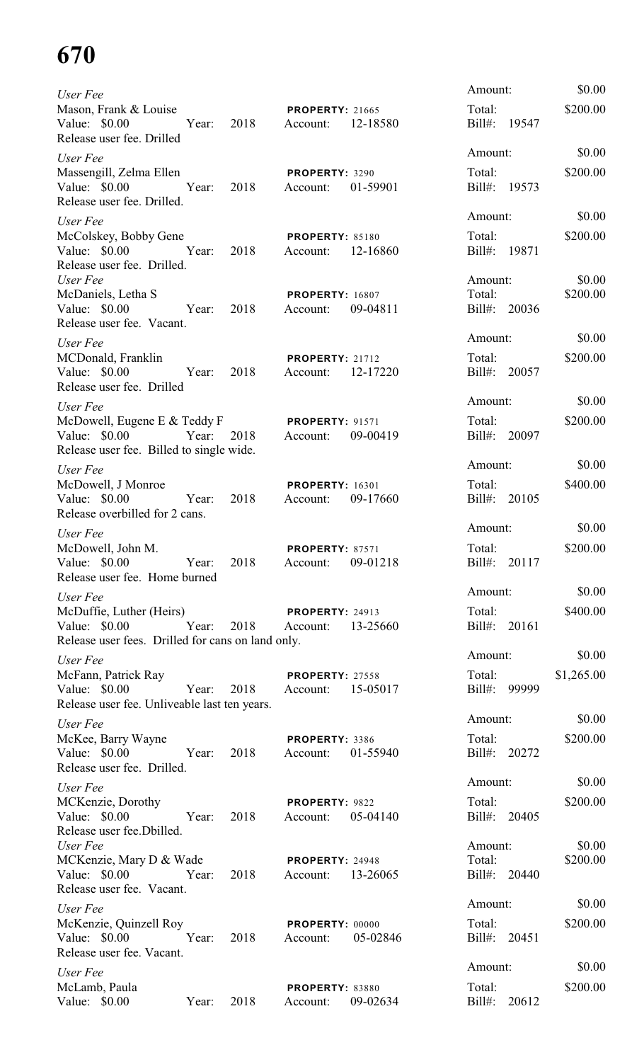*User Fee*
Mason, Frank & Louise — **PROPERTY:** 21665
Value: $0.00 — Year: 2018 — Account: 12-18580
Release user fee. Drilled
Amount: $0.00 — Total: $200.00 — Bill#: 19547

*User Fee*
Massengill, Zelma Ellen — **PROPERTY:** 3290
Value: $0.00 — Year: 2018 — Account: 01-59901
Release user fee. Drilled.
Amount: $0.00 — Total: $200.00 — Bill#: 19573

*User Fee*
McColskey, Bobby Gene — **PROPERTY:** 85180
Value: $0.00 — Year: 2018 — Account: 12-16860
Release user fee. Drilled.
Amount: $0.00 — Total: $200.00 — Bill#: 19871

*User Fee*
McDaniels, Letha S — **PROPERTY:** 16807
Value: $0.00 — Year: 2018 — Account: 09-04811
Release user fee. Vacant.
Amount: $0.00 — Total: $200.00 — Bill#: 20036

*User Fee*
MCDonald, Franklin — **PROPERTY:** 21712
Value: $0.00 — Year: 2018 — Account: 12-17220
Release user fee. Drilled
Amount: $0.00 — Total: $200.00 — Bill#: 20057

*User Fee*
McDowell, Eugene E & Teddy F — **PROPERTY:** 91571
Value: $0.00 — Year: 2018 — Account: 09-00419
Release user fee. Billed to single wide.
Amount: $0.00 — Total: $200.00 — Bill#: 20097

*User Fee*
McDowell, J Monroe — **PROPERTY:** 16301
Value: $0.00 — Year: 2018 — Account: 09-17660
Release overbilled for 2 cans.
Amount: $0.00 — Total: $400.00 — Bill#: 20105

*User Fee*
McDowell, John M. — **PROPERTY:** 87571
Value: $0.00 — Year: 2018 — Account: 09-01218
Release user fee. Home burned
Amount: $0.00 — Total: $200.00 — Bill#: 20117

*User Fee*
McDuffie, Luther (Heirs) — **PROPERTY:** 24913
Value: $0.00 — Year: 2018 — Account: 13-25660
Release user fees. Drilled for cans on land only.
Amount: $0.00 — Total: $400.00 — Bill#: 20161

*User Fee*
McFann, Patrick Ray — **PROPERTY:** 27558
Value: $0.00 — Year: 2018 — Account: 15-05017
Release user fee. Unliveable last ten years.
Amount: $0.00 — Total: $1,265.00 — Bill#: 99999

*User Fee*
McKee, Barry Wayne — **PROPERTY:** 3386
Value: $0.00 — Year: 2018 — Account: 01-55940
Release user fee. Drilled.
Amount: $0.00 — Total: $200.00 — Bill#: 20272

*User Fee*
MCKenzie, Dorothy — **PROPERTY:** 9822
Value: $0.00 — Year: 2018 — Account: 05-04140
Release user fee.Dbilled.
Amount: $0.00 — Total: $200.00 — Bill#: 20405

*User Fee*
MCKenzie, Mary D & Wade — **PROPERTY:** 24948
Value: $0.00 — Year: 2018 — Account: 13-26065
Release user fee. Vacant.
Amount: $0.00 — Total: $200.00 — Bill#: 20440

*User Fee*
McKenzie, Quinzell Roy — **PROPERTY:** 00000
Value: $0.00 — Year: 2018 — Account: 05-02846
Release user fee. Vacant.
Amount: $0.00 — Total: $200.00 — Bill#: 20451

*User Fee*
McLamb, Paula — **PROPERTY:** 83880
Value: $0.00 — Year: 2018 — Account: 09-02634
Amount: $0.00 — Total: $200.00 — Bill#: 20612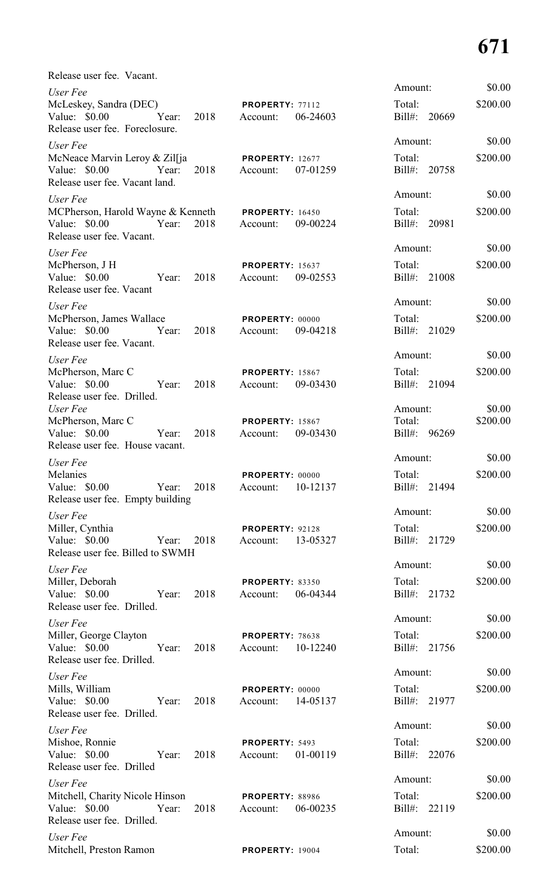Release user fee. Vacant.

*User Fee*
McLeskey, Sandra (DEC) **PROPERTY:** 77112
Value: $0.00 Year: 2018 Account: 06-24603
Release user fee. Foreclosure.
Amount: $0.00
Total: $200.00
Bill#: 20669

*User Fee*
McNeace Marvin Leroy & Zil[ja **PROPERTY:** 12677
Value: $0.00 Year: 2018 Account: 07-01259
Release user fee. Vacant land.
Amount: $0.00
Total: $200.00
Bill#: 20758

*User Fee*
MCPherson, Harold Wayne & Kenneth **PROPERTY:** 16450
Value: $0.00 Year: 2018 Account: 09-00224
Release user fee. Vacant.
Amount: $0.00
Total: $200.00
Bill#: 20981

*User Fee*
McPherson, J H **PROPERTY:** 15637
Value: $0.00 Year: 2018 Account: 09-02553
Release user fee. Vacant
Amount: $0.00
Total: $200.00
Bill#: 21008

*User Fee*
McPherson, James Wallace **PROPERTY:** 00000
Value: $0.00 Year: 2018 Account: 09-04218
Release user fee. Vacant.
Amount: $0.00
Total: $200.00
Bill#: 21029

*User Fee*
McPherson, Marc C **PROPERTY:** 15867
Value: $0.00 Year: 2018 Account: 09-03430
Release user fee. Drilled.
Amount: $0.00
Total: $200.00
Bill#: 21094

*User Fee*
McPherson, Marc C **PROPERTY:** 15867
Value: $0.00 Year: 2018 Account: 09-03430
Release user fee. House vacant.
Amount: $0.00
Total: $200.00
Bill#: 96269

*User Fee*
Melanies **PROPERTY:** 00000
Value: $0.00 Year: 2018 Account: 10-12137
Release user fee. Empty building
Amount: $0.00
Total: $200.00
Bill#: 21494

*User Fee*
Miller, Cynthia **PROPERTY:** 92128
Value: $0.00 Year: 2018 Account: 13-05327
Release user fee. Billed to SWMH
Amount: $0.00
Total: $200.00
Bill#: 21729

*User Fee*
Miller, Deborah **PROPERTY:** 83350
Value: $0.00 Year: 2018 Account: 06-04344
Release user fee. Drilled.
Amount: $0.00
Total: $200.00
Bill#: 21732

*User Fee*
Miller, George Clayton **PROPERTY:** 78638
Value: $0.00 Year: 2018 Account: 10-12240
Release user fee. Drilled.
Amount: $0.00
Total: $200.00
Bill#: 21756

*User Fee*
Mills, William **PROPERTY:** 00000
Value: $0.00 Year: 2018 Account: 14-05137
Release user fee. Drilled.
Amount: $0.00
Total: $200.00
Bill#: 21977

*User Fee*
Mishoe, Ronnie **PROPERTY:** 5493
Value: $0.00 Year: 2018 Account: 01-00119
Release user fee. Drilled
Amount: $0.00
Total: $200.00
Bill#: 22076

*User Fee*
Mitchell, Charity Nicole Hinson **PROPERTY:** 88986
Value: $0.00 Year: 2018 Account: 06-00235
Release user fee. Drilled.
Amount: $0.00
Total: $200.00
Bill#: 22119

*User Fee*
Mitchell, Preston Ramon **PROPERTY:** 19004
Amount: $0.00
Total: $200.00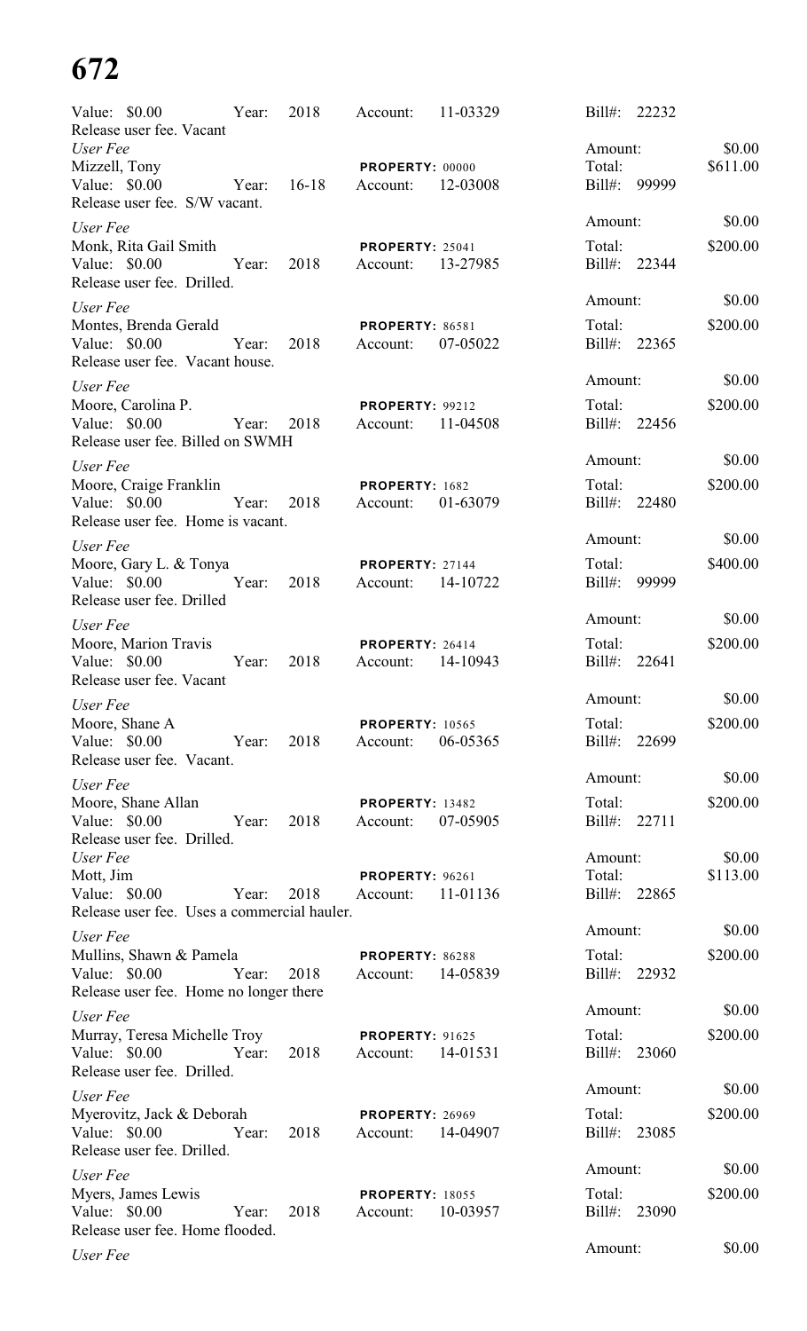Value: $0.00 Year: 2018 Account: 11-03329 Bill#: 22232
Release user fee. Vacant

*User Fee* Amount: $0.00
Mizzell, Tony **PROPERTY:** 00000 Total: $611.00
Value: $0.00 Year: 16-18 Account: 12-03008 Bill#: 99999
Release user fee. S/W vacant.

*User Fee* Amount: $0.00
Monk, Rita Gail Smith **PROPERTY:** 25041 Total: $200.00
Value: $0.00 Year: 2018 Account: 13-27985 Bill#: 22344
Release user fee. Drilled.

*User Fee* Amount: $0.00
Montes, Brenda Gerald **PROPERTY:** 86581 Total: $200.00
Value: $0.00 Year: 2018 Account: 07-05022 Bill#: 22365
Release user fee. Vacant house.

*User Fee* Amount: $0.00
Moore, Carolina P. **PROPERTY:** 99212 Total: $200.00
Value: $0.00 Year: 2018 Account: 11-04508 Bill#: 22456
Release user fee. Billed on SWMH

*User Fee* Amount: $0.00
Moore, Craige Franklin **PROPERTY:** 1682 Total: $200.00
Value: $0.00 Year: 2018 Account: 01-63079 Bill#: 22480
Release user fee. Home is vacant.

*User Fee* Amount: $0.00
Moore, Gary L. & Tonya **PROPERTY:** 27144 Total: $400.00
Value: $0.00 Year: 2018 Account: 14-10722 Bill#: 99999
Release user fee. Drilled

*User Fee* Amount: $0.00
Moore, Marion Travis **PROPERTY:** 26414 Total: $200.00
Value: $0.00 Year: 2018 Account: 14-10943 Bill#: 22641
Release user fee. Vacant

*User Fee* Amount: $0.00
Moore, Shane A **PROPERTY:** 10565 Total: $200.00
Value: $0.00 Year: 2018 Account: 06-05365 Bill#: 22699
Release user fee. Vacant.

*User Fee* Amount: $0.00
Moore, Shane Allan **PROPERTY:** 13482 Total: $200.00
Value: $0.00 Year: 2018 Account: 07-05905 Bill#: 22711
Release user fee. Drilled.

*User Fee* Amount: $0.00
Mott, Jim **PROPERTY:** 96261 Total: $113.00
Value: $0.00 Year: 2018 Account: 11-01136 Bill#: 22865
Release user fee. Uses a commercial hauler.

*User Fee* Amount: $0.00
Mullins, Shawn & Pamela **PROPERTY:** 86288 Total: $200.00
Value: $0.00 Year: 2018 Account: 14-05839 Bill#: 22932
Release user fee. Home no longer there

*User Fee* Amount: $0.00
Murray, Teresa Michelle Troy **PROPERTY:** 91625 Total: $200.00
Value: $0.00 Year: 2018 Account: 14-01531 Bill#: 23060
Release user fee. Drilled.

*User Fee* Amount: $0.00
Myerovitz, Jack & Deborah **PROPERTY:** 26969 Total: $200.00
Value: $0.00 Year: 2018 Account: 14-04907 Bill#: 23085
Release user fee. Drilled.

*User Fee* Amount: $0.00
Myers, James Lewis **PROPERTY:** 18055 Total: $200.00
Value: $0.00 Year: 2018 Account: 10-03957 Bill#: 23090
Release user fee. Home flooded.

*User Fee* Amount: $0.00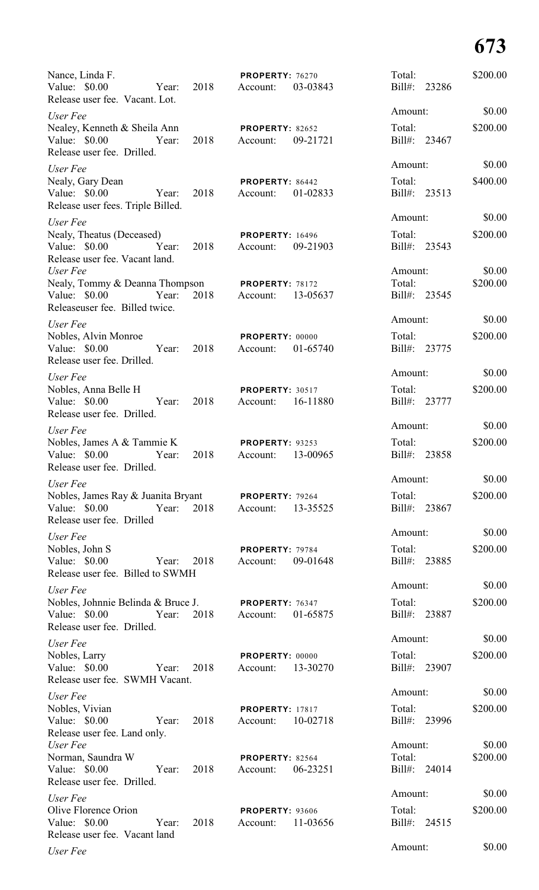Nance, Linda F. | **PROPERTY:** 76270 | Total: $200.00
Value: $0.00 Year: 2018 | Account: 03-03843 | Bill#: 23286
Release user fee. Vacant. Lot.

*User Fee* | | Amount: $0.00

Nealey, Kenneth & Sheila Ann | **PROPERTY:** 82652 | Total: $200.00
Value: $0.00 Year: 2018 | Account: 09-21721 | Bill#: 23467
Release user fee. Drilled.

*User Fee* | | Amount: $0.00

Nealy, Gary Dean | **PROPERTY:** 86442 | Total: $400.00
Value: $0.00 Year: 2018 | Account: 01-02833 | Bill#: 23513
Release user fees. Triple Billed.

*User Fee* | | Amount: $0.00

Nealy, Theatus (Deceased) | **PROPERTY:** 16496 | Total: $200.00
Value: $0.00 Year: 2018 | Account: 09-21903 | Bill#: 23543
Release user fee. Vacant land.

*User Fee* | | Amount: $0.00

Nealy, Tommy & Deanna Thompson | **PROPERTY:** 78172 | Total: $200.00
Value: $0.00 Year: 2018 | Account: 13-05637 | Bill#: 23545
Releaseuser fee. Billed twice.

*User Fee* | | Amount: $0.00

Nobles, Alvin Monroe | **PROPERTY:** 00000 | Total: $200.00
Value: $0.00 Year: 2018 | Account: 01-65740 | Bill#: 23775
Release user fee. Drilled.

*User Fee* | | Amount: $0.00

Nobles, Anna Belle H | **PROPERTY:** 30517 | Total: $200.00
Value: $0.00 Year: 2018 | Account: 16-11880 | Bill#: 23777
Release user fee. Drilled.

*User Fee* | | Amount: $0.00

Nobles, James A & Tammie K | **PROPERTY:** 93253 | Total: $200.00
Value: $0.00 Year: 2018 | Account: 13-00965 | Bill#: 23858
Release user fee. Drilled.

*User Fee* | | Amount: $0.00

Nobles, James Ray & Juanita Bryant | **PROPERTY:** 79264 | Total: $200.00
Value: $0.00 Year: 2018 | Account: 13-35525 | Bill#: 23867
Release user fee. Drilled

*User Fee* | | Amount: $0.00

Nobles, John S | **PROPERTY:** 79784 | Total: $200.00
Value: $0.00 Year: 2018 | Account: 09-01648 | Bill#: 23885
Release user fee. Billed to SWMH

*User Fee* | | Amount: $0.00

Nobles, Johnnie Belinda & Bruce J. | **PROPERTY:** 76347 | Total: $200.00
Value: $0.00 Year: 2018 | Account: 01-65875 | Bill#: 23887
Release user fee. Drilled.

*User Fee* | | Amount: $0.00

Nobles, Larry | **PROPERTY:** 00000 | Total: $200.00
Value: $0.00 Year: 2018 | Account: 13-30270 | Bill#: 23907
Release user fee. SWMH Vacant.

*User Fee* | | Amount: $0.00

Nobles, Vivian | **PROPERTY:** 17817 | Total: $200.00
Value: $0.00 Year: 2018 | Account: 10-02718 | Bill#: 23996
Release user fee. Land only.

*User Fee* | | Amount: $0.00

Norman, Saundra W | **PROPERTY:** 82564 | Total: $200.00
Value: $0.00 Year: 2018 | Account: 06-23251 | Bill#: 24014
Release user fee. Drilled.

*User Fee* | | Amount: $0.00

Olive Florence Orion | **PROPERTY:** 93606 | Total: $200.00
Value: $0.00 Year: 2018 | Account: 11-03656 | Bill#: 24515
Release user fee. Vacant land

*User Fee* | | Amount: $0.00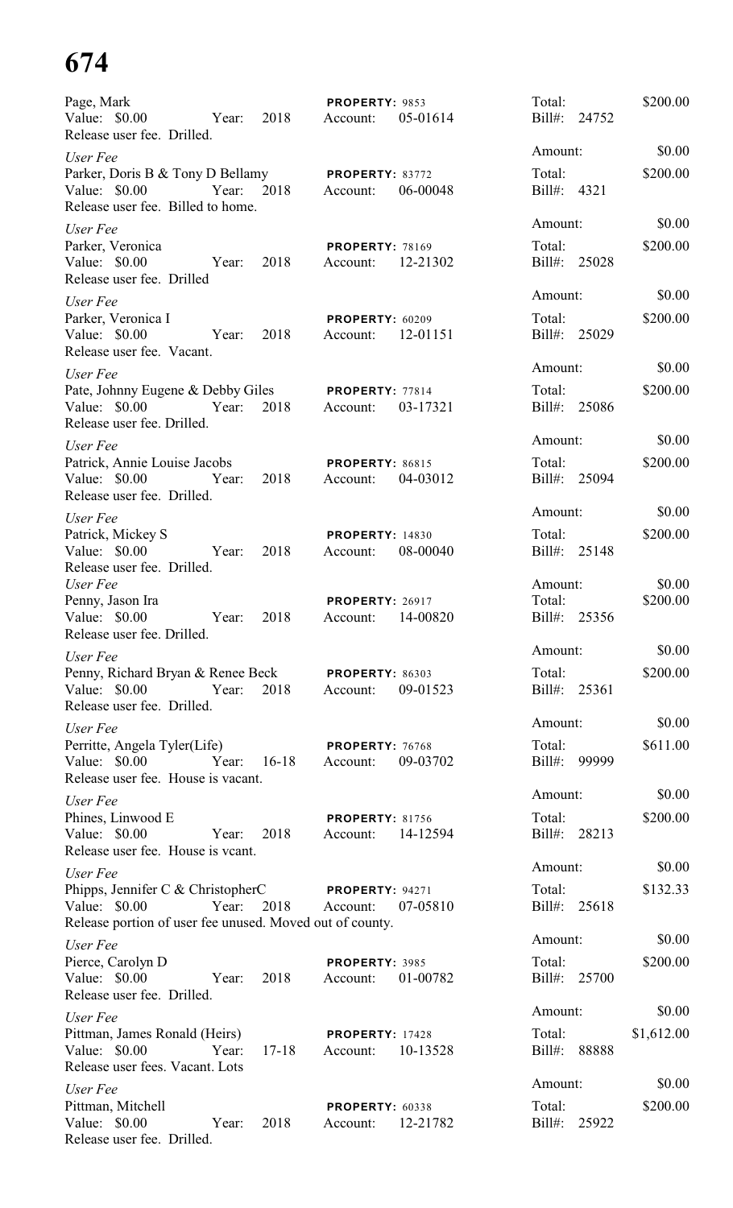# 674

Page, Mark
Value: $0.00 Year: 2018
Release user fee. Drilled.
**PROPERTY:** 9853
Account: 05-01614
Total: $200.00
Bill#: 24752

Amount: $0.00

*User Fee*
Parker, Doris B & Tony D Bellamy
Value: $0.00 Year: 2018
Release user fee. Billed to home.
**PROPERTY:** 83772
Account: 06-00048
Total: $200.00
Bill#: 4321

Amount: $0.00

*User Fee*
Parker, Veronica
Value: $0.00 Year: 2018
Release user fee. Drilled
**PROPERTY:** 78169
Account: 12-21302
Total: $200.00
Bill#: 25028

Amount: $0.00

*User Fee*
Parker, Veronica I
Value: $0.00 Year: 2018
Release user fee. Vacant.
**PROPERTY:** 60209
Account: 12-01151
Total: $200.00
Bill#: 25029

Amount: $0.00

*User Fee*
Pate, Johnny Eugene & Debby Giles
Value: $0.00 Year: 2018
Release user fee. Drilled.
**PROPERTY:** 77814
Account: 03-17321
Total: $200.00
Bill#: 25086

Amount: $0.00

*User Fee*
Patrick, Annie Louise Jacobs
Value: $0.00 Year: 2018
Release user fee. Drilled.
**PROPERTY:** 86815
Account: 04-03012
Total: $200.00
Bill#: 25094

Amount: $0.00

*User Fee*
Patrick, Mickey S
Value: $0.00 Year: 2018
Release user fee. Drilled.
**PROPERTY:** 14830
Account: 08-00040
Total: $200.00
Bill#: 25148

Amount: $0.00

*User Fee*
Penny, Jason Ira
Value: $0.00 Year: 2018
Release user fee. Drilled.
**PROPERTY:** 26917
Account: 14-00820
Total: $200.00
Bill#: 25356

Amount: $0.00

*User Fee*
Penny, Richard Bryan & Renee Beck
Value: $0.00 Year: 2018
Release user fee. Drilled.
**PROPERTY:** 86303
Account: 09-01523
Total: $200.00
Bill#: 25361

Amount: $0.00

*User Fee*
Perritte, Angela Tyler(Life)
Value: $0.00 Year: 16-18
Release user fee. House is vacant.
**PROPERTY:** 76768
Account: 09-03702
Total: $611.00
Bill#: 99999

Amount: $0.00

*User Fee*
Phines, Linwood E
Value: $0.00 Year: 2018
Release user fee. House is vcant.
**PROPERTY:** 81756
Account: 14-12594
Total: $200.00
Bill#: 28213

Amount: $0.00

*User Fee*
Phipps, Jennifer C & ChristopherC
Value: $0.00 Year: 2018
Release portion of user fee unused. Moved out of county.
**PROPERTY:** 94271
Account: 07-05810
Total: $132.33
Bill#: 25618

Amount: $0.00

*User Fee*
Pierce, Carolyn D
Value: $0.00 Year: 2018
Release user fee. Drilled.
**PROPERTY:** 3985
Account: 01-00782
Total: $200.00
Bill#: 25700

Amount: $0.00

*User Fee*
Pittman, James Ronald (Heirs)
Value: $0.00 Year: 17-18
Release user fees. Vacant. Lots
**PROPERTY:** 17428
Account: 10-13528
Total: $1,612.00
Bill#: 88888

Amount: $0.00

*User Fee*
Pittman, Mitchell
Value: $0.00 Year: 2018
Release user fee. Drilled.
**PROPERTY:** 60338
Account: 12-21782
Total: $200.00
Bill#: 25922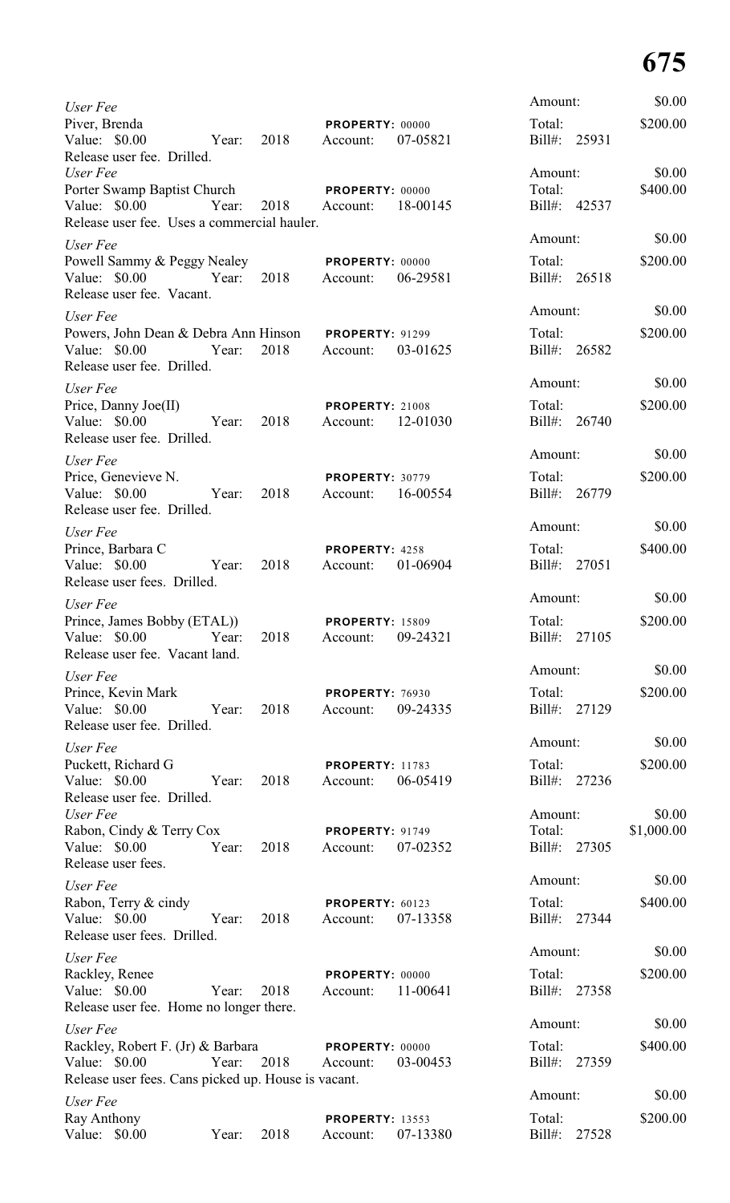*User Fee*
Piver, Brenda PROPERTY: 00000
Value: $0.00 Year: 2018 Account: 07-05821
Release user fee. Drilled.

Amount: $0.00
Total: $200.00
Bill#: 25931

*User Fee*
Porter Swamp Baptist Church PROPERTY: 00000
Value: $0.00 Year: 2018 Account: 18-00145
Release user fee. Uses a commercial hauler.

Amount: $0.00
Total: $400.00
Bill#: 42537

*User Fee*
Powell Sammy & Peggy Nealey PROPERTY: 00000
Value: $0.00 Year: 2018 Account: 06-29581
Release user fee. Vacant.

Amount: $0.00
Total: $200.00
Bill#: 26518

*User Fee*
Powers, John Dean & Debra Ann Hinson PROPERTY: 91299
Value: $0.00 Year: 2018 Account: 03-01625
Release user fee. Drilled.

Amount: $0.00
Total: $200.00
Bill#: 26582

*User Fee*
Price, Danny Joe(II) PROPERTY: 21008
Value: $0.00 Year: 2018 Account: 12-01030
Release user fee. Drilled.

Amount: $0.00
Total: $200.00
Bill#: 26740

*User Fee*
Price, Genevieve N. PROPERTY: 30779
Value: $0.00 Year: 2018 Account: 16-00554
Release user fee. Drilled.

Amount: $0.00
Total: $200.00
Bill#: 26779

*User Fee*
Prince, Barbara C PROPERTY: 4258
Value: $0.00 Year: 2018 Account: 01-06904
Release user fees. Drilled.

Amount: $0.00
Total: $400.00
Bill#: 27051

*User Fee*
Prince, James Bobby (ETAL)) PROPERTY: 15809
Value: $0.00 Year: 2018 Account: 09-24321
Release user fee. Vacant land.

Amount: $0.00
Total: $200.00
Bill#: 27105

*User Fee*
Prince, Kevin Mark PROPERTY: 76930
Value: $0.00 Year: 2018 Account: 09-24335
Release user fee. Drilled.

Amount: $0.00
Total: $200.00
Bill#: 27129

*User Fee*
Puckett, Richard G PROPERTY: 11783
Value: $0.00 Year: 2018 Account: 06-05419
Release user fee. Drilled.

Amount: $0.00
Total: $200.00
Bill#: 27236

*User Fee*
Rabon, Cindy & Terry Cox PROPERTY: 91749
Value: $0.00 Year: 2018 Account: 07-02352
Release user fees.

Amount: $0.00
Total: $1,000.00
Bill#: 27305

*User Fee*
Rabon, Terry & cindy PROPERTY: 60123
Value: $0.00 Year: 2018 Account: 07-13358
Release user fees. Drilled.

Amount: $0.00
Total: $400.00
Bill#: 27344

*User Fee*
Rackley, Renee PROPERTY: 00000
Value: $0.00 Year: 2018 Account: 11-00641
Release user fee. Home no longer there.

Amount: $0.00
Total: $200.00
Bill#: 27358

*User Fee*
Rackley, Robert F. (Jr) & Barbara PROPERTY: 00000
Value: $0.00 Year: 2018 Account: 03-00453
Release user fees. Cans picked up. House is vacant.

Amount: $0.00
Total: $400.00
Bill#: 27359

*User Fee*
Ray Anthony PROPERTY: 13553
Value: $0.00 Year: 2018 Account: 07-13380

Amount: $0.00
Total: $200.00
Bill#: 27528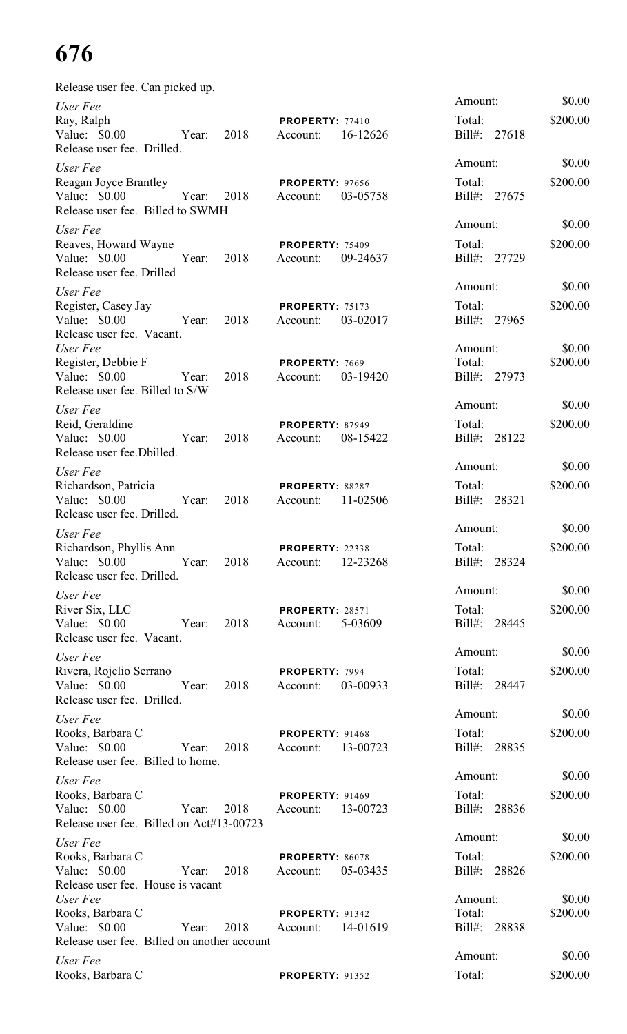# 676

Release user fee. Can picked up.

*User Fee*
Ray, Ralph — **PROPERTY:** 77410
Value: $0.00 Year: 2018 Account: 16-12626
Release user fee. Drilled.
Amount: $0.00 Total: $200.00 Bill#: 27618

*User Fee*
Reagan Joyce Brantley — **PROPERTY:** 97656
Value: $0.00 Year: 2018 Account: 03-05758
Release user fee. Billed to SWMH
Amount: $0.00 Total: $200.00 Bill#: 27675

*User Fee*
Reaves, Howard Wayne — **PROPERTY:** 75409
Value: $0.00 Year: 2018 Account: 09-24637
Release user fee. Drilled
Amount: $0.00 Total: $200.00 Bill#: 27729

*User Fee*
Register, Casey Jay — **PROPERTY:** 75173
Value: $0.00 Year: 2018 Account: 03-02017
Release user fee. Vacant.
Amount: $0.00 Total: $200.00 Bill#: 27965

*User Fee*
Register, Debbie F — **PROPERTY:** 7669
Value: $0.00 Year: 2018 Account: 03-19420
Release user fee. Billed to S/W
Amount: $0.00 Total: $200.00 Bill#: 27973

*User Fee*
Reid, Geraldine — **PROPERTY:** 87949
Value: $0.00 Year: 2018 Account: 08-15422
Release user fee.Dbilled.
Amount: $0.00 Total: $200.00 Bill#: 28122

*User Fee*
Richardson, Patricia — **PROPERTY:** 88287
Value: $0.00 Year: 2018 Account: 11-02506
Release user fee. Drilled.
Amount: $0.00 Total: $200.00 Bill#: 28321

*User Fee*
Richardson, Phyllis Ann — **PROPERTY:** 22338
Value: $0.00 Year: 2018 Account: 12-23268
Release user fee. Drilled.
Amount: $0.00 Total: $200.00 Bill#: 28324

*User Fee*
River Six, LLC — **PROPERTY:** 28571
Value: $0.00 Year: 2018 Account: 5-03609
Release user fee. Vacant.
Amount: $0.00 Total: $200.00 Bill#: 28445

*User Fee*
Rivera, Rojelio Serrano — **PROPERTY:** 7994
Value: $0.00 Year: 2018 Account: 03-00933
Release user fee. Drilled.
Amount: $0.00 Total: $200.00 Bill#: 28447

*User Fee*
Rooks, Barbara C — **PROPERTY:** 91468
Value: $0.00 Year: 2018 Account: 13-00723
Release user fee. Billed to home.
Amount: $0.00 Total: $200.00 Bill#: 28835

*User Fee*
Rooks, Barbara C — **PROPERTY:** 91469
Value: $0.00 Year: 2018 Account: 13-00723
Release user fee. Billed on Act#13-00723
Amount: $0.00 Total: $200.00 Bill#: 28836

*User Fee*
Rooks, Barbara C — **PROPERTY:** 86078
Value: $0.00 Year: 2018 Account: 05-03435
Release user fee. House is vacant
Amount: $0.00 Total: $200.00 Bill#: 28826

*User Fee*
Rooks, Barbara C — **PROPERTY:** 91342
Value: $0.00 Year: 2018 Account: 14-01619
Release user fee. Billed on another account
Amount: $0.00 Total: $200.00 Bill#: 28838

*User Fee*
Rooks, Barbara C — **PROPERTY:** 91352
Amount: $0.00 Total: $200.00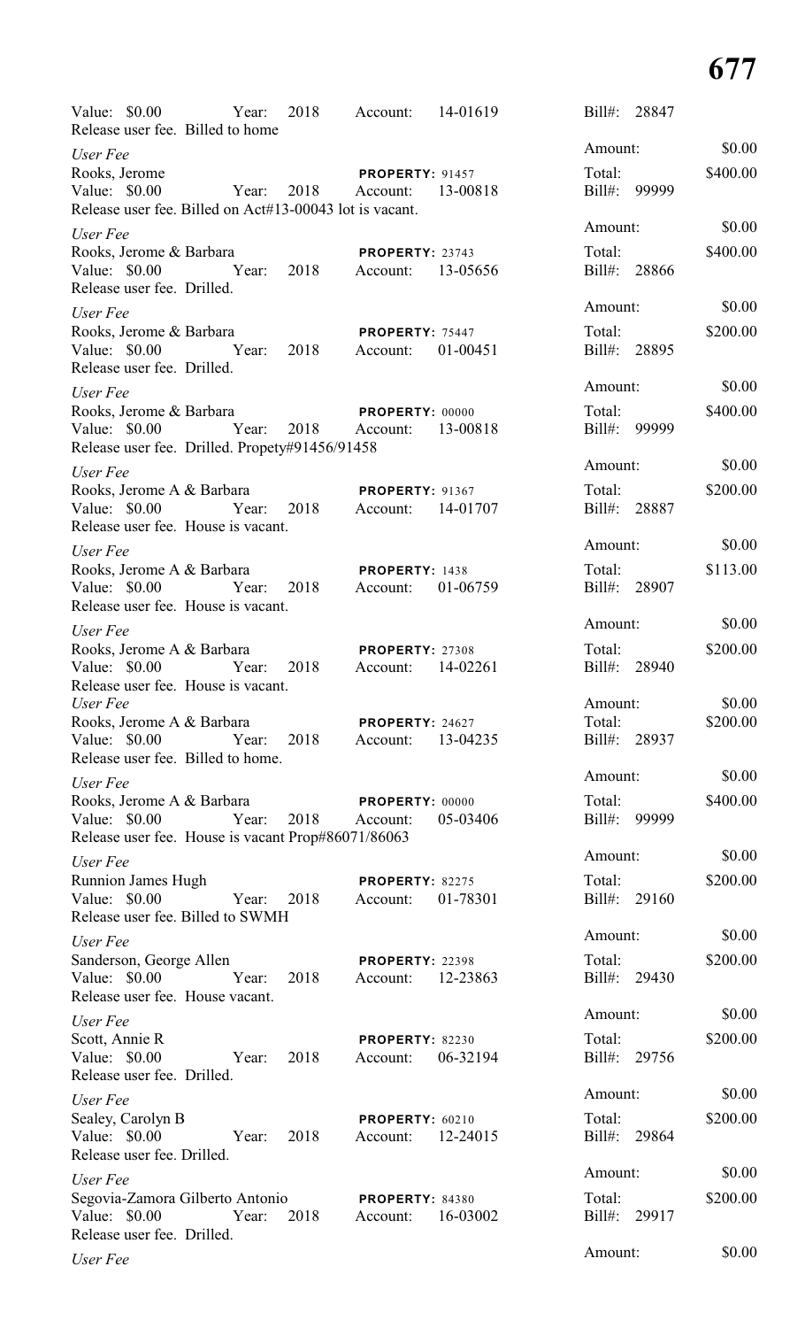Value: $0.00 Year: 2018 Account: 14-01619 Bill#: 28847
Release user fee. Billed to home

Amount: $0.00

*User Fee*
Rooks, Jerome **PROPERTY:** 91457 Total: $400.00
Value: $0.00 Year: 2018 Account: 13-00818 Bill#: 99999
Release user fee. Billed on Act#13-00043 lot is vacant.

Amount: $0.00

*User Fee*
Rooks, Jerome & Barbara **PROPERTY:** 23743 Total: $400.00
Value: $0.00 Year: 2018 Account: 13-05656 Bill#: 28866
Release user fee. Drilled.

Amount: $0.00

*User Fee*
Rooks, Jerome & Barbara **PROPERTY:** 75447 Total: $200.00
Value: $0.00 Year: 2018 Account: 01-00451 Bill#: 28895
Release user fee. Drilled.

Amount: $0.00

*User Fee*
Rooks, Jerome & Barbara **PROPERTY:** 00000 Total: $400.00
Value: $0.00 Year: 2018 Account: 13-00818 Bill#: 99999
Release user fee. Drilled. Propety#91456/91458

Amount: $0.00

*User Fee*
Rooks, Jerome A & Barbara **PROPERTY:** 91367 Total: $200.00
Value: $0.00 Year: 2018 Account: 14-01707 Bill#: 28887
Release user fee. House is vacant.

Amount: $0.00

*User Fee*
Rooks, Jerome A & Barbara **PROPERTY:** 1438 Total: $113.00
Value: $0.00 Year: 2018 Account: 01-06759 Bill#: 28907
Release user fee. House is vacant.

Amount: $0.00

*User Fee*
Rooks, Jerome A & Barbara **PROPERTY:** 27308 Total: $200.00
Value: $0.00 Year: 2018 Account: 14-02261 Bill#: 28940
Release user fee. House is vacant.

Amount: $0.00

*User Fee*
Rooks, Jerome A & Barbara **PROPERTY:** 24627 Total: $200.00
Value: $0.00 Year: 2018 Account: 13-04235 Bill#: 28937
Release user fee. Billed to home.

Amount: $0.00

*User Fee*
Rooks, Jerome A & Barbara **PROPERTY:** 00000 Total: $400.00
Value: $0.00 Year: 2018 Account: 05-03406 Bill#: 99999
Release user fee. House is vacant Prop#86071/86063

Amount: $0.00

*User Fee*
Runnion James Hugh **PROPERTY:** 82275 Total: $200.00
Value: $0.00 Year: 2018 Account: 01-78301 Bill#: 29160
Release user fee. Billed to SWMH

Amount: $0.00

*User Fee*
Sanderson, George Allen **PROPERTY:** 22398 Total: $200.00
Value: $0.00 Year: 2018 Account: 12-23863 Bill#: 29430
Release user fee. House vacant.

Amount: $0.00

*User Fee*
Scott, Annie R **PROPERTY:** 82230 Total: $200.00
Value: $0.00 Year: 2018 Account: 06-32194 Bill#: 29756
Release user fee. Drilled.

Amount: $0.00

*User Fee*
Sealey, Carolyn B **PROPERTY:** 60210 Total: $200.00
Value: $0.00 Year: 2018 Account: 12-24015 Bill#: 29864
Release user fee. Drilled.

Amount: $0.00

*User Fee*
Segovia-Zamora Gilberto Antonio **PROPERTY:** 84380 Total: $200.00
Value: $0.00 Year: 2018 Account: 16-03002 Bill#: 29917
Release user fee. Drilled.

Amount: $0.00

*User Fee*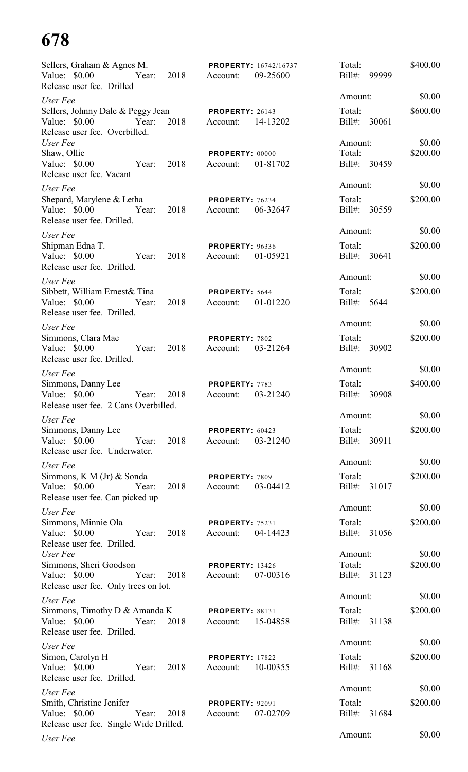Sellers, Graham & Agnes M. **PROPERTY:** 16742/16737 Total: $400.00
Value: $0.00 Year: 2018 Account: 09-25600 Bill#: 99999
Release user fee. Drilled

*User Fee* Amount: $0.00

Sellers, Johnny Dale & Peggy Jean **PROPERTY:** 26143 Total: $600.00
Value: $0.00 Year: 2018 Account: 14-13202 Bill#: 30061
Release user fee. Overbilled.

*User Fee* Amount: $0.00

Shaw, Ollie **PROPERTY:** 00000 Total: $200.00
Value: $0.00 Year: 2018 Account: 01-81702 Bill#: 30459
Release user fee. Vacant

*User Fee* Amount: $0.00

Shepard, Marylene & Letha **PROPERTY:** 76234 Total: $200.00
Value: $0.00 Year: 2018 Account: 06-32647 Bill#: 30559
Release user fee. Drilled.

*User Fee* Amount: $0.00

Shipman Edna T. **PROPERTY:** 96336 Total: $200.00
Value: $0.00 Year: 2018 Account: 01-05921 Bill#: 30641
Release user fee. Drilled.

*User Fee* Amount: $0.00

Sibbett, William Ernest& Tina **PROPERTY:** 5644 Total: $200.00
Value: $0.00 Year: 2018 Account: 01-01220 Bill#: 5644
Release user fee. Drilled.

*User Fee* Amount: $0.00

Simmons, Clara Mae **PROPERTY:** 7802 Total: $200.00
Value: $0.00 Year: 2018 Account: 03-21264 Bill#: 30902
Release user fee. Drilled.

*User Fee* Amount: $0.00

Simmons, Danny Lee **PROPERTY:** 7783 Total: $400.00
Value: $0.00 Year: 2018 Account: 03-21240 Bill#: 30908
Release user fee. 2 Cans Overbilled.

*User Fee* Amount: $0.00

Simmons, Danny Lee **PROPERTY:** 60423 Total: $200.00
Value: $0.00 Year: 2018 Account: 03-21240 Bill#: 30911
Release user fee. Underwater.

*User Fee* Amount: $0.00

Simmons, K M (Jr) & Sonda **PROPERTY:** 7809 Total: $200.00
Value: $0.00 Year: 2018 Account: 03-04412 Bill#: 31017
Release user fee. Can picked up

*User Fee* Amount: $0.00

Simmons, Minnie Ola **PROPERTY:** 75231 Total: $200.00
Value: $0.00 Year: 2018 Account: 04-14423 Bill#: 31056
Release user fee. Drilled.

*User Fee* Amount: $0.00

Simmons, Sheri Goodson **PROPERTY:** 13426 Total: $200.00
Value: $0.00 Year: 2018 Account: 07-00316 Bill#: 31123
Release user fee. Only trees on lot.

*User Fee* Amount: $0.00

Simmons, Timothy D & Amanda K **PROPERTY:** 88131 Total: $200.00
Value: $0.00 Year: 2018 Account: 15-04858 Bill#: 31138
Release user fee. Drilled.

*User Fee* Amount: $0.00

Simon, Carolyn H **PROPERTY:** 17822 Total: $200.00
Value: $0.00 Year: 2018 Account: 10-00355 Bill#: 31168
Release user fee. Drilled.

*User Fee* Amount: $0.00

Smith, Christine Jenifer **PROPERTY:** 92091 Total: $200.00
Value: $0.00 Year: 2018 Account: 07-02709 Bill#: 31684
Release user fee. Single Wide Drilled.

*User Fee* Amount: $0.00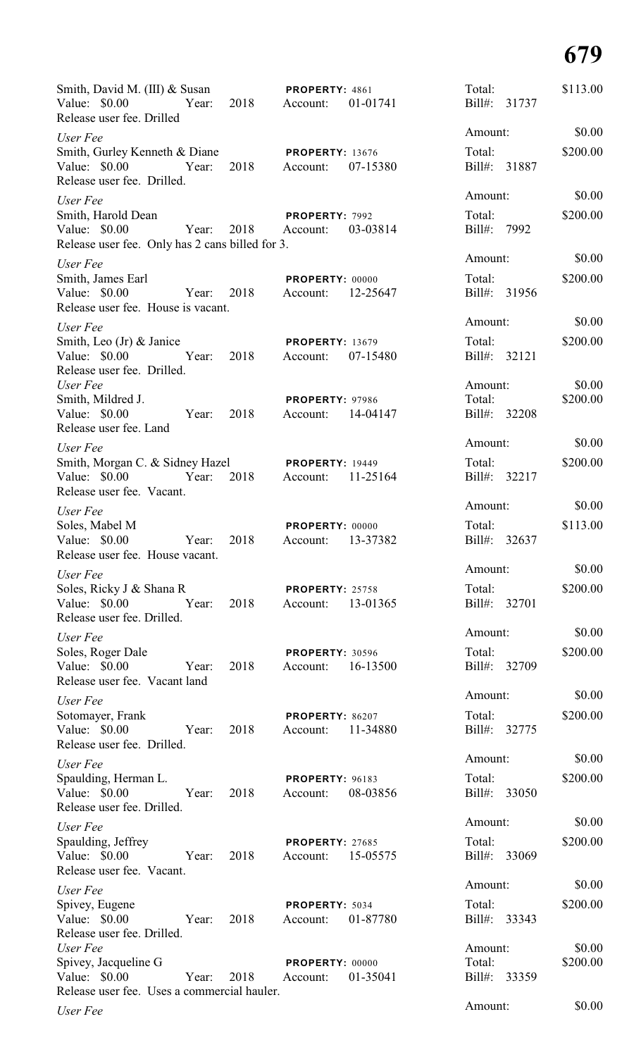Smith, David M. (III) & Susan | **PROPERTY:** 4861 | Total: $113.00
Value: $0.00 Year: 2018 Account: 01-01741 | Bill#: 31737
Release user fee. Drilled

*User Fee* | Amount: $0.00

Smith, Gurley Kenneth & Diane | **PROPERTY:** 13676 | Total: $200.00
Value: $0.00 Year: 2018 Account: 07-15380 | Bill#: 31887
Release user fee. Drilled.

*User Fee* | Amount: $0.00

Smith, Harold Dean | **PROPERTY:** 7992 | Total: $200.00
Value: $0.00 Year: 2018 Account: 03-03814 | Bill#: 7992
Release user fee. Only has 2 cans billed for 3.

*User Fee* | Amount: $0.00

Smith, James Earl | **PROPERTY:** 00000 | Total: $200.00
Value: $0.00 Year: 2018 Account: 12-25647 | Bill#: 31956
Release user fee. House is vacant.

*User Fee* | Amount: $0.00

Smith, Leo (Jr) & Janice | **PROPERTY:** 13679 | Total: $200.00
Value: $0.00 Year: 2018 Account: 07-15480 | Bill#: 32121
Release user fee. Drilled.

*User Fee* | Amount: $0.00

Smith, Mildred J. | **PROPERTY:** 97986 | Total: $200.00
Value: $0.00 Year: 2018 Account: 14-04147 | Bill#: 32208
Release user fee. Land

*User Fee* | Amount: $0.00

Smith, Morgan C. & Sidney Hazel | **PROPERTY:** 19449 | Total: $200.00
Value: $0.00 Year: 2018 Account: 11-25164 | Bill#: 32217
Release user fee. Vacant.

*User Fee* | Amount: $0.00

Soles, Mabel M | **PROPERTY:** 00000 | Total: $113.00
Value: $0.00 Year: 2018 Account: 13-37382 | Bill#: 32637
Release user fee. House vacant.

*User Fee* | Amount: $0.00

Soles, Ricky J & Shana R | **PROPERTY:** 25758 | Total: $200.00
Value: $0.00 Year: 2018 Account: 13-01365 | Bill#: 32701
Release user fee. Drilled.

*User Fee* | Amount: $0.00

Soles, Roger Dale | **PROPERTY:** 30596 | Total: $200.00
Value: $0.00 Year: 2018 Account: 16-13500 | Bill#: 32709
Release user fee. Vacant land

*User Fee* | Amount: $0.00

Sotomayer, Frank | **PROPERTY:** 86207 | Total: $200.00
Value: $0.00 Year: 2018 Account: 11-34880 | Bill#: 32775
Release user fee. Drilled.

*User Fee* | Amount: $0.00

Spaulding, Herman L. | **PROPERTY:** 96183 | Total: $200.00
Value: $0.00 Year: 2018 Account: 08-03856 | Bill#: 33050
Release user fee. Drilled.

*User Fee* | Amount: $0.00

Spaulding, Jeffrey | **PROPERTY:** 27685 | Total: $200.00
Value: $0.00 Year: 2018 Account: 15-05575 | Bill#: 33069
Release user fee. Vacant.

*User Fee* | Amount: $0.00

Spivey, Eugene | **PROPERTY:** 5034 | Total: $200.00
Value: $0.00 Year: 2018 Account: 01-87780 | Bill#: 33343
Release user fee. Drilled.

*User Fee* | Amount: $0.00

Spivey, Jacqueline G | **PROPERTY:** 00000 | Total: $200.00
Value: $0.00 Year: 2018 Account: 01-35041 | Bill#: 33359
Release user fee. Uses a commercial hauler.

*User Fee* | Amount: $0.00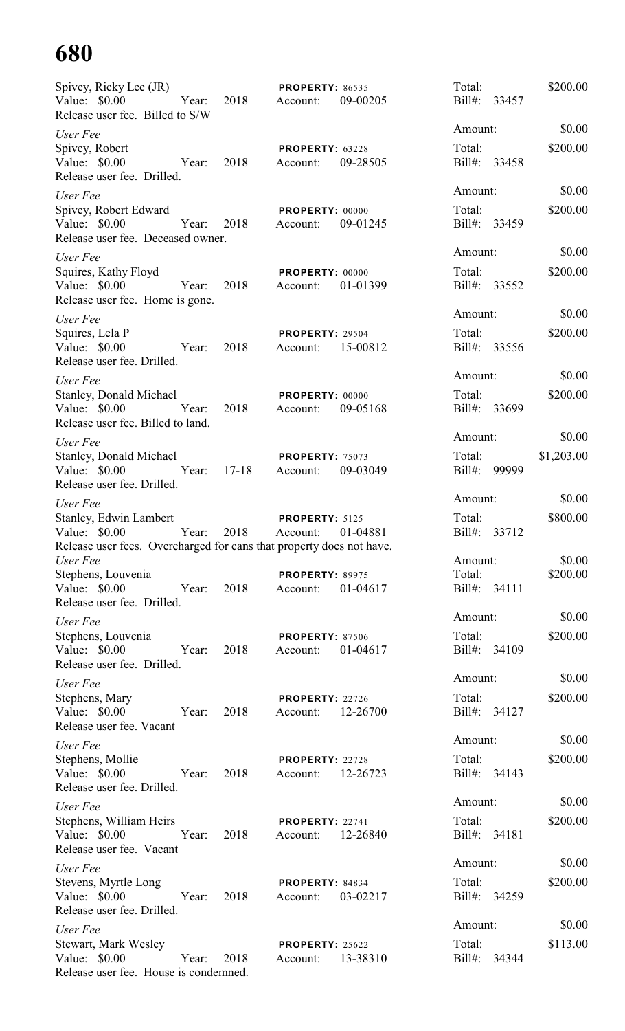Spivey, Ricky Lee (JR) | **PROPERTY:** 86535 | Total: $200.00
Value: $0.00 Year: 2018 Account: 09-00205 Bill#: 33457
Release user fee. Billed to S/W

*User Fee* Amount: $0.00

Spivey, Robert | **PROPERTY:** 63228 | Total: $200.00
Value: $0.00 Year: 2018 Account: 09-28505 Bill#: 33458
Release user fee. Drilled.

*User Fee* Amount: $0.00

Spivey, Robert Edward | **PROPERTY:** 00000 | Total: $200.00
Value: $0.00 Year: 2018 Account: 09-01245 Bill#: 33459
Release user fee. Deceased owner.

*User Fee* Amount: $0.00

Squires, Kathy Floyd | **PROPERTY:** 00000 | Total: $200.00
Value: $0.00 Year: 2018 Account: 01-01399 Bill#: 33552
Release user fee. Home is gone.

*User Fee* Amount: $0.00

Squires, Lela P | **PROPERTY:** 29504 | Total: $200.00
Value: $0.00 Year: 2018 Account: 15-00812 Bill#: 33556
Release user fee. Drilled.

*User Fee* Amount: $0.00

Stanley, Donald Michael | **PROPERTY:** 00000 | Total: $200.00
Value: $0.00 Year: 2018 Account: 09-05168 Bill#: 33699
Release user fee. Billed to land.

*User Fee* Amount: $0.00

Stanley, Donald Michael | **PROPERTY:** 75073 | Total: $1,203.00
Value: $0.00 Year: 17-18 Account: 09-03049 Bill#: 99999
Release user fee. Drilled.

*User Fee* Amount: $0.00

Stanley, Edwin Lambert | **PROPERTY:** 5125 | Total: $800.00
Value: $0.00 Year: 2018 Account: 01-04881 Bill#: 33712
Release user fees. Overcharged for cans that property does not have.

*User Fee* Amount: $0.00

Stephens, Louvenia | **PROPERTY:** 89975 | Total: $200.00
Value: $0.00 Year: 2018 Account: 01-04617 Bill#: 34111
Release user fee. Drilled.

*User Fee* Amount: $0.00

Stephens, Louvenia | **PROPERTY:** 87506 | Total: $200.00
Value: $0.00 Year: 2018 Account: 01-04617 Bill#: 34109
Release user fee. Drilled.

*User Fee* Amount: $0.00

Stephens, Mary | **PROPERTY:** 22726 | Total: $200.00
Value: $0.00 Year: 2018 Account: 12-26700 Bill#: 34127
Release user fee. Vacant

*User Fee* Amount: $0.00

Stephens, Mollie | **PROPERTY:** 22728 | Total: $200.00
Value: $0.00 Year: 2018 Account: 12-26723 Bill#: 34143
Release user fee. Drilled.

*User Fee* Amount: $0.00

Stephens, William Heirs | **PROPERTY:** 22741 | Total: $200.00
Value: $0.00 Year: 2018 Account: 12-26840 Bill#: 34181
Release user fee. Vacant

*User Fee* Amount: $0.00

Stevens, Myrtle Long | **PROPERTY:** 84834 | Total: $200.00
Value: $0.00 Year: 2018 Account: 03-02217 Bill#: 34259
Release user fee. Drilled.

*User Fee* Amount: $0.00

Stewart, Mark Wesley | **PROPERTY:** 25622 | Total: $113.00
Value: $0.00 Year: 2018 Account: 13-38310 Bill#: 34344
Release user fee. House is condemned.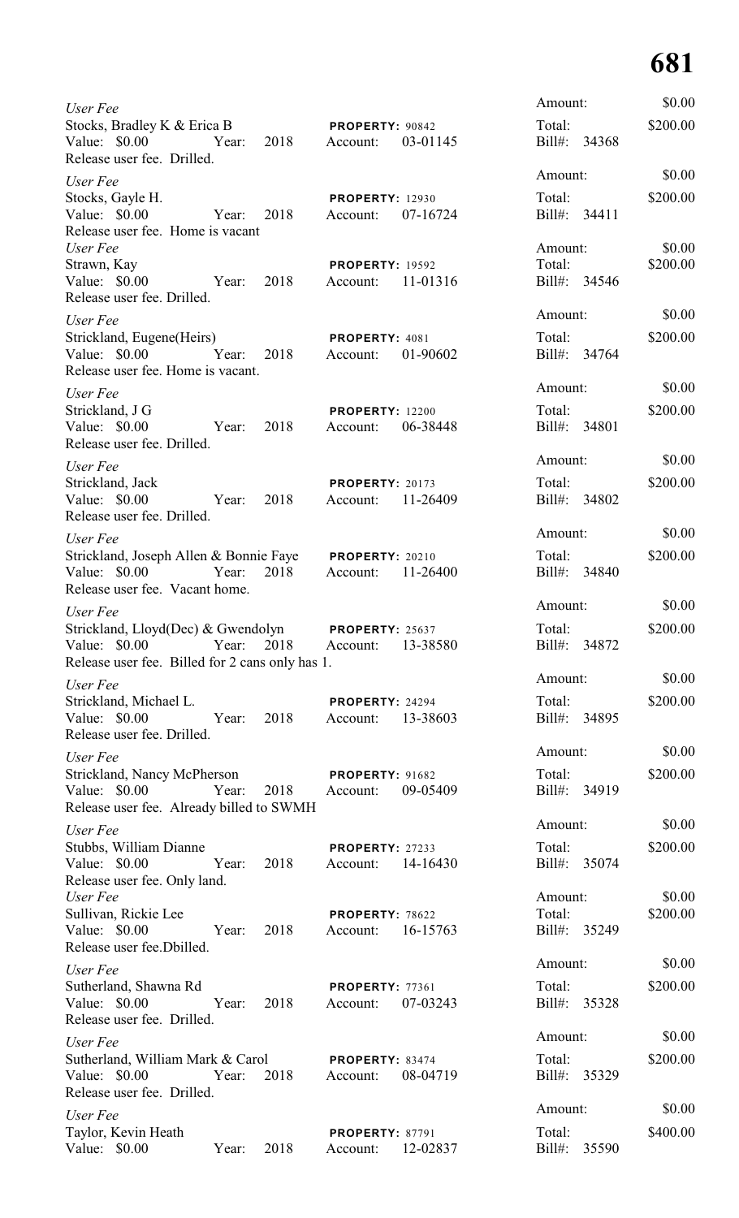*User Fee*
Stocks, Bradley K & Erica B **PROPERTY:** 90842
Value: $0.00 Year: 2018 Account: 03-01145
Release user fee. Drilled.

Amount: $0.00
Total: $200.00
Bill#: 34368

*User Fee*
Stocks, Gayle H. **PROPERTY:** 12930
Value: $0.00 Year: 2018 Account: 07-16724
Release user fee. Home is vacant

Amount: $0.00
Total: $200.00
Bill#: 34411

*User Fee*
Strawn, Kay **PROPERTY:** 19592
Value: $0.00 Year: 2018 Account: 11-01316
Release user fee. Drilled.

Amount: $0.00
Total: $200.00
Bill#: 34546

*User Fee*
Strickland, Eugene(Heirs) **PROPERTY:** 4081
Value: $0.00 Year: 2018 Account: 01-90602
Release user fee. Home is vacant.

Amount: $0.00
Total: $200.00
Bill#: 34764

*User Fee*
Strickland, J G **PROPERTY:** 12200
Value: $0.00 Year: 2018 Account: 06-38448
Release user fee. Drilled.

Amount: $0.00
Total: $200.00
Bill#: 34801

*User Fee*
Strickland, Jack **PROPERTY:** 20173
Value: $0.00 Year: 2018 Account: 11-26409
Release user fee. Drilled.

Amount: $0.00
Total: $200.00
Bill#: 34802

*User Fee*
Strickland, Joseph Allen & Bonnie Faye **PROPERTY:** 20210
Value: $0.00 Year: 2018 Account: 11-26400
Release user fee. Vacant home.

Amount: $0.00
Total: $200.00
Bill#: 34840

*User Fee*
Strickland, Lloyd(Dec) & Gwendolyn **PROPERTY:** 25637
Value: $0.00 Year: 2018 Account: 13-38580
Release user fee. Billed for 2 cans only has 1.

Amount: $0.00
Total: $200.00
Bill#: 34872

*User Fee*
Strickland, Michael L. **PROPERTY:** 24294
Value: $0.00 Year: 2018 Account: 13-38603
Release user fee. Drilled.

Amount: $0.00
Total: $200.00
Bill#: 34895

*User Fee*
Strickland, Nancy McPherson **PROPERTY:** 91682
Value: $0.00 Year: 2018 Account: 09-05409
Release user fee. Already billed to SWMH

Amount: $0.00
Total: $200.00
Bill#: 34919

*User Fee*
Stubbs, William Dianne **PROPERTY:** 27233
Value: $0.00 Year: 2018 Account: 14-16430
Release user fee. Only land.

Amount: $0.00
Total: $200.00
Bill#: 35074

*User Fee*
Sullivan, Rickie Lee **PROPERTY:** 78622
Value: $0.00 Year: 2018 Account: 16-15763
Release user fee.Dbilled.

Amount: $0.00
Total: $200.00
Bill#: 35249

*User Fee*
Sutherland, Shawna Rd **PROPERTY:** 77361
Value: $0.00 Year: 2018 Account: 07-03243
Release user fee. Drilled.

Amount: $0.00
Total: $200.00
Bill#: 35328

*User Fee*
Sutherland, William Mark & Carol **PROPERTY:** 83474
Value: $0.00 Year: 2018 Account: 08-04719
Release user fee. Drilled.

Amount: $0.00
Total: $200.00
Bill#: 35329

*User Fee*
Taylor, Kevin Heath **PROPERTY:** 87791
Value: $0.00 Year: 2018 Account: 12-02837

Amount: $0.00
Total: $400.00
Bill#: 35590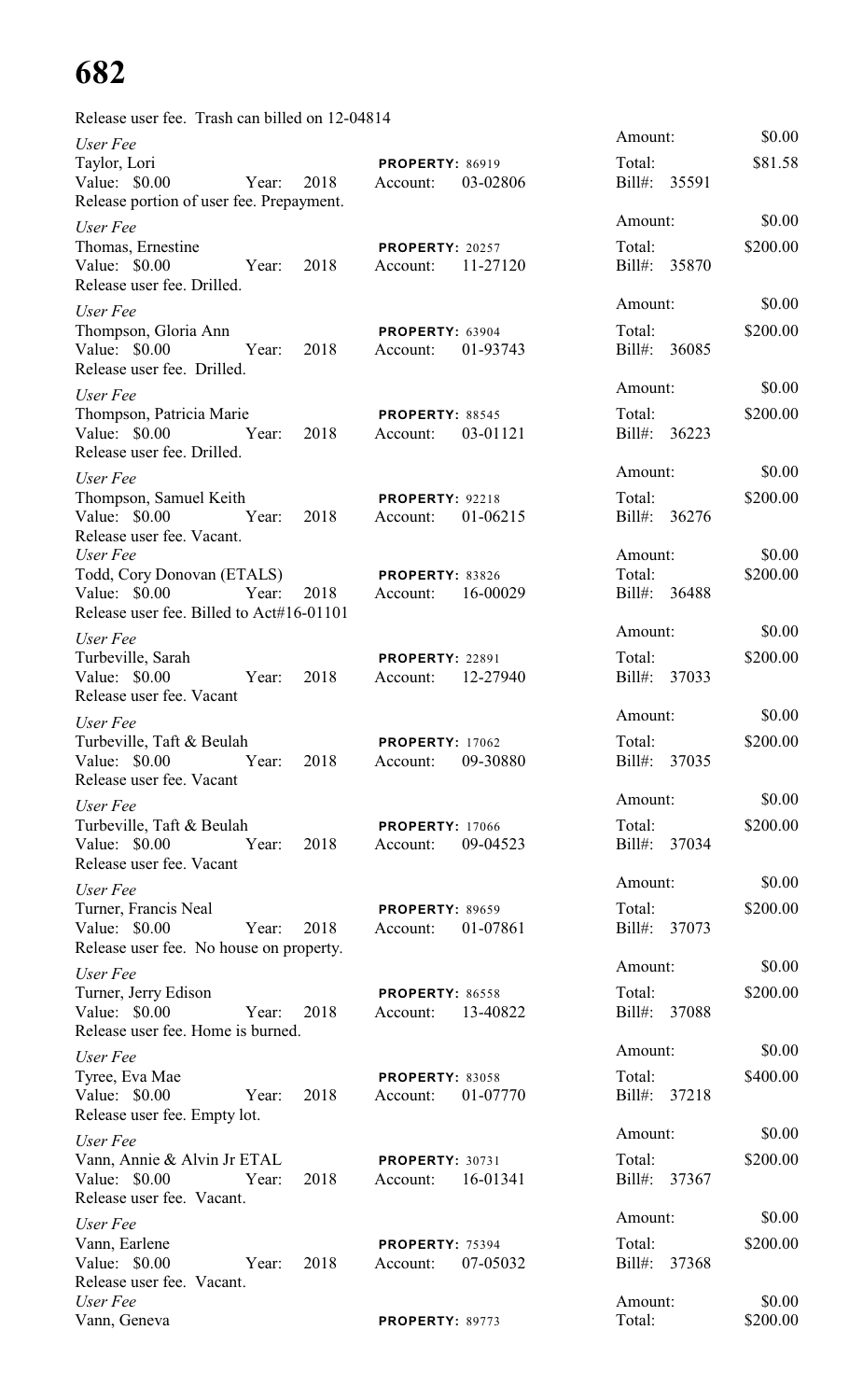# 682

Release user fee. Trash can billed on 12-04814

| | | | Amount: | $0.00 |
|---|---|---|---|---|
| *User Fee* | | | | |
| Taylor, Lori | | **PROPERTY:** 86919 | Total: | $81.58 |
| Value: $0.00 | Year: 2018 | Account: 03-02806 | Bill#: 35591 | |
| Release portion of user fee. Prepayment. | | | | |
| | | | Amount: | $0.00 |
| *User Fee* | | | | |
| Thomas, Ernestine | | **PROPERTY:** 20257 | Total: | $200.00 |
| Value: $0.00 | Year: 2018 | Account: 11-27120 | Bill#: 35870 | |
| Release user fee. Drilled. | | | | |
| | | | Amount: | $0.00 |
| *User Fee* | | | | |
| Thompson, Gloria Ann | | **PROPERTY:** 63904 | Total: | $200.00 |
| Value: $0.00 | Year: 2018 | Account: 01-93743 | Bill#: 36085 | |
| Release user fee. Drilled. | | | | |
| | | | Amount: | $0.00 |
| *User Fee* | | | | |
| Thompson, Patricia Marie | | **PROPERTY:** 88545 | Total: | $200.00 |
| Value: $0.00 | Year: 2018 | Account: 03-01121 | Bill#: 36223 | |
| Release user fee. Drilled. | | | | |
| | | | Amount: | $0.00 |
| *User Fee* | | | | |
| Thompson, Samuel Keith | | **PROPERTY:** 92218 | Total: | $200.00 |
| Value: $0.00 | Year: 2018 | Account: 01-06215 | Bill#: 36276 | |
| Release user fee. Vacant. | | | | |
| *User Fee* | | | Amount: | $0.00 |
| Todd, Cory Donovan (ETALS) | | **PROPERTY:** 83826 | Total: | $200.00 |
| Value: $0.00 | Year: 2018 | Account: 16-00029 | Bill#: 36488 | |
| Release user fee. Billed to Act#16-01101 | | | | |
| | | | Amount: | $0.00 |
| *User Fee* | | | | |
| Turbeville, Sarah | | **PROPERTY:** 22891 | Total: | $200.00 |
| Value: $0.00 | Year: 2018 | Account: 12-27940 | Bill#: 37033 | |
| Release user fee. Vacant | | | | |
| | | | Amount: | $0.00 |
| *User Fee* | | | | |
| Turbeville, Taft & Beulah | | **PROPERTY:** 17062 | Total: | $200.00 |
| Value: $0.00 | Year: 2018 | Account: 09-30880 | Bill#: 37035 | |
| Release user fee. Vacant | | | | |
| | | | Amount: | $0.00 |
| *User Fee* | | | | |
| Turbeville, Taft & Beulah | | **PROPERTY:** 17066 | Total: | $200.00 |
| Value: $0.00 | Year: 2018 | Account: 09-04523 | Bill#: 37034 | |
| Release user fee. Vacant | | | | |
| | | | Amount: | $0.00 |
| *User Fee* | | | | |
| Turner, Francis Neal | | **PROPERTY:** 89659 | Total: | $200.00 |
| Value: $0.00 | Year: 2018 | Account: 01-07861 | Bill#: 37073 | |
| Release user fee. No house on property. | | | | |
| | | | Amount: | $0.00 |
| *User Fee* | | | | |
| Turner, Jerry Edison | | **PROPERTY:** 86558 | Total: | $200.00 |
| Value: $0.00 | Year: 2018 | Account: 13-40822 | Bill#: 37088 | |
| Release user fee. Home is burned. | | | | |
| | | | Amount: | $0.00 |
| *User Fee* | | | | |
| Tyree, Eva Mae | | **PROPERTY:** 83058 | Total: | $400.00 |
| Value: $0.00 | Year: 2018 | Account: 01-07770 | Bill#: 37218 | |
| Release user fee. Empty lot. | | | | |
| | | | Amount: | $0.00 |
| *User Fee* | | | | |
| Vann, Annie & Alvin Jr ETAL | | **PROPERTY:** 30731 | Total: | $200.00 |
| Value: $0.00 | Year: 2018 | Account: 16-01341 | Bill#: 37367 | |
| Release user fee. Vacant. | | | | |
| | | | Amount: | $0.00 |
| *User Fee* | | | | |
| Vann, Earlene | | **PROPERTY:** 75394 | Total: | $200.00 |
| Value: $0.00 | Year: 2018 | Account: 07-05032 | Bill#: 37368 | |
| Release user fee. Vacant. | | | | |
| *User Fee* | | | Amount: | $0.00 |
| Vann, Geneva | | **PROPERTY:** 89773 | Total: | $200.00 |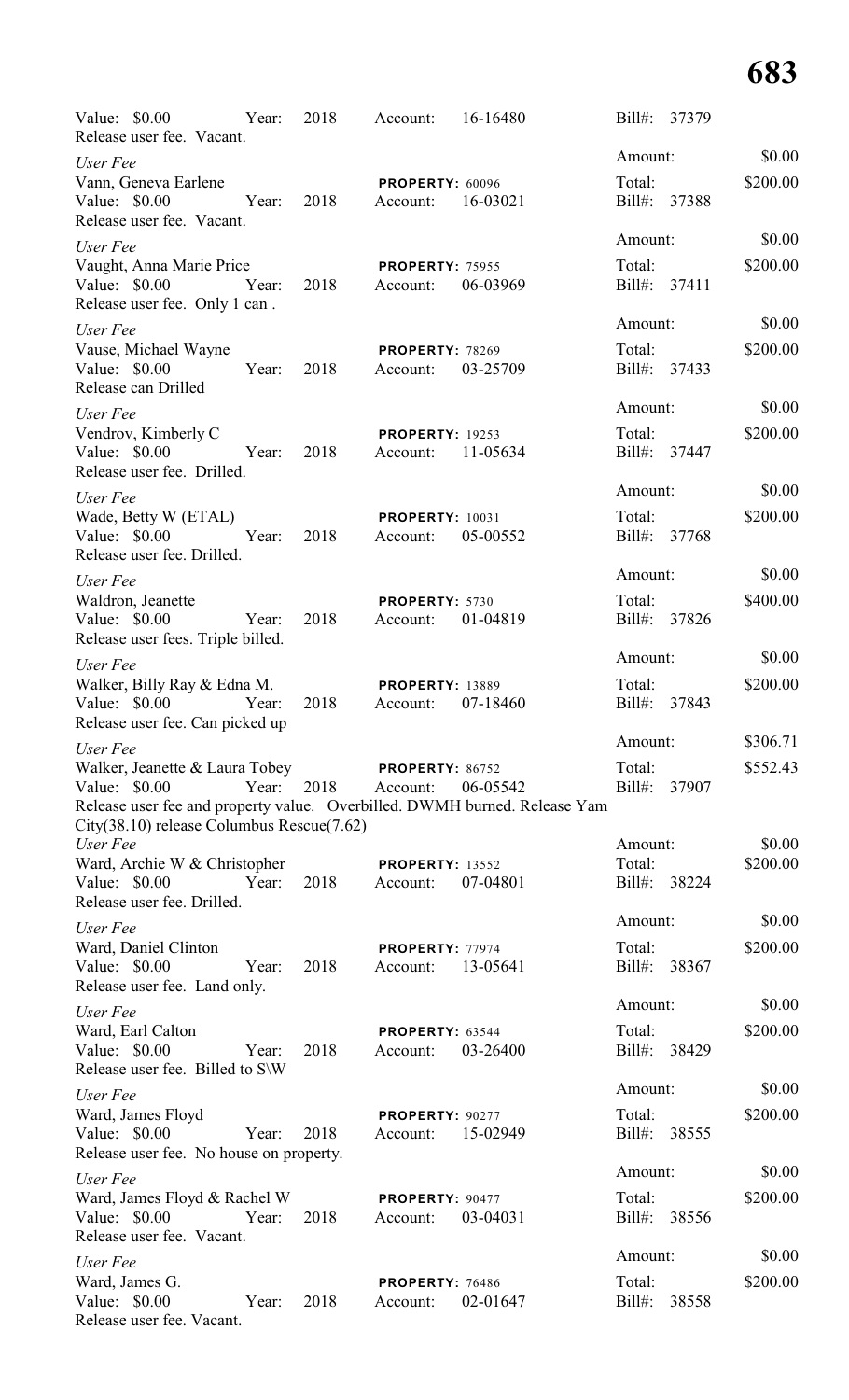Value: $0.00 Year: 2018 Account: 16-16480 Bill#: 37379
Release user fee. Vacant.

*User Fee* Amount: $0.00
Vann, Geneva Earlene **PROPERTY:** 60096 Total: $200.00
Value: $0.00 Year: 2018 Account: 16-03021 Bill#: 37388
Release user fee. Vacant.

*User Fee* Amount: $0.00
Vaught, Anna Marie Price **PROPERTY:** 75955 Total: $200.00
Value: $0.00 Year: 2018 Account: 06-03969 Bill#: 37411
Release user fee. Only 1 can .

*User Fee* Amount: $0.00
Vause, Michael Wayne **PROPERTY:** 78269 Total: $200.00
Value: $0.00 Year: 2018 Account: 03-25709 Bill#: 37433
Release can Drilled

*User Fee* Amount: $0.00
Vendrov, Kimberly C **PROPERTY:** 19253 Total: $200.00
Value: $0.00 Year: 2018 Account: 11-05634 Bill#: 37447
Release user fee. Drilled.

*User Fee* Amount: $0.00
Wade, Betty W (ETAL) **PROPERTY:** 10031 Total: $200.00
Value: $0.00 Year: 2018 Account: 05-00552 Bill#: 37768
Release user fee. Drilled.

*User Fee* Amount: $0.00
Waldron, Jeanette **PROPERTY:** 5730 Total: $400.00
Value: $0.00 Year: 2018 Account: 01-04819 Bill#: 37826
Release user fees. Triple billed.

*User Fee* Amount: $0.00
Walker, Billy Ray & Edna M. **PROPERTY:** 13889 Total: $200.00
Value: $0.00 Year: 2018 Account: 07-18460 Bill#: 37843
Release user fee. Can picked up

*User Fee* Amount: $306.71
Walker, Jeanette & Laura Tobey **PROPERTY:** 86752 Total: $552.43
Value: $0.00 Year: 2018 Account: 06-05542 Bill#: 37907
Release user fee and property value. Overbilled. DWMH burned. Release Yam City(38.10) release Columbus Rescue(7.62)

*User Fee* Amount: $0.00
Ward, Archie W & Christopher **PROPERTY:** 13552 Total: $200.00
Value: $0.00 Year: 2018 Account: 07-04801 Bill#: 38224
Release user fee. Drilled.

*User Fee* Amount: $0.00
Ward, Daniel Clinton **PROPERTY:** 77974 Total: $200.00
Value: $0.00 Year: 2018 Account: 13-05641 Bill#: 38367
Release user fee. Land only.

*User Fee* Amount: $0.00
Ward, Earl Calton **PROPERTY:** 63544 Total: $200.00
Value: $0.00 Year: 2018 Account: 03-26400 Bill#: 38429
Release user fee. Billed to S\W

*User Fee* Amount: $0.00
Ward, James Floyd **PROPERTY:** 90277 Total: $200.00
Value: $0.00 Year: 2018 Account: 15-02949 Bill#: 38555
Release user fee. No house on property.

*User Fee* Amount: $0.00
Ward, James Floyd & Rachel W **PROPERTY:** 90477 Total: $200.00
Value: $0.00 Year: 2018 Account: 03-04031 Bill#: 38556
Release user fee. Vacant.

*User Fee* Amount: $0.00
Ward, James G. **PROPERTY:** 76486 Total: $200.00
Value: $0.00 Year: 2018 Account: 02-01647 Bill#: 38558
Release user fee. Vacant.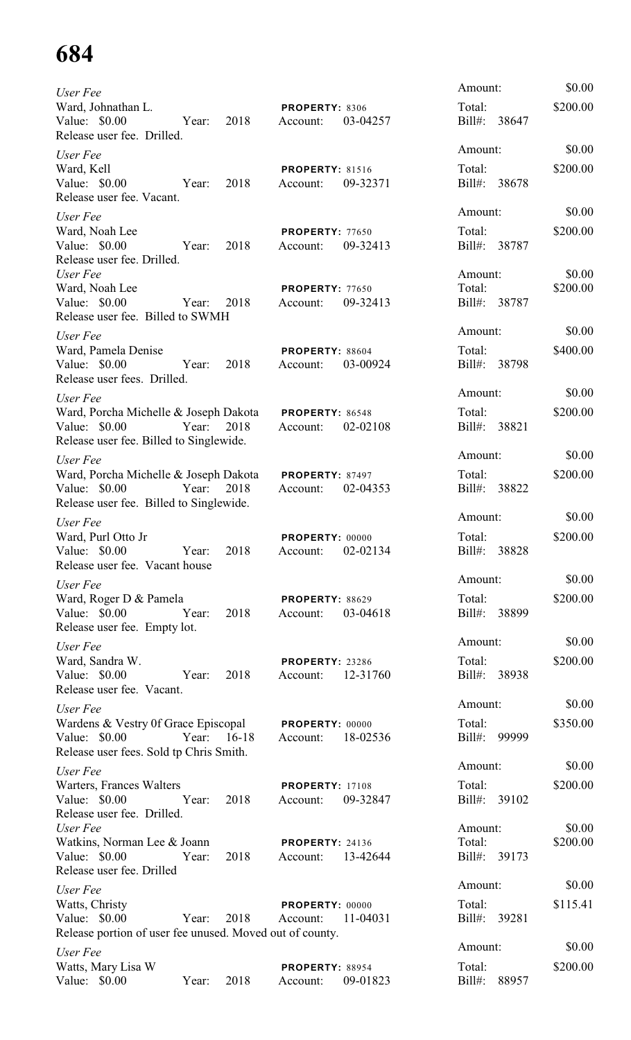*User Fee*
Ward, Johnathan L. **PROPERTY:** 8306
Value: $0.00 Year: 2018 Account: 03-04257
Release user fee. Drilled.
Amount: $0.00
Total: $200.00
Bill#: 38647

*User Fee*
Ward, Kell **PROPERTY:** 81516
Value: $0.00 Year: 2018 Account: 09-32371
Release user fee. Vacant.
Amount: $0.00
Total: $200.00
Bill#: 38678

*User Fee*
Ward, Noah Lee **PROPERTY:** 77650
Value: $0.00 Year: 2018 Account: 09-32413
Release user fee. Drilled.
Amount: $0.00
Total: $200.00
Bill#: 38787

*User Fee*
Ward, Noah Lee **PROPERTY:** 77650
Value: $0.00 Year: 2018 Account: 09-32413
Release user fee. Billed to SWMH
Amount: $0.00
Total: $200.00
Bill#: 38787

*User Fee*
Ward, Pamela Denise **PROPERTY:** 88604
Value: $0.00 Year: 2018 Account: 03-00924
Release user fees. Drilled.
Amount: $0.00
Total: $400.00
Bill#: 38798

*User Fee*
Ward, Porcha Michelle & Joseph Dakota **PROPERTY:** 86548
Value: $0.00 Year: 2018 Account: 02-02108
Release user fee. Billed to Singlewide.
Amount: $0.00
Total: $200.00
Bill#: 38821

*User Fee*
Ward, Porcha Michelle & Joseph Dakota **PROPERTY:** 87497
Value: $0.00 Year: 2018 Account: 02-04353
Release user fee. Billed to Singlewide.
Amount: $0.00
Total: $200.00
Bill#: 38822

*User Fee*
Ward, Purl Otto Jr **PROPERTY:** 00000
Value: $0.00 Year: 2018 Account: 02-02134
Release user fee. Vacant house
Amount: $0.00
Total: $200.00
Bill#: 38828

*User Fee*
Ward, Roger D & Pamela **PROPERTY:** 88629
Value: $0.00 Year: 2018 Account: 03-04618
Release user fee. Empty lot.
Amount: $0.00
Total: $200.00
Bill#: 38899

*User Fee*
Ward, Sandra W. **PROPERTY:** 23286
Value: $0.00 Year: 2018 Account: 12-31760
Release user fee. Vacant.
Amount: $0.00
Total: $200.00
Bill#: 38938

*User Fee*
Wardens & Vestry 0f Grace Episcopal **PROPERTY:** 00000
Value: $0.00 Year: 16-18 Account: 18-02536
Release user fees. Sold tp Chris Smith.
Amount: $0.00
Total: $350.00
Bill#: 99999

*User Fee*
Warters, Frances Walters **PROPERTY:** 17108
Value: $0.00 Year: 2018 Account: 09-32847
Release user fee. Drilled.
Amount: $0.00
Total: $200.00
Bill#: 39102

*User Fee*
Watkins, Norman Lee & Joann **PROPERTY:** 24136
Value: $0.00 Year: 2018 Account: 13-42644
Release user fee. Drilled
Amount: $0.00
Total: $200.00
Bill#: 39173

*User Fee*
Watts, Christy **PROPERTY:** 00000
Value: $0.00 Year: 2018 Account: 11-04031
Release portion of user fee unused. Moved out of county.
Amount: $0.00
Total: $115.41
Bill#: 39281

*User Fee*
Watts, Mary Lisa W **PROPERTY:** 88954
Value: $0.00 Year: 2018 Account: 09-01823
Amount: $0.00
Total: $200.00
Bill#: 88957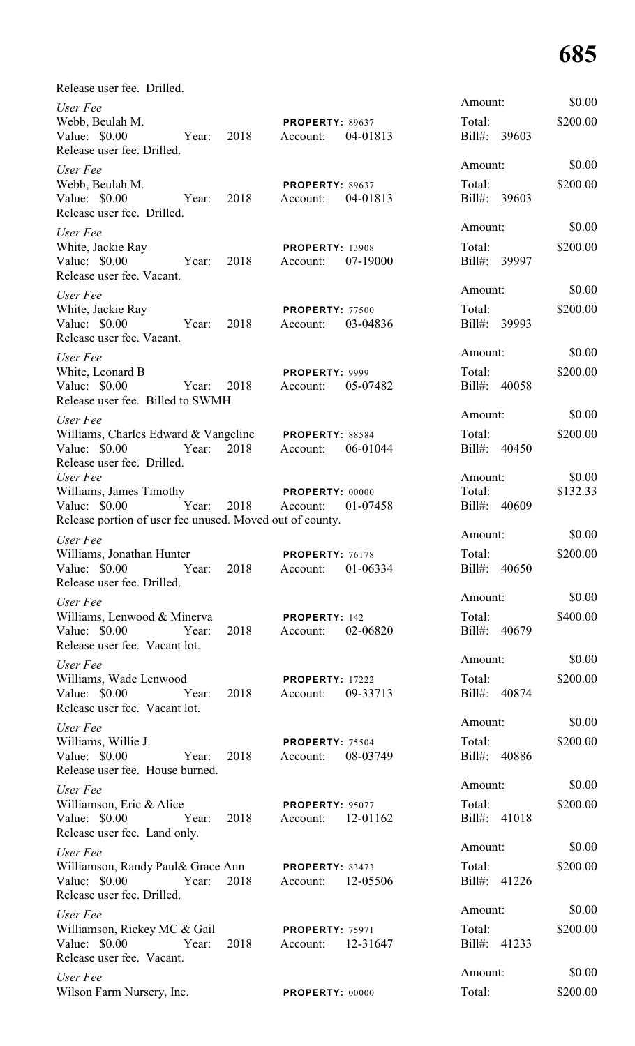Release user fee. Drilled.

*User Fee*
Webb, Beulah M. **PROPERTY:** 89637
Value: $0.00 Year: 2018 Account: 04-01813
Release user fee. Drilled.
Amount: $0.00
Total: $200.00
Bill#: 39603

*User Fee*
Webb, Beulah M. **PROPERTY:** 89637
Value: $0.00 Year: 2018 Account: 04-01813
Release user fee. Drilled.
Amount: $0.00
Total: $200.00
Bill#: 39603

*User Fee*
White, Jackie Ray **PROPERTY:** 13908
Value: $0.00 Year: 2018 Account: 07-19000
Release user fee. Vacant.
Amount: $0.00
Total: $200.00
Bill#: 39997

*User Fee*
White, Jackie Ray **PROPERTY:** 77500
Value: $0.00 Year: 2018 Account: 03-04836
Release user fee. Vacant.
Amount: $0.00
Total: $200.00
Bill#: 39993

*User Fee*
White, Leonard B **PROPERTY:** 9999
Value: $0.00 Year: 2018 Account: 05-07482
Release user fee. Billed to SWMH
Amount: $0.00
Total: $200.00
Bill#: 40058

*User Fee*
Williams, Charles Edward & Vangeline **PROPERTY:** 88584
Value: $0.00 Year: 2018 Account: 06-01044
Release user fee. Drilled.
Amount: $0.00
Total: $200.00
Bill#: 40450

*User Fee*
Williams, James Timothy **PROPERTY:** 00000
Value: $0.00 Year: 2018 Account: 01-07458
Release portion of user fee unused. Moved out of county.
Amount: $0.00
Total: $132.33
Bill#: 40609

*User Fee*
Williams, Jonathan Hunter **PROPERTY:** 76178
Value: $0.00 Year: 2018 Account: 01-06334
Release user fee. Drilled.
Amount: $0.00
Total: $200.00
Bill#: 40650

*User Fee*
Williams, Lenwood & Minerva **PROPERTY:** 142
Value: $0.00 Year: 2018 Account: 02-06820
Release user fee. Vacant lot.
Amount: $0.00
Total: $400.00
Bill#: 40679

*User Fee*
Williams, Wade Lenwood **PROPERTY:** 17222
Value: $0.00 Year: 2018 Account: 09-33713
Release user fee. Vacant lot.
Amount: $0.00
Total: $200.00
Bill#: 40874

*User Fee*
Williams, Willie J. **PROPERTY:** 75504
Value: $0.00 Year: 2018 Account: 08-03749
Release user fee. House burned.
Amount: $0.00
Total: $200.00
Bill#: 40886

*User Fee*
Williamson, Eric & Alice **PROPERTY:** 95077
Value: $0.00 Year: 2018 Account: 12-01162
Release user fee. Land only.
Amount: $0.00
Total: $200.00
Bill#: 41018

*User Fee*
Williamson, Randy Paul& Grace Ann **PROPERTY:** 83473
Value: $0.00 Year: 2018 Account: 12-05506
Release user fee. Drilled.
Amount: $0.00
Total: $200.00
Bill#: 41226

*User Fee*
Williamson, Rickey MC & Gail **PROPERTY:** 75971
Value: $0.00 Year: 2018 Account: 12-31647
Release user fee. Vacant.
Amount: $0.00
Total: $200.00
Bill#: 41233

*User Fee*
Wilson Farm Nursery, Inc. **PROPERTY:** 00000
Amount: $0.00
Total: $200.00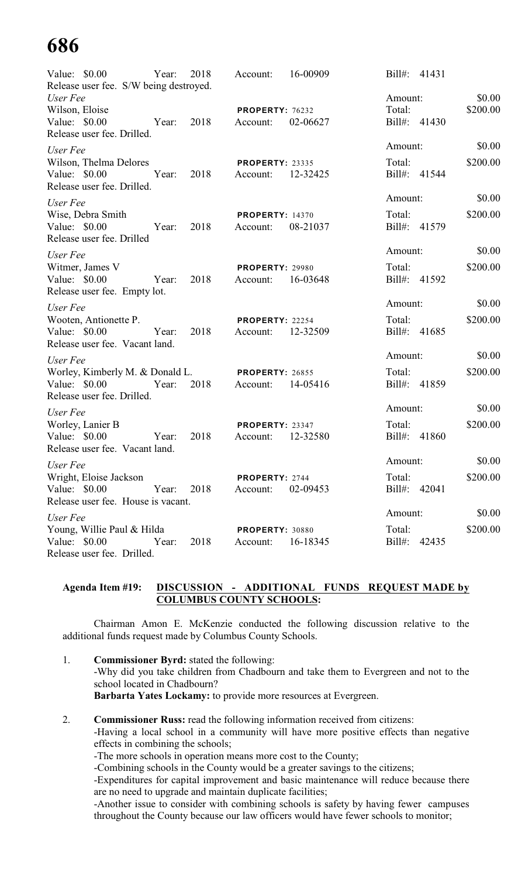| | | | | |
|---|---|---|---|---|
| Value: $0.00 Year: 2018 | Account: 16-00909 | Bill#: 41431 | | |
| Release user fee. S/W being destroyed. | | | | |
| *User Fee* | | Amount: | $0.00 |
| Wilson, Eloise | **PROPERTY:** 76232 | Total: | $200.00 |
| Value: $0.00 Year: 2018 | Account: 02-06627 | Bill#: 41430 | |
| Release user fee. Drilled. | | | |
| *User Fee* | | Amount: | $0.00 |
| Wilson, Thelma Delores | **PROPERTY:** 23335 | Total: | $200.00 |
| Value: $0.00 Year: 2018 | Account: 12-32425 | Bill#: 41544 | |
| Release user fee. Drilled. | | | |
| *User Fee* | | Amount: | $0.00 |
| Wise, Debra Smith | **PROPERTY:** 14370 | Total: | $200.00 |
| Value: $0.00 Year: 2018 | Account: 08-21037 | Bill#: 41579 | |
| Release user fee. Drilled | | | |
| *User Fee* | | Amount: | $0.00 |
| Witmer, James V | **PROPERTY:** 29980 | Total: | $200.00 |
| Value: $0.00 Year: 2018 | Account: 16-03648 | Bill#: 41592 | |
| Release user fee. Empty lot. | | | |
| *User Fee* | | Amount: | $0.00 |
| Wooten, Antionette P. | **PROPERTY:** 22254 | Total: | $200.00 |
| Value: $0.00 Year: 2018 | Account: 12-32509 | Bill#: 41685 | |
| Release user fee. Vacant land. | | | |
| *User Fee* | | Amount: | $0.00 |
| Worley, Kimberly M. & Donald L. | **PROPERTY:** 26855 | Total: | $200.00 |
| Value: $0.00 Year: 2018 | Account: 14-05416 | Bill#: 41859 | |
| Release user fee. Drilled. | | | |
| *User Fee* | | Amount: | $0.00 |
| Worley, Lanier B | **PROPERTY:** 23347 | Total: | $200.00 |
| Value: $0.00 Year: 2018 | Account: 12-32580 | Bill#: 41860 | |
| Release user fee. Vacant land. | | | |
| *User Fee* | | Amount: | $0.00 |
| Wright, Eloise Jackson | **PROPERTY:** 2744 | Total: | $200.00 |
| Value: $0.00 Year: 2018 | Account: 02-09453 | Bill#: 42041 | |
| Release user fee. House is vacant. | | | |
| *User Fee* | | Amount: | $0.00 |
| Young, Willie Paul & Hilda | **PROPERTY:** 30880 | Total: | $200.00 |
| Value: $0.00 Year: 2018 | Account: 16-18345 | Bill#: 42435 | |
| Release user fee. Drilled. | | | |

**Agenda Item #19: DISCUSSION - ADDITIONAL FUNDS REQUEST MADE by COLUMBUS COUNTY SCHOOLS:**

Chairman Amon E. McKenzie conducted the following discussion relative to the additional funds request made by Columbus County Schools.

1. **Commissioner Byrd:** stated the following:
   -Why did you take children from Chadbourn and take them to Evergreen and not to the school located in Chadbourn?
   **Barbarta Yates Lockamy:** to provide more resources at Evergreen.

2. **Commissioner Russ:** read the following information received from citizens:
   -Having a local school in a community will have more positive effects than negative effects in combining the schools;
   -The more schools in operation means more cost to the County;
   -Combining schools in the County would be a greater savings to the citizens;
   -Expenditures for capital improvement and basic maintenance will reduce because there are no need to upgrade and maintain duplicate facilities;
   -Another issue to consider with combining schools is safety by having fewer campuses throughout the County because our law officers would have fewer schools to monitor;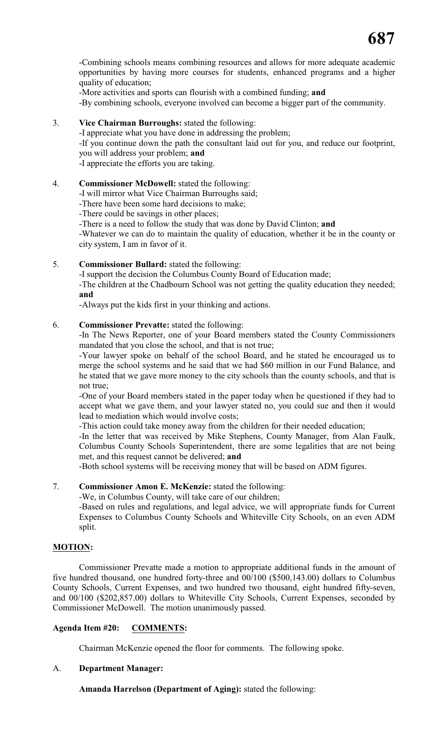-Combining schools means combining resources and allows for more adequate academic opportunities by having more courses for students, enhanced programs and a higher quality of education;

-More activities and sports can flourish with a combined funding; **and**

-By combining schools, everyone involved can become a bigger part of the community.

3. **Vice Chairman Burroughs:** stated the following:

   -I appreciate what you have done in addressing the problem;

   -If you continue down the path the consultant laid out for you, and reduce our footprint, you will address your problem; **and**

   -I appreciate the efforts you are taking.

4. **Commissioner McDowell:** stated the following:

   -I will mirror what Vice Chairman Burroughs said;

   -There have been some hard decisions to make;

   -There could be savings in other places;

   -There is a need to follow the study that was done by David Clinton; **and**

   -Whatever we can do to maintain the quality of education, whether it be in the county or city system, I am in favor of it.

5. **Commissioner Bullard:** stated the following:

   -I support the decision the Columbus County Board of Education made;

   -The children at the Chadbourn School was not getting the quality education they needed; **and**

   -Always put the kids first in your thinking and actions.

6. **Commissioner Prevatte:** stated the following:

   -In The News Reporter, one of your Board members stated the County Commissioners mandated that you close the school, and that is not true;

   -Your lawyer spoke on behalf of the school Board, and he stated he encouraged us to merge the school systems and he said that we had $60 million in our Fund Balance, and he stated that we gave more money to the city schools than the county schools, and that is not true;

   -One of your Board members stated in the paper today when he questioned if they had to accept what we gave them, and your lawyer stated no, you could sue and then it would lead to mediation which would involve costs;

   -This action could take money away from the children for their needed education;

   -In the letter that was received by Mike Stephens, County Manager, from Alan Faulk, Columbus County Schools Superintendent, there are some legalities that are not being met, and this request cannot be delivered; **and**

   -Both school systems will be receiving money that will be based on ADM figures.

7. **Commissioner Amon E. McKenzie:** stated the following:

   -We, in Columbus County, will take care of our children;

   -Based on rules and regulations, and legal advice, we will appropriate funds for Current Expenses to Columbus County Schools and Whiteville City Schools, on an even ADM split.

**MOTION:**

Commissioner Prevatte made a motion to appropriate additional funds in the amount of five hundred thousand, one hundred forty-three and 00/100 ($500,143.00) dollars to Columbus County Schools, Current Expenses, and two hundred two thousand, eight hundred fifty-seven, and 00/100 ($202,857.00) dollars to Whiteville City Schools, Current Expenses, seconded by Commissioner McDowell. The motion unanimously passed.

**Agenda Item #20: COMMENTS:**

Chairman McKenzie opened the floor for comments. The following spoke.

A. **Department Manager:**

**Amanda Harrelson (Department of Aging):** stated the following: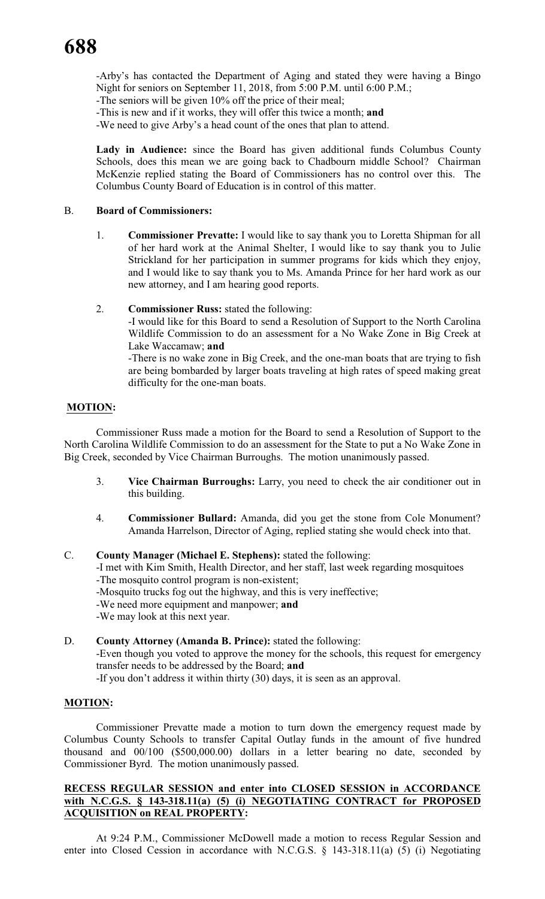-Arby's has contacted the Department of Aging and stated they were having a Bingo Night for seniors on September 11, 2018, from 5:00 P.M. until 6:00 P.M.;
-The seniors will be given 10% off the price of their meal;
-This is new and if it works, they will offer this twice a month; **and**
-We need to give Arby's a head count of the ones that plan to attend.

**Lady in Audience:** since the Board has given additional funds Columbus County Schools, does this mean we are going back to Chadbourn middle School? Chairman McKenzie replied stating the Board of Commissioners has no control over this. The Columbus County Board of Education is in control of this matter.

B. **Board of Commissioners:**

1. **Commissioner Prevatte:** I would like to say thank you to Loretta Shipman for all of her hard work at the Animal Shelter, I would like to say thank you to Julie Strickland for her participation in summer programs for kids which they enjoy, and I would like to say thank you to Ms. Amanda Prince for her hard work as our new attorney, and I am hearing good reports.

2. **Commissioner Russ:** stated the following:
-I would like for this Board to send a Resolution of Support to the North Carolina Wildlife Commission to do an assessment for a No Wake Zone in Big Creek at Lake Waccamaw; **and**
-There is no wake zone in Big Creek, and the one-man boats that are trying to fish are being bombarded by larger boats traveling at high rates of speed making great difficulty for the one-man boats.

**MOTION:**

Commissioner Russ made a motion for the Board to send a Resolution of Support to the North Carolina Wildlife Commission to do an assessment for the State to put a No Wake Zone in Big Creek, seconded by Vice Chairman Burroughs. The motion unanimously passed.

3. **Vice Chairman Burroughs:** Larry, you need to check the air conditioner out in this building.

4. **Commissioner Bullard:** Amanda, did you get the stone from Cole Monument? Amanda Harrelson, Director of Aging, replied stating she would check into that.

C. **County Manager (Michael E. Stephens):** stated the following:
-I met with Kim Smith, Health Director, and her staff, last week regarding mosquitoes
-The mosquito control program is non-existent;
-Mosquito trucks fog out the highway, and this is very ineffective;
-We need more equipment and manpower; **and**
-We may look at this next year.

D. **County Attorney (Amanda B. Prince):** stated the following:
-Even though you voted to approve the money for the schools, this request for emergency transfer needs to be addressed by the Board; **and**
-If you don't address it within thirty (30) days, it is seen as an approval.

**MOTION:**

Commissioner Prevatte made a motion to turn down the emergency request made by Columbus County Schools to transfer Capital Outlay funds in the amount of five hundred thousand and 00/100 ($500,000.00) dollars in a letter bearing no date, seconded by Commissioner Byrd. The motion unanimously passed.

**RECESS REGULAR SESSION and enter into CLOSED SESSION in ACCORDANCE with N.C.G.S. § 143-318.11(a) (5) (i) NEGOTIATING CONTRACT for PROPOSED ACQUISITION on REAL PROPERTY:**

At 9:24 P.M., Commissioner McDowell made a motion to recess Regular Session and enter into Closed Cession in accordance with N.C.G.S. § 143-318.11(a) (5) (i) Negotiating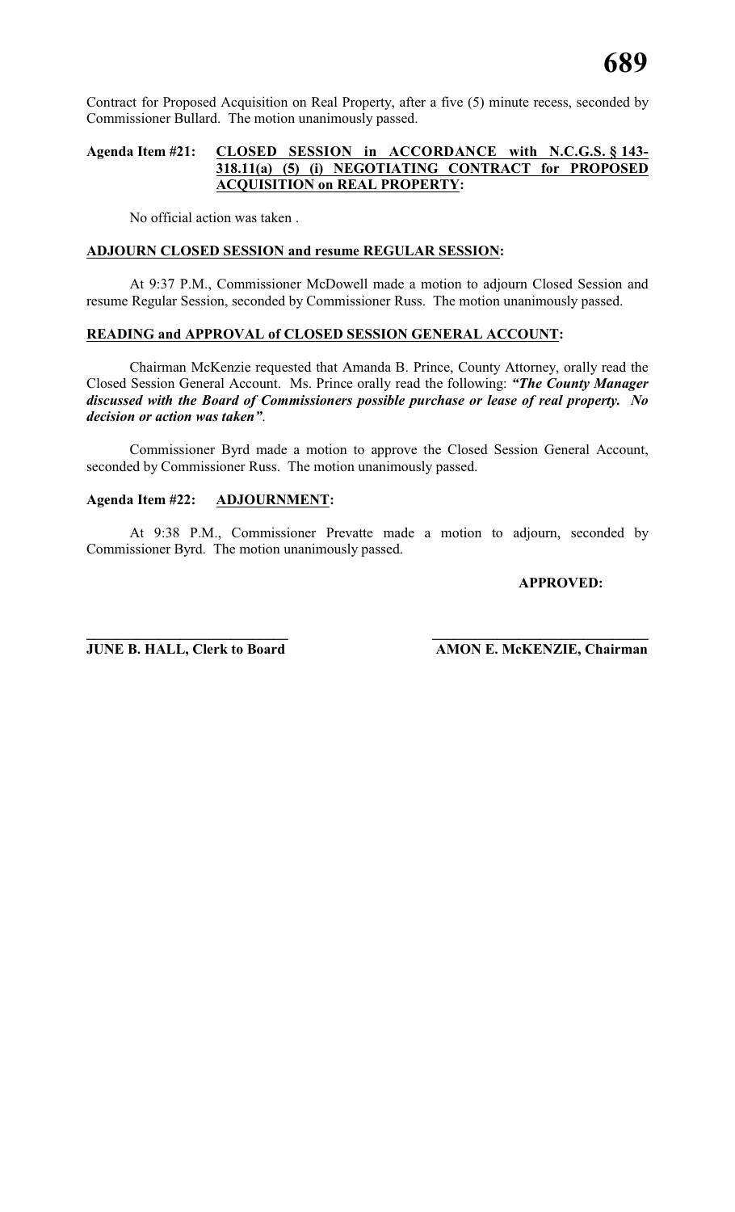Contract for Proposed Acquisition on Real Property, after a five (5) minute recess, seconded by Commissioner Bullard. The motion unanimously passed.

**Agenda Item #21: <u>CLOSED SESSION in ACCORDANCE with N.C.G.S. § 143-318.11(a) (5) (i) NEGOTIATING CONTRACT for PROPOSED ACQUISITION on REAL PROPERTY</u>:**

No official action was taken .

**<u>ADJOURN CLOSED SESSION and resume REGULAR SESSION</u>:**

At 9:37 P.M., Commissioner McDowell made a motion to adjourn Closed Session and resume Regular Session, seconded by Commissioner Russ. The motion unanimously passed.

**<u>READING and APPROVAL of CLOSED SESSION GENERAL ACCOUNT</u>:**

Chairman McKenzie requested that Amanda B. Prince, County Attorney, orally read the Closed Session General Account. Ms. Prince orally read the following: ***"The County Manager discussed with the Board of Commissioners possible purchase or lease of real property. No decision or action was taken"***.

Commissioner Byrd made a motion to approve the Closed Session General Account, seconded by Commissioner Russ. The motion unanimously passed.

**Agenda Item #22: <u>ADJOURNMENT</u>:**

At 9:38 P.M., Commissioner Prevatte made a motion to adjourn, seconded by Commissioner Byrd. The motion unanimously passed.

**APPROVED:**

\_\_\_\_\_\_\_\_\_\_\_\_\_\_\_\_\_\_\_\_\_\_\_\_\_\_\_\_
**JUNE B. HALL, Clerk to Board**

\_\_\_\_\_\_\_\_\_\_\_\_\_\_\_\_\_\_\_\_\_\_\_\_\_\_\_\_
**AMON E. McKENZIE, Chairman**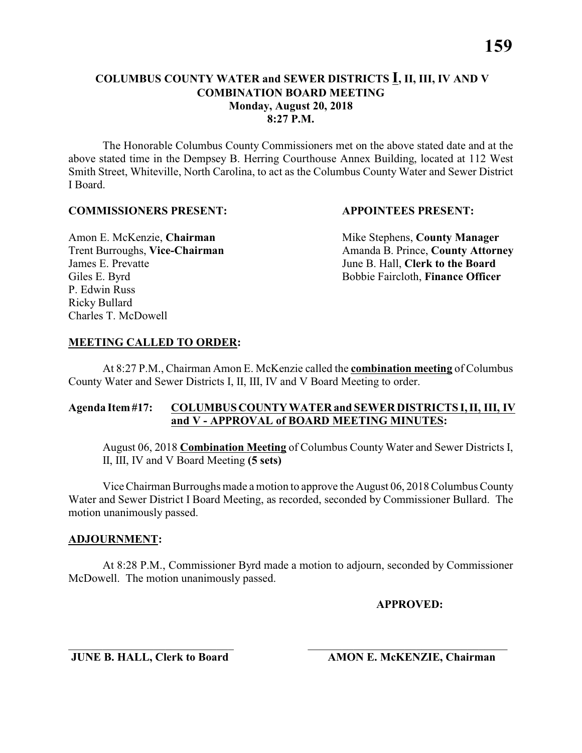# COLUMBUS COUNTY WATER and SEWER DISTRICTS I, II, III, IV AND V COMBINATION BOARD MEETING

**Monday, August 20, 2018**
**8:27 P.M.**

The Honorable Columbus County Commissioners met on the above stated date and at the above stated time in the Dempsey B. Herring Courthouse Annex Building, located at 112 West Smith Street, Whiteville, North Carolina, to act as the Columbus County Water and Sewer District I Board.

| **COMMISSIONERS PRESENT:** | **APPOINTEES PRESENT:** |
|---|---|
| Amon E. McKenzie, **Chairman** | Mike Stephens, **County Manager** |
| Trent Burroughs, **Vice-Chairman** | Amanda B. Prince, **County Attorney** |
| James E. Prevatte | June B. Hall, **Clerk to the Board** |
| Giles E. Byrd | Bobbie Faircloth, **Finance Officer** |
| P. Edwin Russ | |
| Ricky Bullard | |
| Charles T. McDowell | |

**MEETING CALLED TO ORDER:**

At 8:27 P.M., Chairman Amon E. McKenzie called the **combination meeting** of Columbus County Water and Sewer Districts I, II, III, IV and V Board Meeting to order.

**Agenda Item #17: COLUMBUS COUNTY WATER and SEWER DISTRICTS I, II, III, IV and V - APPROVAL of BOARD MEETING MINUTES:**

August 06, 2018 **Combination Meeting** of Columbus County Water and Sewer Districts I, II, III, IV and V Board Meeting **(5 sets)**

Vice Chairman Burroughs made a motion to approve the August 06, 2018 Columbus County Water and Sewer District I Board Meeting, as recorded, seconded by Commissioner Bullard. The motion unanimously passed.

**ADJOURNMENT:**

At 8:28 P.M., Commissioner Byrd made a motion to adjourn, seconded by Commissioner McDowell. The motion unanimously passed.

**APPROVED:**

| ______________________________ | ______________________________ |
|---|---|
| **JUNE B. HALL, Clerk to Board** | **AMON E. McKENZIE, Chairman** |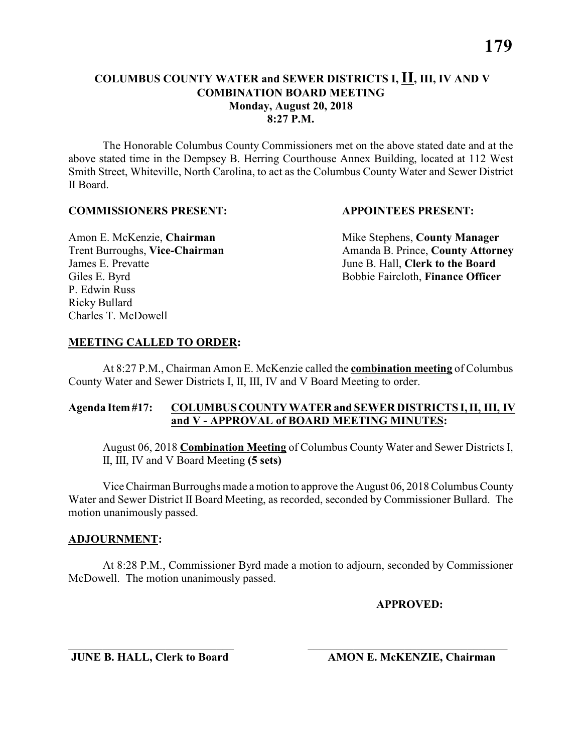# COLUMBUS COUNTY WATER and SEWER DISTRICTS I, II, III, IV AND V COMBINATION BOARD MEETING
## Monday, August 20, 2018
## 8:27 P.M.

The Honorable Columbus County Commissioners met on the above stated date and at the above stated time in the Dempsey B. Herring Courthouse Annex Building, located at 112 West Smith Street, Whiteville, North Carolina, to act as the Columbus County Water and Sewer District II Board.

**COMMISSIONERS PRESENT:**

Amon E. McKenzie, **Chairman**
Trent Burroughs, **Vice-Chairman**
James E. Prevatte
Giles E. Byrd
P. Edwin Russ
Ricky Bullard
Charles T. McDowell

**APPOINTEES PRESENT:**

Mike Stephens, **County Manager**
Amanda B. Prince, **County Attorney**
June B. Hall, **Clerk to the Board**
Bobbie Faircloth, **Finance Officer**

**MEETING CALLED TO ORDER:**

At 8:27 P.M., Chairman Amon E. McKenzie called the **combination meeting** of Columbus County Water and Sewer Districts I, II, III, IV and V Board Meeting to order.

**Agenda Item #17: COLUMBUS COUNTY WATER and SEWER DISTRICTS I, II, III, IV and V - APPROVAL of BOARD MEETING MINUTES:**

August 06, 2018 **Combination Meeting** of Columbus County Water and Sewer Districts I, II, III, IV and V Board Meeting **(5 sets)**

Vice Chairman Burroughs made a motion to approve the August 06, 2018 Columbus County Water and Sewer District II Board Meeting, as recorded, seconded by Commissioner Bullard. The motion unanimously passed.

**ADJOURNMENT:**

At 8:28 P.M., Commissioner Byrd made a motion to adjourn, seconded by Commissioner McDowell. The motion unanimously passed.

**APPROVED:**

\_\_\_\_\_\_\_\_\_\_\_\_\_\_\_\_\_\_\_\_\_\_\_\_\_\_\_\_\_\_
**JUNE B. HALL, Clerk to Board**

\_\_\_\_\_\_\_\_\_\_\_\_\_\_\_\_\_\_\_\_\_\_\_\_\_\_\_\_\_\_
**AMON E. McKENZIE, Chairman**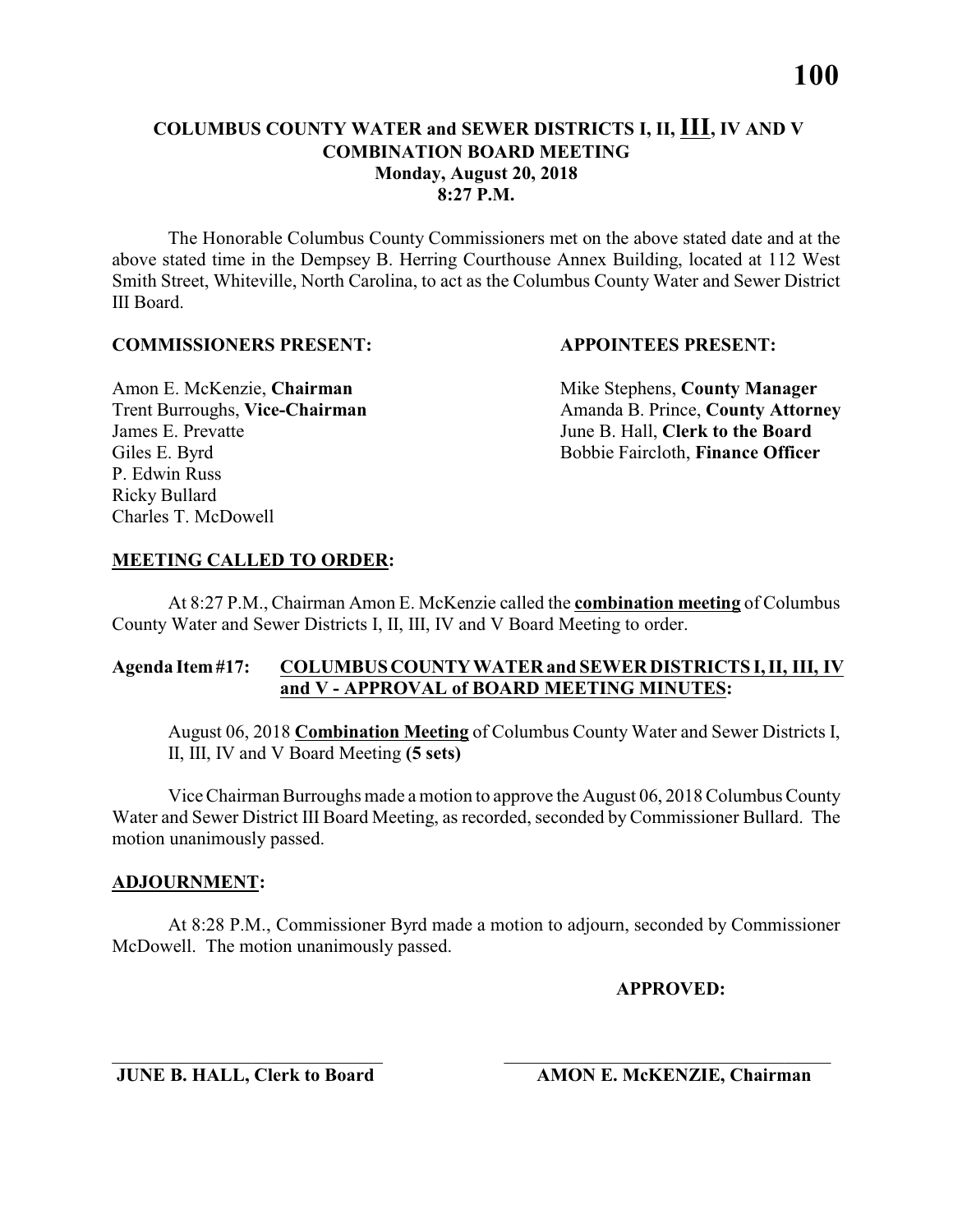**COLUMBUS COUNTY WATER and SEWER DISTRICTS I, II, III, IV AND V**
**COMBINATION BOARD MEETING**
**Monday, August 20, 2018**
**8:27 P.M.**

The Honorable Columbus County Commissioners met on the above stated date and at the above stated time in the Dempsey B. Herring Courthouse Annex Building, located at 112 West Smith Street, Whiteville, North Carolina, to act as the Columbus County Water and Sewer District III Board.

**COMMISSIONERS PRESENT:**

Amon E. McKenzie, **Chairman**
Trent Burroughs, **Vice-Chairman**
James E. Prevatte
Giles E. Byrd
P. Edwin Russ
Ricky Bullard
Charles T. McDowell

**APPOINTEES PRESENT:**

Mike Stephens, **County Manager**
Amanda B. Prince, **County Attorney**
June B. Hall, **Clerk to the Board**
Bobbie Faircloth, **Finance Officer**

**MEETING CALLED TO ORDER:**

At 8:27 P.M., Chairman Amon E. McKenzie called the **combination meeting** of Columbus County Water and Sewer Districts I, II, III, IV and V Board Meeting to order.

**Agenda Item #17: COLUMBUS COUNTY WATER and SEWER DISTRICTS I, II, III, IV and V - APPROVAL of BOARD MEETING MINUTES:**

August 06, 2018 **Combination Meeting** of Columbus County Water and Sewer Districts I, II, III, IV and V Board Meeting **(5 sets)**

Vice Chairman Burroughs made a motion to approve the August 06, 2018 Columbus County Water and Sewer District III Board Meeting, as recorded, seconded by Commissioner Bullard. The motion unanimously passed.

**ADJOURNMENT:**

At 8:28 P.M., Commissioner Byrd made a motion to adjourn, seconded by Commissioner McDowell. The motion unanimously passed.

**APPROVED:**

\_\_\_\_\_\_\_\_\_\_\_\_\_\_\_\_\_\_\_\_\_\_\_\_\_\_\_\_
**JUNE B. HALL, Clerk to Board**

\_\_\_\_\_\_\_\_\_\_\_\_\_\_\_\_\_\_\_\_\_\_\_\_\_\_\_\_
**AMON E. McKENZIE, Chairman**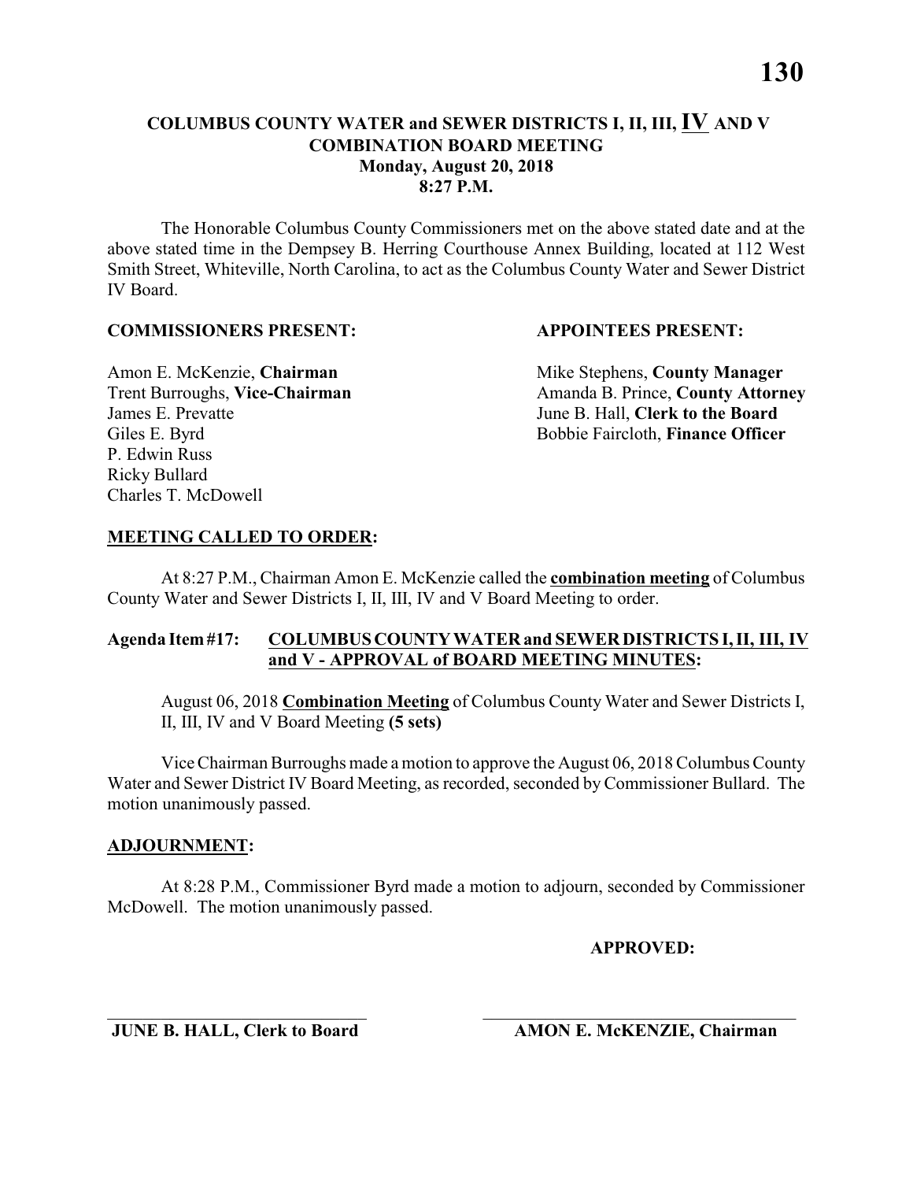**COLUMBUS COUNTY WATER and SEWER DISTRICTS I, II, III, IV AND V**
**COMBINATION BOARD MEETING**
**Monday, August 20, 2018**
**8:27 P.M.**

The Honorable Columbus County Commissioners met on the above stated date and at the above stated time in the Dempsey B. Herring Courthouse Annex Building, located at 112 West Smith Street, Whiteville, North Carolina, to act as the Columbus County Water and Sewer District IV Board.

**COMMISSIONERS PRESENT:**

Amon E. McKenzie, **Chairman**
Trent Burroughs, **Vice-Chairman**
James E. Prevatte
Giles E. Byrd
P. Edwin Russ
Ricky Bullard
Charles T. McDowell

**APPOINTEES PRESENT:**

Mike Stephens, **County Manager**
Amanda B. Prince, **County Attorney**
June B. Hall, **Clerk to the Board**
Bobbie Faircloth, **Finance Officer**

**MEETING CALLED TO ORDER:**

At 8:27 P.M., Chairman Amon E. McKenzie called the **combination meeting** of Columbus County Water and Sewer Districts I, II, III, IV and V Board Meeting to order.

**Agenda Item #17: COLUMBUS COUNTY WATER and SEWER DISTRICTS I, II, III, IV and V - APPROVAL of BOARD MEETING MINUTES:**

August 06, 2018 **Combination Meeting** of Columbus County Water and Sewer Districts I, II, III, IV and V Board Meeting **(5 sets)**

Vice Chairman Burroughs made a motion to approve the August 06, 2018 Columbus County Water and Sewer District IV Board Meeting, as recorded, seconded by Commissioner Bullard. The motion unanimously passed.

**ADJOURNMENT:**

At 8:28 P.M., Commissioner Byrd made a motion to adjourn, seconded by Commissioner McDowell. The motion unanimously passed.

**APPROVED:**

\_\_\_\_\_\_\_\_\_\_\_\_\_\_\_\_\_\_\_\_\_\_\_\_\_\_\_\_\_\_
**JUNE B. HALL, Clerk to Board**

\_\_\_\_\_\_\_\_\_\_\_\_\_\_\_\_\_\_\_\_\_\_\_\_\_\_\_\_\_\_
**AMON E. McKENZIE, Chairman**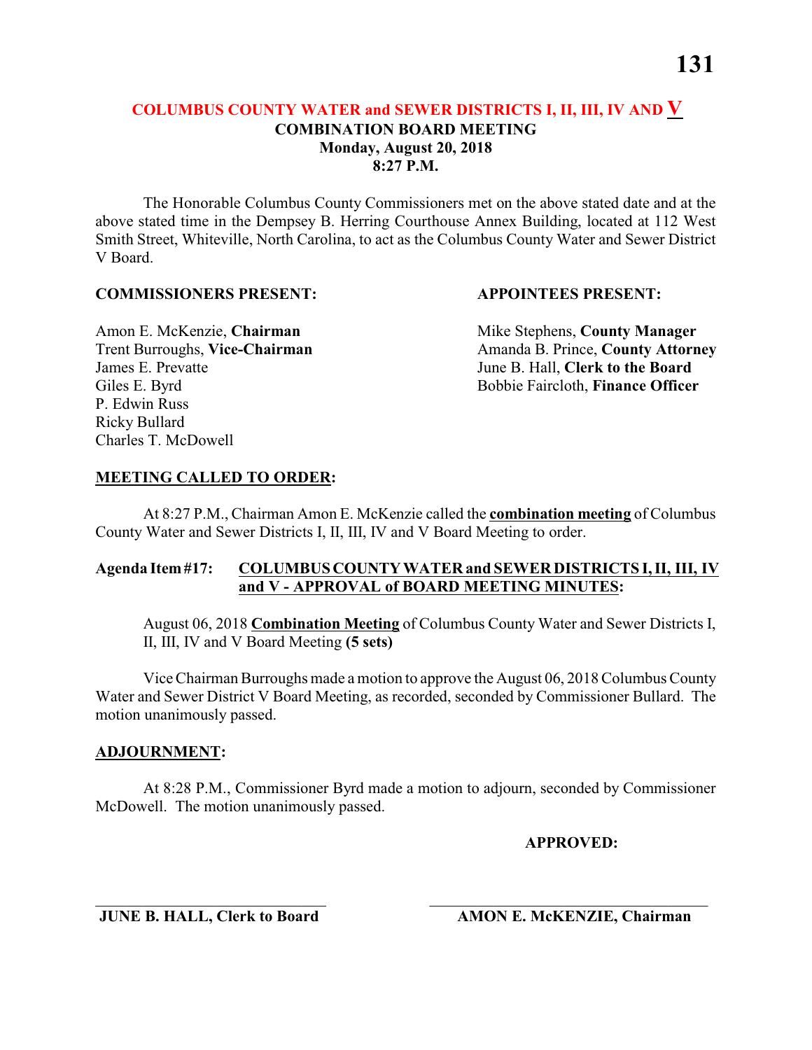## COLUMBUS COUNTY WATER and SEWER DISTRICTS I, II, III, IV AND V

**COMBINATION BOARD MEETING**
**Monday, August 20, 2018**
**8:27 P.M.**

The Honorable Columbus County Commissioners met on the above stated date and at the above stated time in the Dempsey B. Herring Courthouse Annex Building, located at 112 West Smith Street, Whiteville, North Carolina, to act as the Columbus County Water and Sewer District V Board.

**COMMISSIONERS PRESENT:**

Amon E. McKenzie, **Chairman**
Trent Burroughs, **Vice-Chairman**
James E. Prevatte
Giles E. Byrd
P. Edwin Russ
Ricky Bullard
Charles T. McDowell

**APPOINTEES PRESENT:**

Mike Stephens, **County Manager**
Amanda B. Prince, **County Attorney**
June B. Hall, **Clerk to the Board**
Bobbie Faircloth, **Finance Officer**

**MEETING CALLED TO ORDER:**

At 8:27 P.M., Chairman Amon E. McKenzie called the **combination meeting** of Columbus County Water and Sewer Districts I, II, III, IV and V Board Meeting to order.

**Agenda Item #17: COLUMBUS COUNTY WATER and SEWER DISTRICTS I, II, III, IV and V - APPROVAL of BOARD MEETING MINUTES:**

August 06, 2018 **Combination Meeting** of Columbus County Water and Sewer Districts I, II, III, IV and V Board Meeting **(5 sets)**

Vice Chairman Burroughs made a motion to approve the August 06, 2018 Columbus County Water and Sewer District V Board Meeting, as recorded, seconded by Commissioner Bullard. The motion unanimously passed.

**ADJOURNMENT:**

At 8:28 P.M., Commissioner Byrd made a motion to adjourn, seconded by Commissioner McDowell. The motion unanimously passed.

**APPROVED:**

______________________________
**JUNE B. HALL, Clerk to Board**

______________________________
**AMON E. McKENZIE, Chairman**